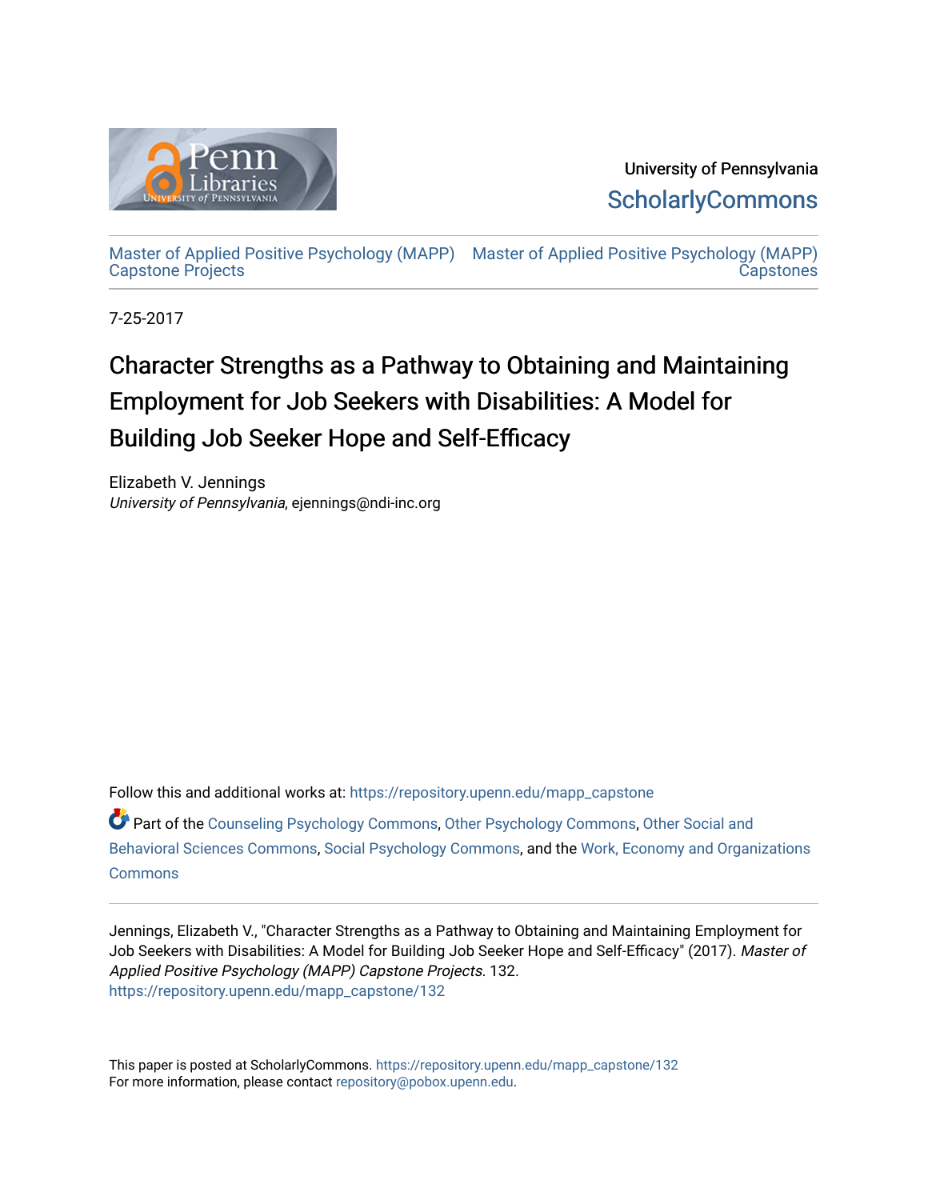University of Pennsylvania
ScholarlyCommons

Master of Applied Positive Psychology (MAPP) Capstone Projects | Master of Applied Positive Psychology (MAPP) Capstones

7-25-2017

# Character Strengths as a Pathway to Obtaining and Maintaining Employment for Job Seekers with Disabilities: A Model for Building Job Seeker Hope and Self-Efficacy

Elizabeth V. Jennings
*University of Pennsylvania*, ejennings@ndi-inc.org

Follow this and additional works at: https://repository.upenn.edu/mapp_capstone

Part of the Counseling Psychology Commons, Other Psychology Commons, Other Social and Behavioral Sciences Commons, Social Psychology Commons, and the Work, Economy and Organizations Commons

Jennings, Elizabeth V., "Character Strengths as a Pathway to Obtaining and Maintaining Employment for Job Seekers with Disabilities: A Model for Building Job Seeker Hope and Self-Efficacy" (2017). *Master of Applied Positive Psychology (MAPP) Capstone Projects*. 132.
https://repository.upenn.edu/mapp_capstone/132

This paper is posted at ScholarlyCommons. https://repository.upenn.edu/mapp_capstone/132
For more information, please contact repository@pobox.upenn.edu.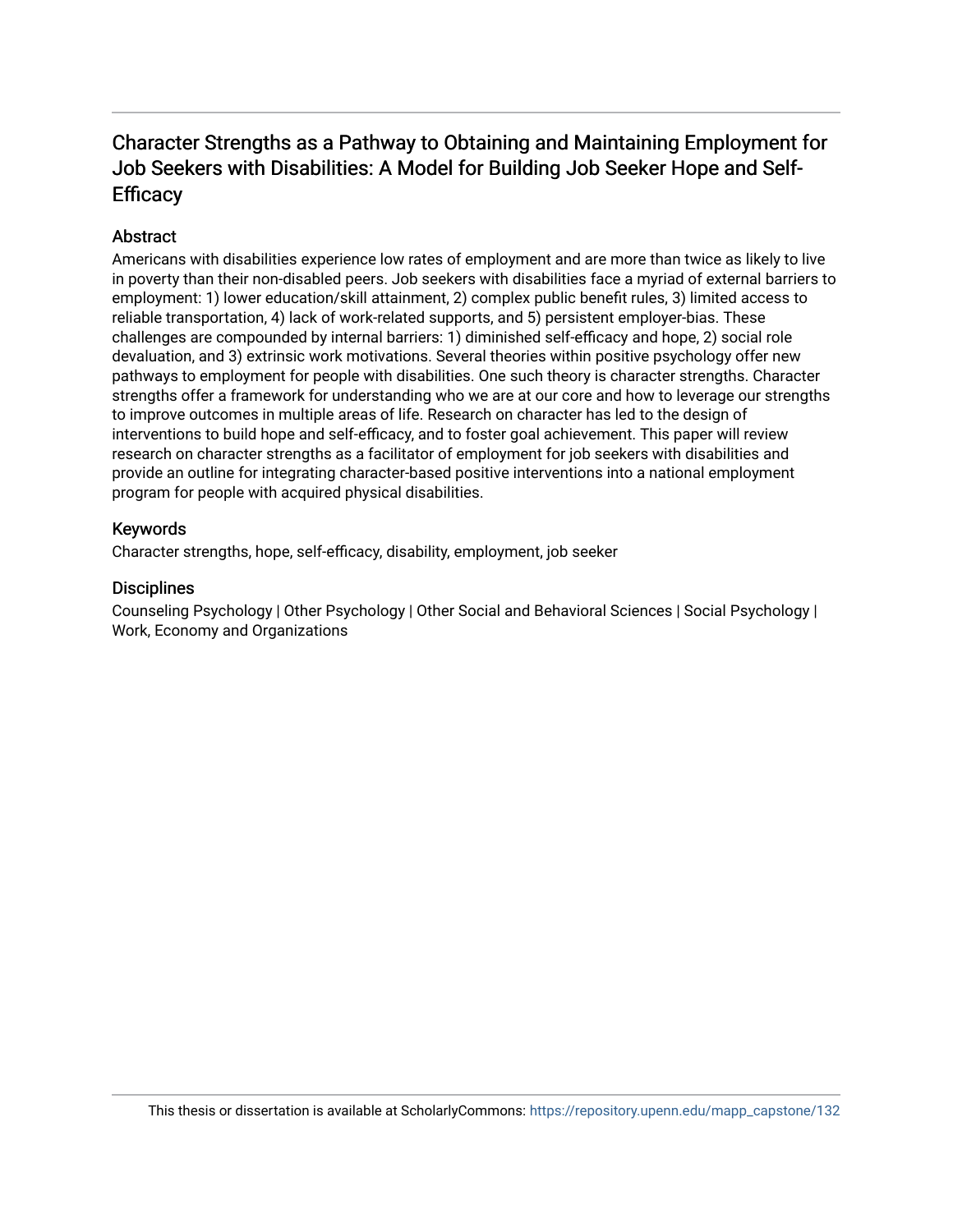# Character Strengths as a Pathway to Obtaining and Maintaining Employment for Job Seekers with Disabilities: A Model for Building Job Seeker Hope and Self-Efficacy

## Abstract

Americans with disabilities experience low rates of employment and are more than twice as likely to live in poverty than their non-disabled peers. Job seekers with disabilities face a myriad of external barriers to employment: 1) lower education/skill attainment, 2) complex public benefit rules, 3) limited access to reliable transportation, 4) lack of work-related supports, and 5) persistent employer-bias. These challenges are compounded by internal barriers: 1) diminished self-efficacy and hope, 2) social role devaluation, and 3) extrinsic work motivations. Several theories within positive psychology offer new pathways to employment for people with disabilities. One such theory is character strengths. Character strengths offer a framework for understanding who we are at our core and how to leverage our strengths to improve outcomes in multiple areas of life. Research on character has led to the design of interventions to build hope and self-efficacy, and to foster goal achievement. This paper will review research on character strengths as a facilitator of employment for job seekers with disabilities and provide an outline for integrating character-based positive interventions into a national employment program for people with acquired physical disabilities.

## Keywords

Character strengths, hope, self-efficacy, disability, employment, job seeker

## Disciplines

Counseling Psychology | Other Psychology | Other Social and Behavioral Sciences | Social Psychology | Work, Economy and Organizations

This thesis or dissertation is available at ScholarlyCommons: https://repository.upenn.edu/mapp_capstone/132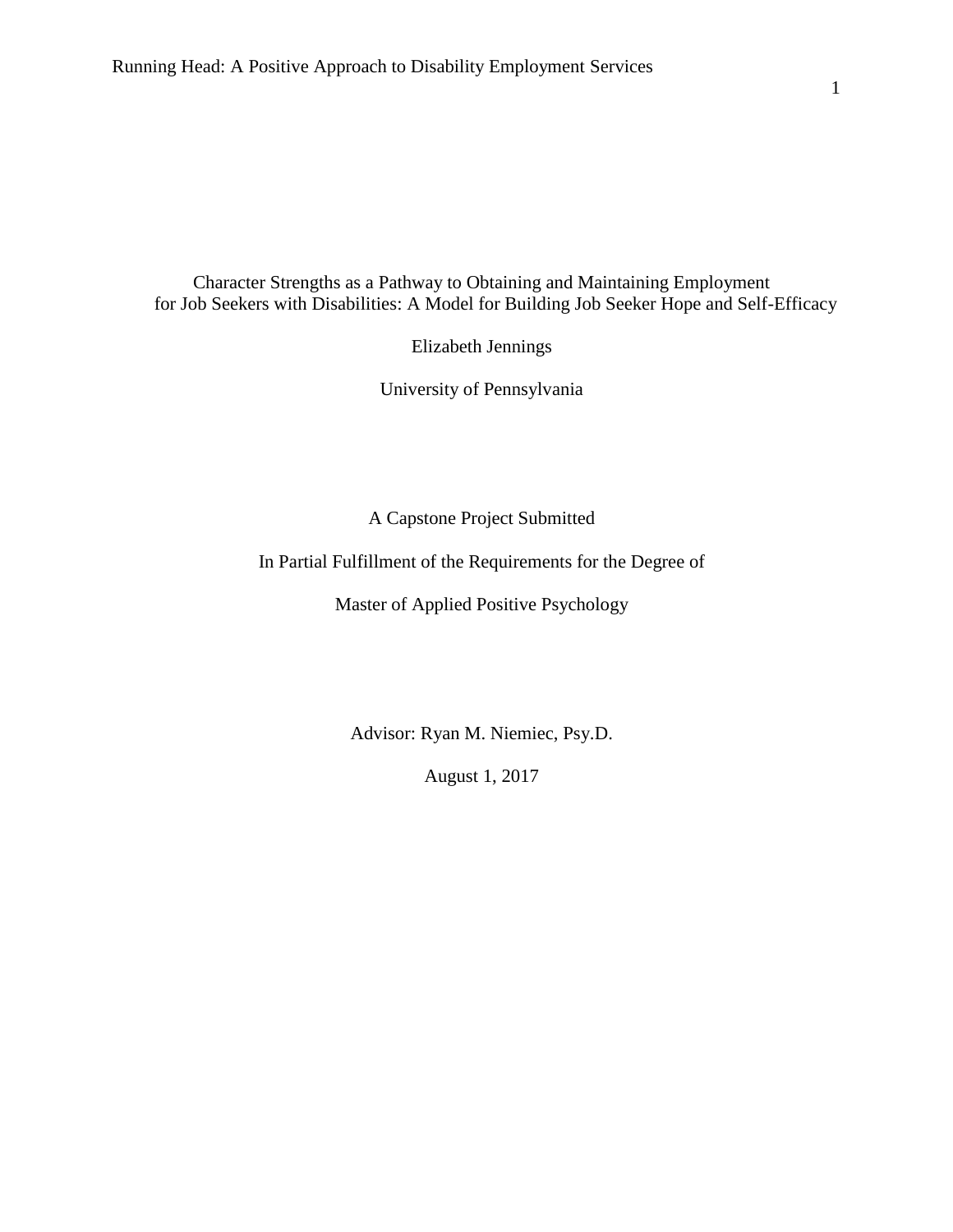# Character Strengths as a Pathway to Obtaining and Maintaining Employment for Job Seekers with Disabilities: A Model for Building Job Seeker Hope and Self-Efficacy

Elizabeth Jennings

University of Pennsylvania

A Capstone Project Submitted

In Partial Fulfillment of the Requirements for the Degree of

Master of Applied Positive Psychology

Advisor: Ryan M. Niemiec, Psy.D.

August 1, 2017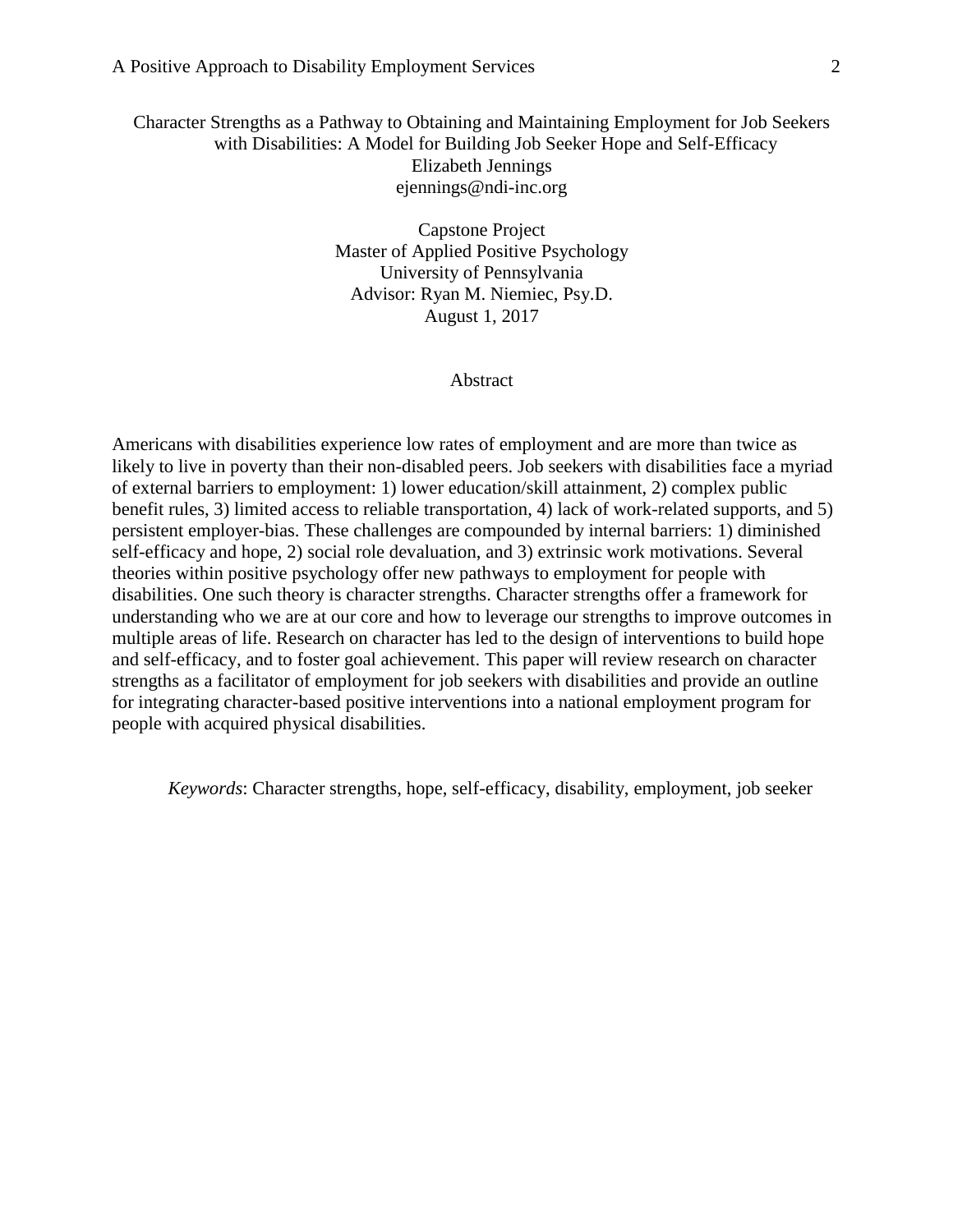Character Strengths as a Pathway to Obtaining and Maintaining Employment for Job Seekers with Disabilities: A Model for Building Job Seeker Hope and Self-Efficacy

Elizabeth Jennings

ejennings@ndi-inc.org

Capstone Project

Master of Applied Positive Psychology

University of Pennsylvania

Advisor: Ryan M. Niemiec, Psy.D.

August 1, 2017

## Abstract

Americans with disabilities experience low rates of employment and are more than twice as likely to live in poverty than their non-disabled peers. Job seekers with disabilities face a myriad of external barriers to employment: 1) lower education/skill attainment, 2) complex public benefit rules, 3) limited access to reliable transportation, 4) lack of work-related supports, and 5) persistent employer-bias. These challenges are compounded by internal barriers: 1) diminished self-efficacy and hope, 2) social role devaluation, and 3) extrinsic work motivations. Several theories within positive psychology offer new pathways to employment for people with disabilities. One such theory is character strengths. Character strengths offer a framework for understanding who we are at our core and how to leverage our strengths to improve outcomes in multiple areas of life. Research on character has led to the design of interventions to build hope and self-efficacy, and to foster goal achievement. This paper will review research on character strengths as a facilitator of employment for job seekers with disabilities and provide an outline for integrating character-based positive interventions into a national employment program for people with acquired physical disabilities.

*Keywords*: Character strengths, hope, self-efficacy, disability, employment, job seeker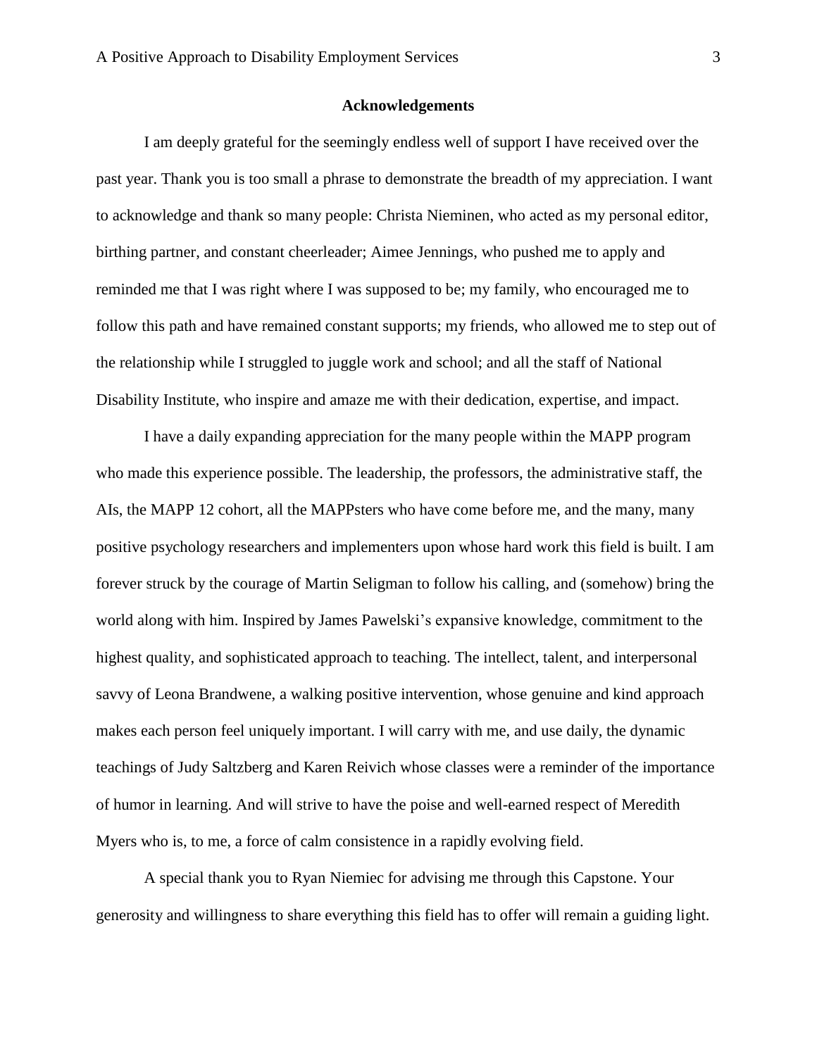## Acknowledgements

I am deeply grateful for the seemingly endless well of support I have received over the past year. Thank you is too small a phrase to demonstrate the breadth of my appreciation. I want to acknowledge and thank so many people: Christa Nieminen, who acted as my personal editor, birthing partner, and constant cheerleader; Aimee Jennings, who pushed me to apply and reminded me that I was right where I was supposed to be; my family, who encouraged me to follow this path and have remained constant supports; my friends, who allowed me to step out of the relationship while I struggled to juggle work and school; and all the staff of National Disability Institute, who inspire and amaze me with their dedication, expertise, and impact.

I have a daily expanding appreciation for the many people within the MAPP program who made this experience possible. The leadership, the professors, the administrative staff, the AIs, the MAPP 12 cohort, all the MAPPsters who have come before me, and the many, many positive psychology researchers and implementers upon whose hard work this field is built. I am forever struck by the courage of Martin Seligman to follow his calling, and (somehow) bring the world along with him. Inspired by James Pawelski's expansive knowledge, commitment to the highest quality, and sophisticated approach to teaching. The intellect, talent, and interpersonal savvy of Leona Brandwene, a walking positive intervention, whose genuine and kind approach makes each person feel uniquely important. I will carry with me, and use daily, the dynamic teachings of Judy Saltzberg and Karen Reivich whose classes were a reminder of the importance of humor in learning. And will strive to have the poise and well-earned respect of Meredith Myers who is, to me, a force of calm consistence in a rapidly evolving field.

A special thank you to Ryan Niemiec for advising me through this Capstone. Your generosity and willingness to share everything this field has to offer will remain a guiding light.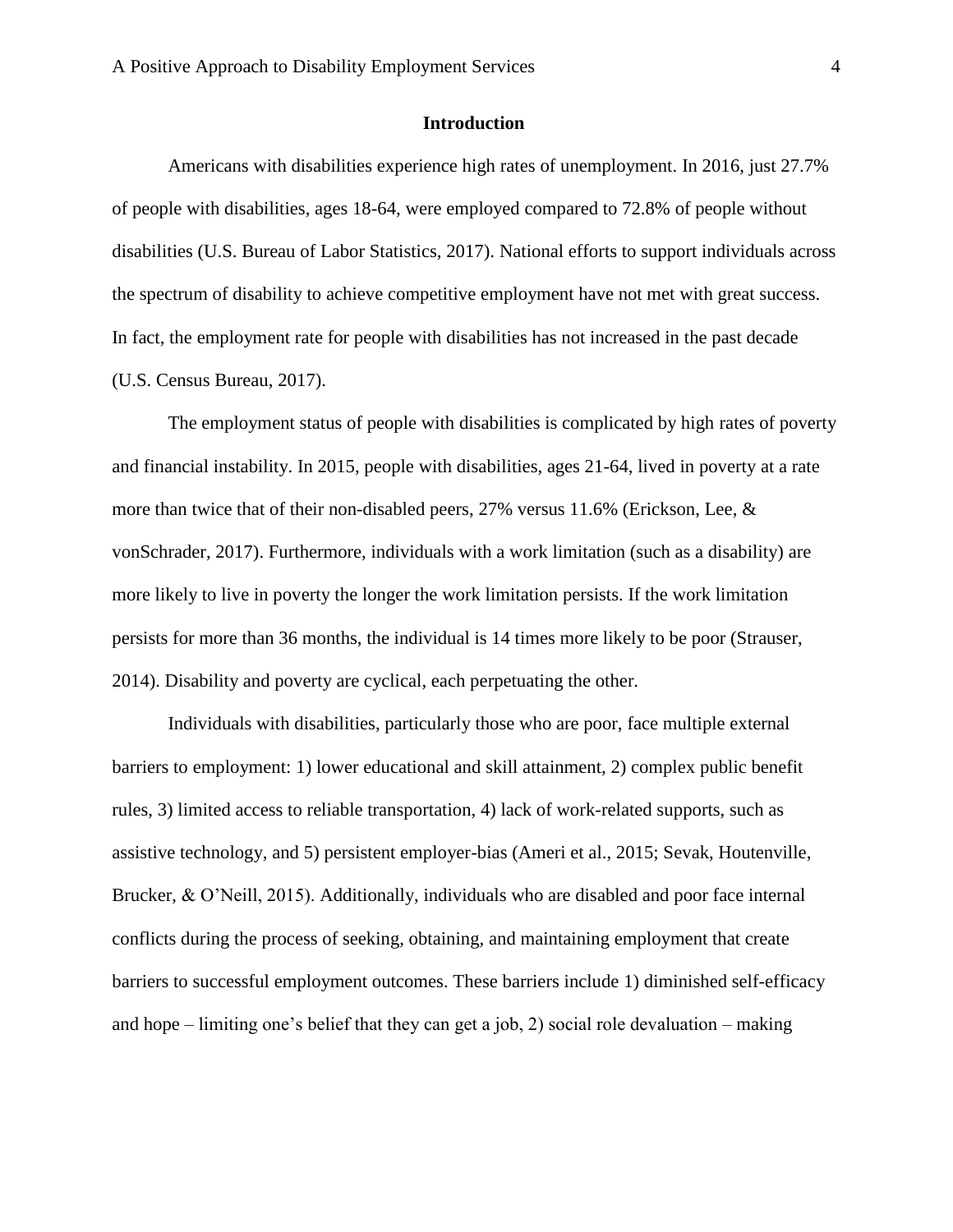## Introduction

Americans with disabilities experience high rates of unemployment. In 2016, just 27.7% of people with disabilities, ages 18-64, were employed compared to 72.8% of people without disabilities (U.S. Bureau of Labor Statistics, 2017). National efforts to support individuals across the spectrum of disability to achieve competitive employment have not met with great success. In fact, the employment rate for people with disabilities has not increased in the past decade (U.S. Census Bureau, 2017).

The employment status of people with disabilities is complicated by high rates of poverty and financial instability. In 2015, people with disabilities, ages 21-64, lived in poverty at a rate more than twice that of their non-disabled peers, 27% versus 11.6% (Erickson, Lee, & vonSchrader, 2017). Furthermore, individuals with a work limitation (such as a disability) are more likely to live in poverty the longer the work limitation persists. If the work limitation persists for more than 36 months, the individual is 14 times more likely to be poor (Strauser, 2014). Disability and poverty are cyclical, each perpetuating the other.

Individuals with disabilities, particularly those who are poor, face multiple external barriers to employment: 1) lower educational and skill attainment, 2) complex public benefit rules, 3) limited access to reliable transportation, 4) lack of work-related supports, such as assistive technology, and 5) persistent employer-bias (Ameri et al., 2015; Sevak, Houtenville, Brucker, & O'Neill, 2015). Additionally, individuals who are disabled and poor face internal conflicts during the process of seeking, obtaining, and maintaining employment that create barriers to successful employment outcomes. These barriers include 1) diminished self-efficacy and hope – limiting one's belief that they can get a job, 2) social role devaluation – making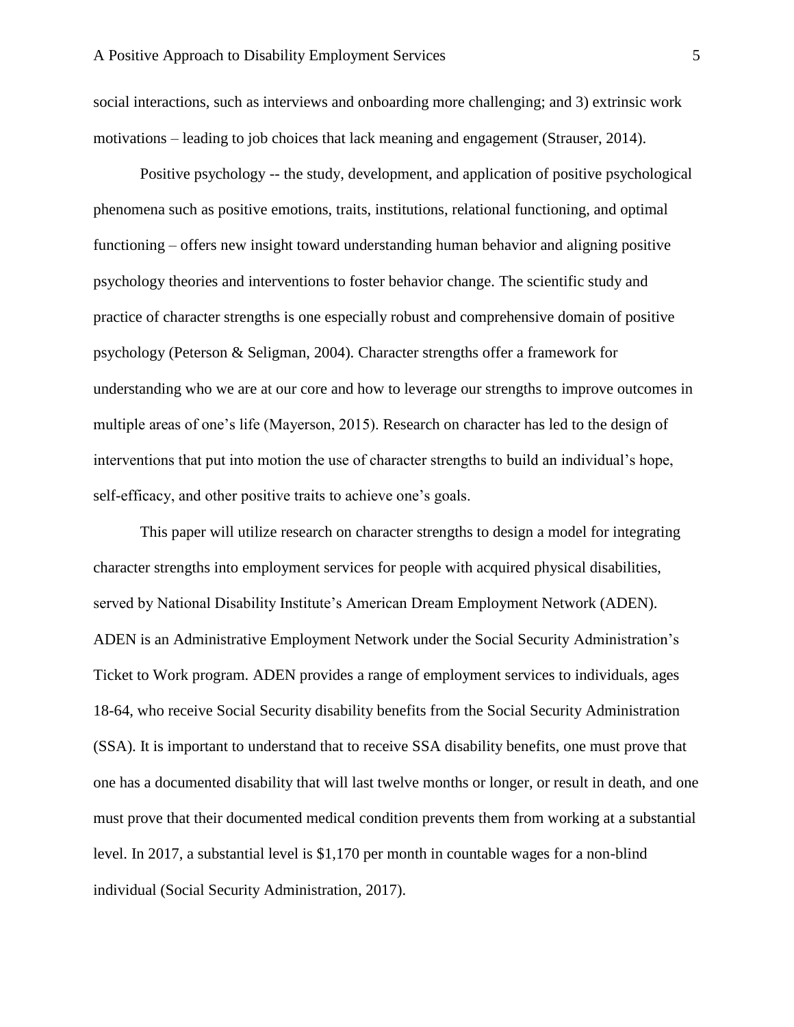social interactions, such as interviews and onboarding more challenging; and 3) extrinsic work motivations – leading to job choices that lack meaning and engagement (Strauser, 2014).

Positive psychology -- the study, development, and application of positive psychological phenomena such as positive emotions, traits, institutions, relational functioning, and optimal functioning – offers new insight toward understanding human behavior and aligning positive psychology theories and interventions to foster behavior change. The scientific study and practice of character strengths is one especially robust and comprehensive domain of positive psychology (Peterson & Seligman, 2004). Character strengths offer a framework for understanding who we are at our core and how to leverage our strengths to improve outcomes in multiple areas of one's life (Mayerson, 2015). Research on character has led to the design of interventions that put into motion the use of character strengths to build an individual's hope, self-efficacy, and other positive traits to achieve one's goals.

This paper will utilize research on character strengths to design a model for integrating character strengths into employment services for people with acquired physical disabilities, served by National Disability Institute's American Dream Employment Network (ADEN). ADEN is an Administrative Employment Network under the Social Security Administration's Ticket to Work program. ADEN provides a range of employment services to individuals, ages 18-64, who receive Social Security disability benefits from the Social Security Administration (SSA). It is important to understand that to receive SSA disability benefits, one must prove that one has a documented disability that will last twelve months or longer, or result in death, and one must prove that their documented medical condition prevents them from working at a substantial level. In 2017, a substantial level is $1,170 per month in countable wages for a non-blind individual (Social Security Administration, 2017).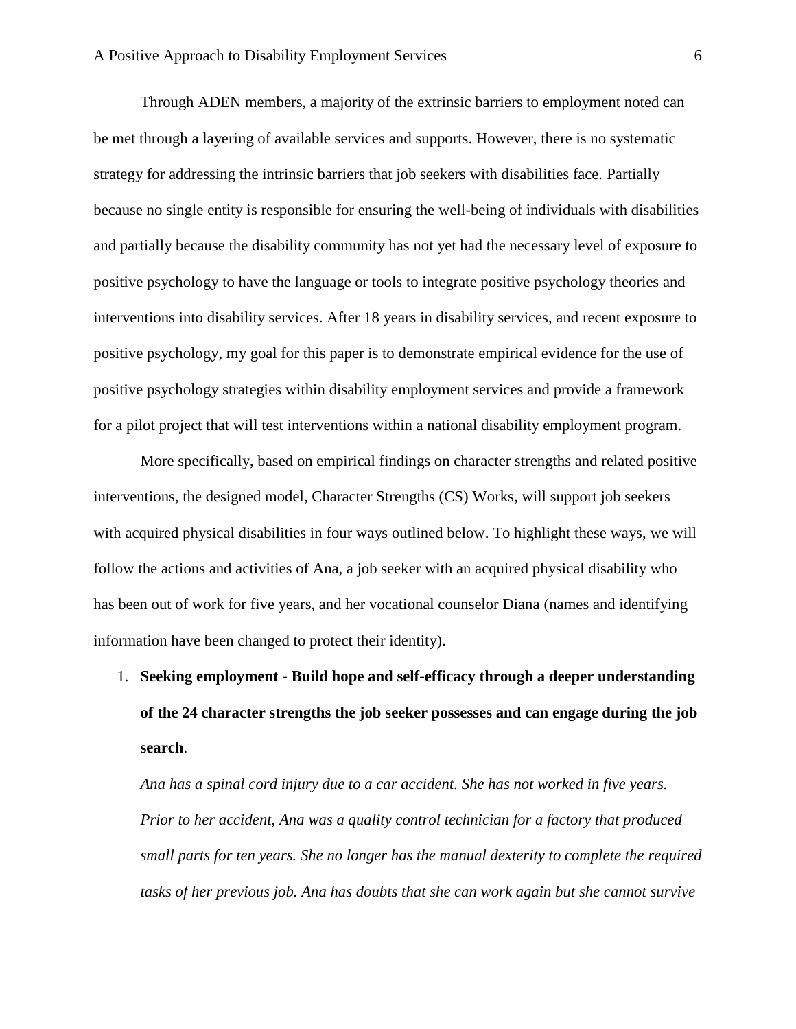Through ADEN members, a majority of the extrinsic barriers to employment noted can be met through a layering of available services and supports. However, there is no systematic strategy for addressing the intrinsic barriers that job seekers with disabilities face. Partially because no single entity is responsible for ensuring the well-being of individuals with disabilities and partially because the disability community has not yet had the necessary level of exposure to positive psychology to have the language or tools to integrate positive psychology theories and interventions into disability services. After 18 years in disability services, and recent exposure to positive psychology, my goal for this paper is to demonstrate empirical evidence for the use of positive psychology strategies within disability employment services and provide a framework for a pilot project that will test interventions within a national disability employment program.

More specifically, based on empirical findings on character strengths and related positive interventions, the designed model, Character Strengths (CS) Works, will support job seekers with acquired physical disabilities in four ways outlined below. To highlight these ways, we will follow the actions and activities of Ana, a job seeker with an acquired physical disability who has been out of work for five years, and her vocational counselor Diana (names and identifying information have been changed to protect their identity).

1. **Seeking employment - Build hope and self-efficacy through a deeper understanding of the 24 character strengths the job seeker possesses and can engage during the job search**.

   *Ana has a spinal cord injury due to a car accident. She has not worked in five years. Prior to her accident, Ana was a quality control technician for a factory that produced small parts for ten years. She no longer has the manual dexterity to complete the required tasks of her previous job. Ana has doubts that she can work again but she cannot survive*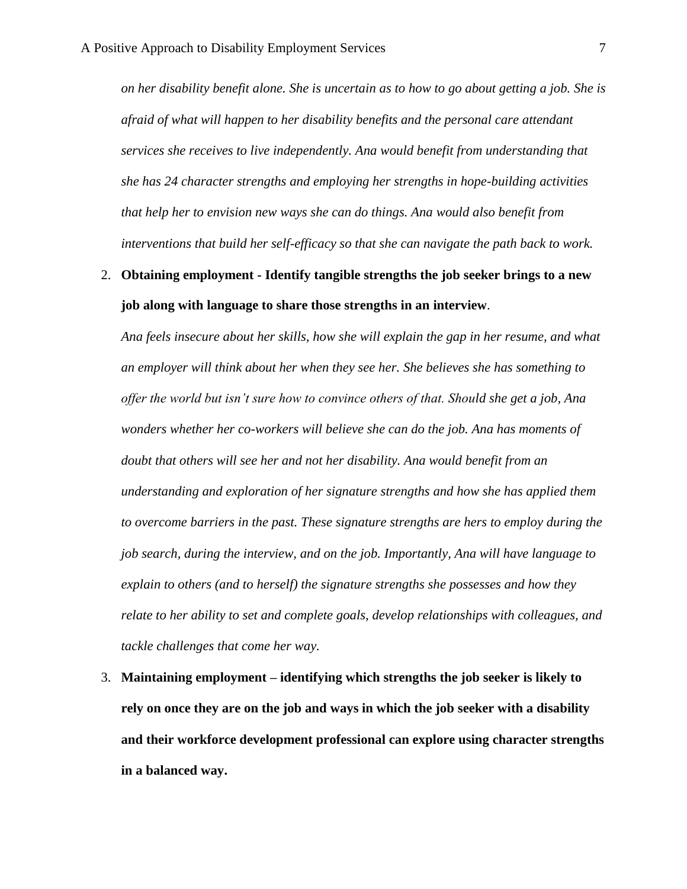*on her disability benefit alone. She is uncertain as to how to go about getting a job. She is afraid of what will happen to her disability benefits and the personal care attendant services she receives to live independently. Ana would benefit from understanding that she has 24 character strengths and employing her strengths in hope-building activities that help her to envision new ways she can do things. Ana would also benefit from interventions that build her self-efficacy so that she can navigate the path back to work.*

2. **Obtaining employment - Identify tangible strengths the job seeker brings to a new job along with language to share those strengths in an interview**.

   *Ana feels insecure about her skills, how she will explain the gap in her resume, and what an employer will think about her when they see her. She believes she has something to offer the world but isn't sure how to convince others of that. Should she get a job, Ana wonders whether her co-workers will believe she can do the job. Ana has moments of doubt that others will see her and not her disability. Ana would benefit from an understanding and exploration of her signature strengths and how she has applied them to overcome barriers in the past. These signature strengths are hers to employ during the job search, during the interview, and on the job. Importantly, Ana will have language to explain to others (and to herself) the signature strengths she possesses and how they relate to her ability to set and complete goals, develop relationships with colleagues, and tackle challenges that come her way.*

3. **Maintaining employment – identifying which strengths the job seeker is likely to rely on once they are on the job and ways in which the job seeker with a disability and their workforce development professional can explore using character strengths in a balanced way.**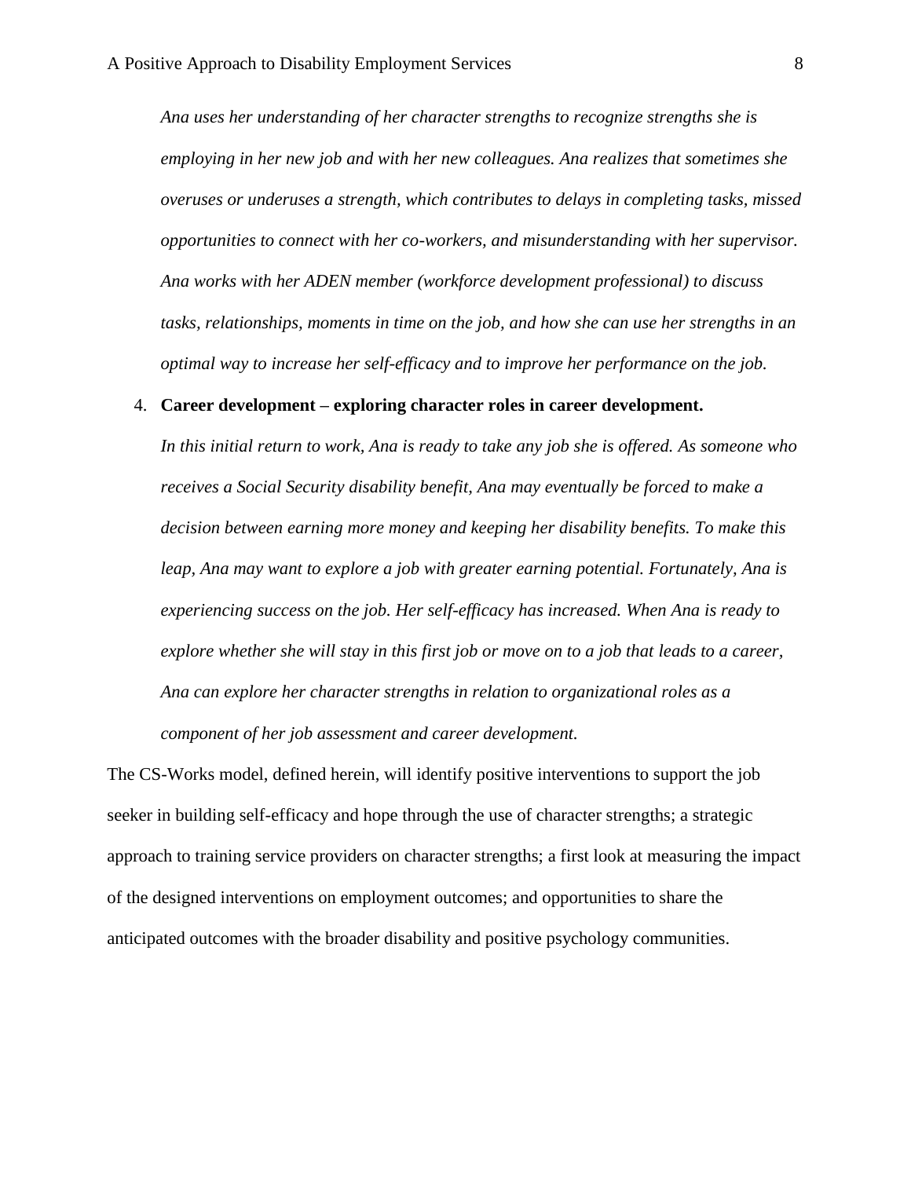*Ana uses her understanding of her character strengths to recognize strengths she is employing in her new job and with her new colleagues. Ana realizes that sometimes she overuses or underuses a strength, which contributes to delays in completing tasks, missed opportunities to connect with her co-workers, and misunderstanding with her supervisor. Ana works with her ADEN member (workforce development professional) to discuss tasks, relationships, moments in time on the job, and how she can use her strengths in an optimal way to increase her self-efficacy and to improve her performance on the job.*

4. **Career development – exploring character roles in career development.**

   *In this initial return to work, Ana is ready to take any job she is offered. As someone who receives a Social Security disability benefit, Ana may eventually be forced to make a decision between earning more money and keeping her disability benefits. To make this leap, Ana may want to explore a job with greater earning potential. Fortunately, Ana is experiencing success on the job. Her self-efficacy has increased. When Ana is ready to explore whether she will stay in this first job or move on to a job that leads to a career, Ana can explore her character strengths in relation to organizational roles as a component of her job assessment and career development.*

The CS-Works model, defined herein, will identify positive interventions to support the job seeker in building self-efficacy and hope through the use of character strengths; a strategic approach to training service providers on character strengths; a first look at measuring the impact of the designed interventions on employment outcomes; and opportunities to share the anticipated outcomes with the broader disability and positive psychology communities.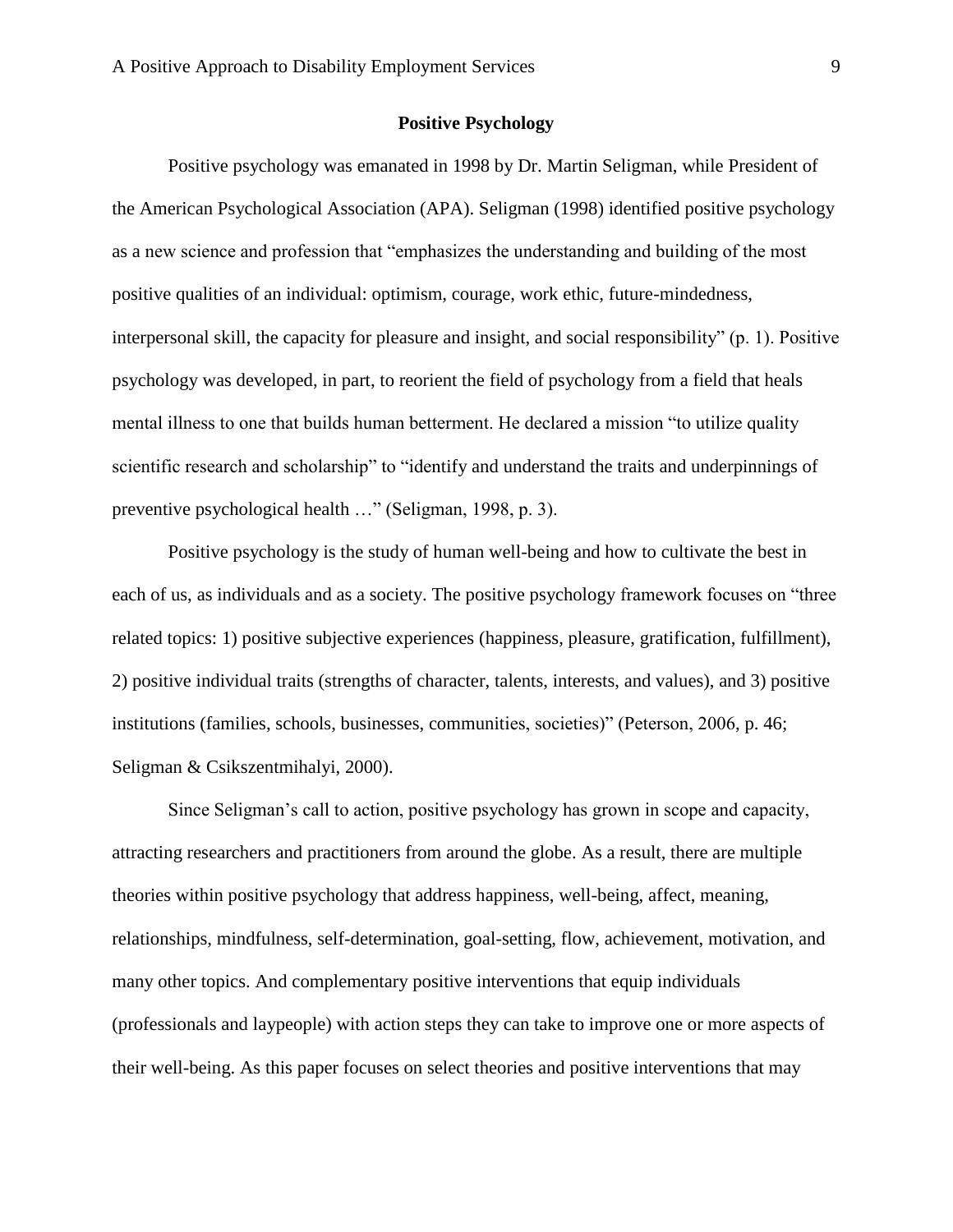## Positive Psychology

Positive psychology was emanated in 1998 by Dr. Martin Seligman, while President of the American Psychological Association (APA). Seligman (1998) identified positive psychology as a new science and profession that "emphasizes the understanding and building of the most positive qualities of an individual: optimism, courage, work ethic, future-mindedness, interpersonal skill, the capacity for pleasure and insight, and social responsibility" (p. 1). Positive psychology was developed, in part, to reorient the field of psychology from a field that heals mental illness to one that builds human betterment. He declared a mission "to utilize quality scientific research and scholarship" to "identify and understand the traits and underpinnings of preventive psychological health …" (Seligman, 1998, p. 3).

Positive psychology is the study of human well-being and how to cultivate the best in each of us, as individuals and as a society. The positive psychology framework focuses on "three related topics: 1) positive subjective experiences (happiness, pleasure, gratification, fulfillment), 2) positive individual traits (strengths of character, talents, interests, and values), and 3) positive institutions (families, schools, businesses, communities, societies)" (Peterson, 2006, p. 46; Seligman & Csikszentmihalyi, 2000).

Since Seligman's call to action, positive psychology has grown in scope and capacity, attracting researchers and practitioners from around the globe. As a result, there are multiple theories within positive psychology that address happiness, well-being, affect, meaning, relationships, mindfulness, self-determination, goal-setting, flow, achievement, motivation, and many other topics. And complementary positive interventions that equip individuals (professionals and laypeople) with action steps they can take to improve one or more aspects of their well-being. As this paper focuses on select theories and positive interventions that may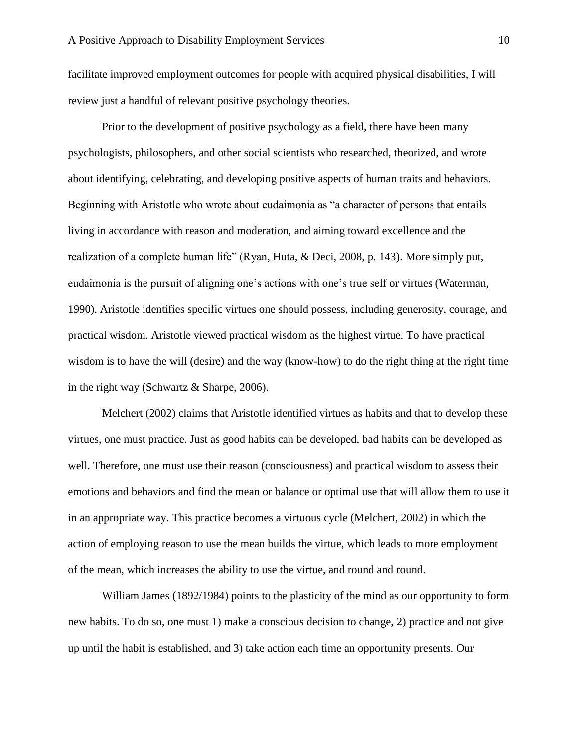facilitate improved employment outcomes for people with acquired physical disabilities, I will review just a handful of relevant positive psychology theories.

Prior to the development of positive psychology as a field, there have been many psychologists, philosophers, and other social scientists who researched, theorized, and wrote about identifying, celebrating, and developing positive aspects of human traits and behaviors. Beginning with Aristotle who wrote about eudaimonia as "a character of persons that entails living in accordance with reason and moderation, and aiming toward excellence and the realization of a complete human life" (Ryan, Huta, & Deci, 2008, p. 143). More simply put, eudaimonia is the pursuit of aligning one's actions with one's true self or virtues (Waterman, 1990). Aristotle identifies specific virtues one should possess, including generosity, courage, and practical wisdom. Aristotle viewed practical wisdom as the highest virtue. To have practical wisdom is to have the will (desire) and the way (know-how) to do the right thing at the right time in the right way (Schwartz & Sharpe, 2006).

Melchert (2002) claims that Aristotle identified virtues as habits and that to develop these virtues, one must practice. Just as good habits can be developed, bad habits can be developed as well. Therefore, one must use their reason (consciousness) and practical wisdom to assess their emotions and behaviors and find the mean or balance or optimal use that will allow them to use it in an appropriate way. This practice becomes a virtuous cycle (Melchert, 2002) in which the action of employing reason to use the mean builds the virtue, which leads to more employment of the mean, which increases the ability to use the virtue, and round and round.

William James (1892/1984) points to the plasticity of the mind as our opportunity to form new habits. To do so, one must 1) make a conscious decision to change, 2) practice and not give up until the habit is established, and 3) take action each time an opportunity presents. Our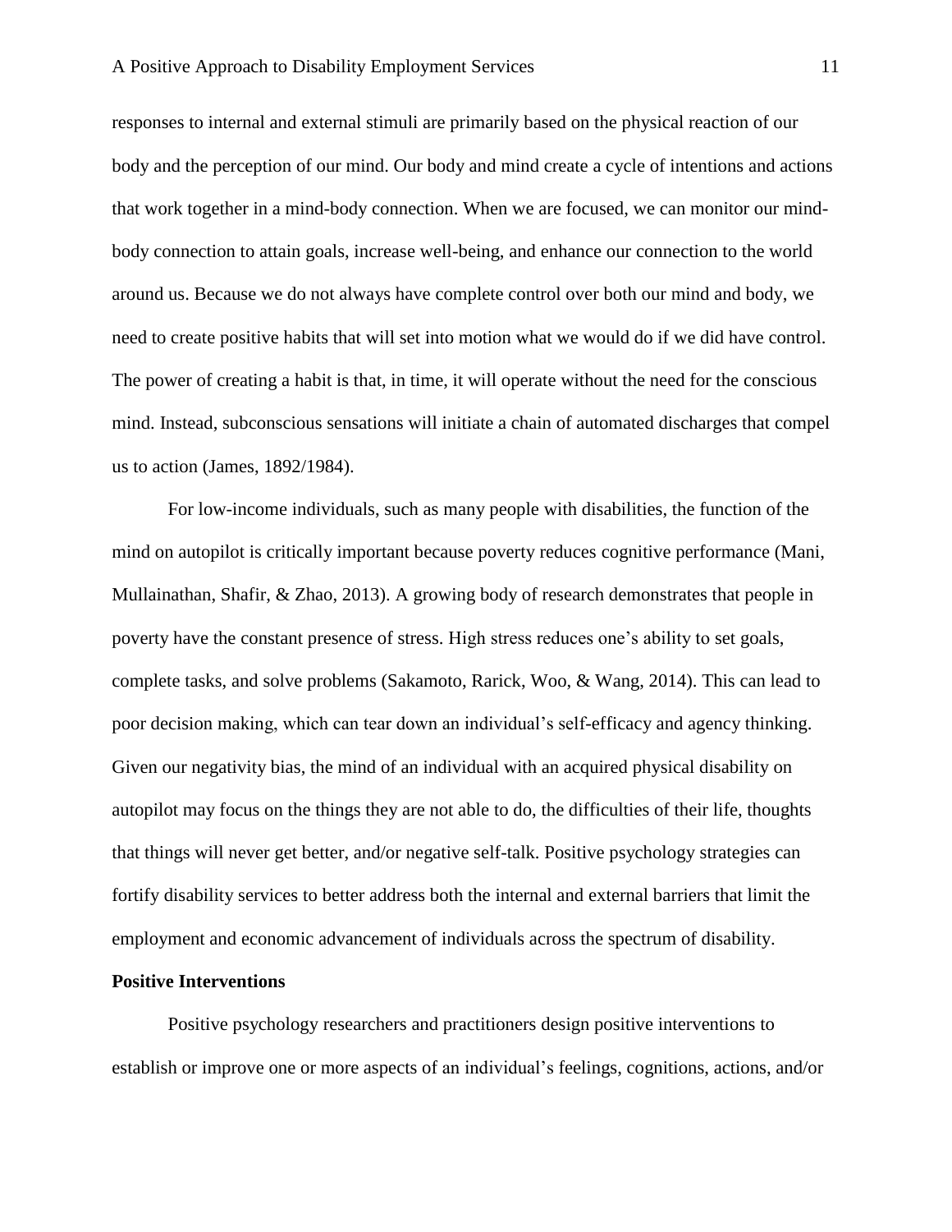responses to internal and external stimuli are primarily based on the physical reaction of our body and the perception of our mind. Our body and mind create a cycle of intentions and actions that work together in a mind-body connection. When we are focused, we can monitor our mind-body connection to attain goals, increase well-being, and enhance our connection to the world around us. Because we do not always have complete control over both our mind and body, we need to create positive habits that will set into motion what we would do if we did have control. The power of creating a habit is that, in time, it will operate without the need for the conscious mind. Instead, subconscious sensations will initiate a chain of automated discharges that compel us to action (James, 1892/1984).

For low-income individuals, such as many people with disabilities, the function of the mind on autopilot is critically important because poverty reduces cognitive performance (Mani, Mullainathan, Shafir, & Zhao, 2013). A growing body of research demonstrates that people in poverty have the constant presence of stress. High stress reduces one's ability to set goals, complete tasks, and solve problems (Sakamoto, Rarick, Woo, & Wang, 2014). This can lead to poor decision making, which can tear down an individual's self-efficacy and agency thinking. Given our negativity bias, the mind of an individual with an acquired physical disability on autopilot may focus on the things they are not able to do, the difficulties of their life, thoughts that things will never get better, and/or negative self-talk. Positive psychology strategies can fortify disability services to better address both the internal and external barriers that limit the employment and economic advancement of individuals across the spectrum of disability.

**Positive Interventions**

Positive psychology researchers and practitioners design positive interventions to establish or improve one or more aspects of an individual's feelings, cognitions, actions, and/or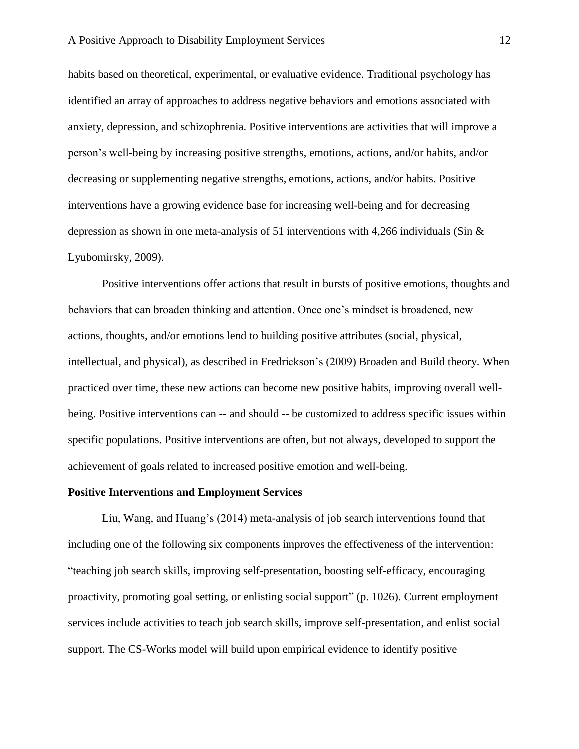habits based on theoretical, experimental, or evaluative evidence. Traditional psychology has identified an array of approaches to address negative behaviors and emotions associated with anxiety, depression, and schizophrenia. Positive interventions are activities that will improve a person's well-being by increasing positive strengths, emotions, actions, and/or habits, and/or decreasing or supplementing negative strengths, emotions, actions, and/or habits. Positive interventions have a growing evidence base for increasing well-being and for decreasing depression as shown in one meta-analysis of 51 interventions with 4,266 individuals (Sin & Lyubomirsky, 2009).

Positive interventions offer actions that result in bursts of positive emotions, thoughts and behaviors that can broaden thinking and attention. Once one's mindset is broadened, new actions, thoughts, and/or emotions lend to building positive attributes (social, physical, intellectual, and physical), as described in Fredrickson's (2009) Broaden and Build theory. When practiced over time, these new actions can become new positive habits, improving overall well-being. Positive interventions can -- and should -- be customized to address specific issues within specific populations. Positive interventions are often, but not always, developed to support the achievement of goals related to increased positive emotion and well-being.

**Positive Interventions and Employment Services**

Liu, Wang, and Huang's (2014) meta-analysis of job search interventions found that including one of the following six components improves the effectiveness of the intervention: "teaching job search skills, improving self-presentation, boosting self-efficacy, encouraging proactivity, promoting goal setting, or enlisting social support" (p. 1026). Current employment services include activities to teach job search skills, improve self-presentation, and enlist social support. The CS-Works model will build upon empirical evidence to identify positive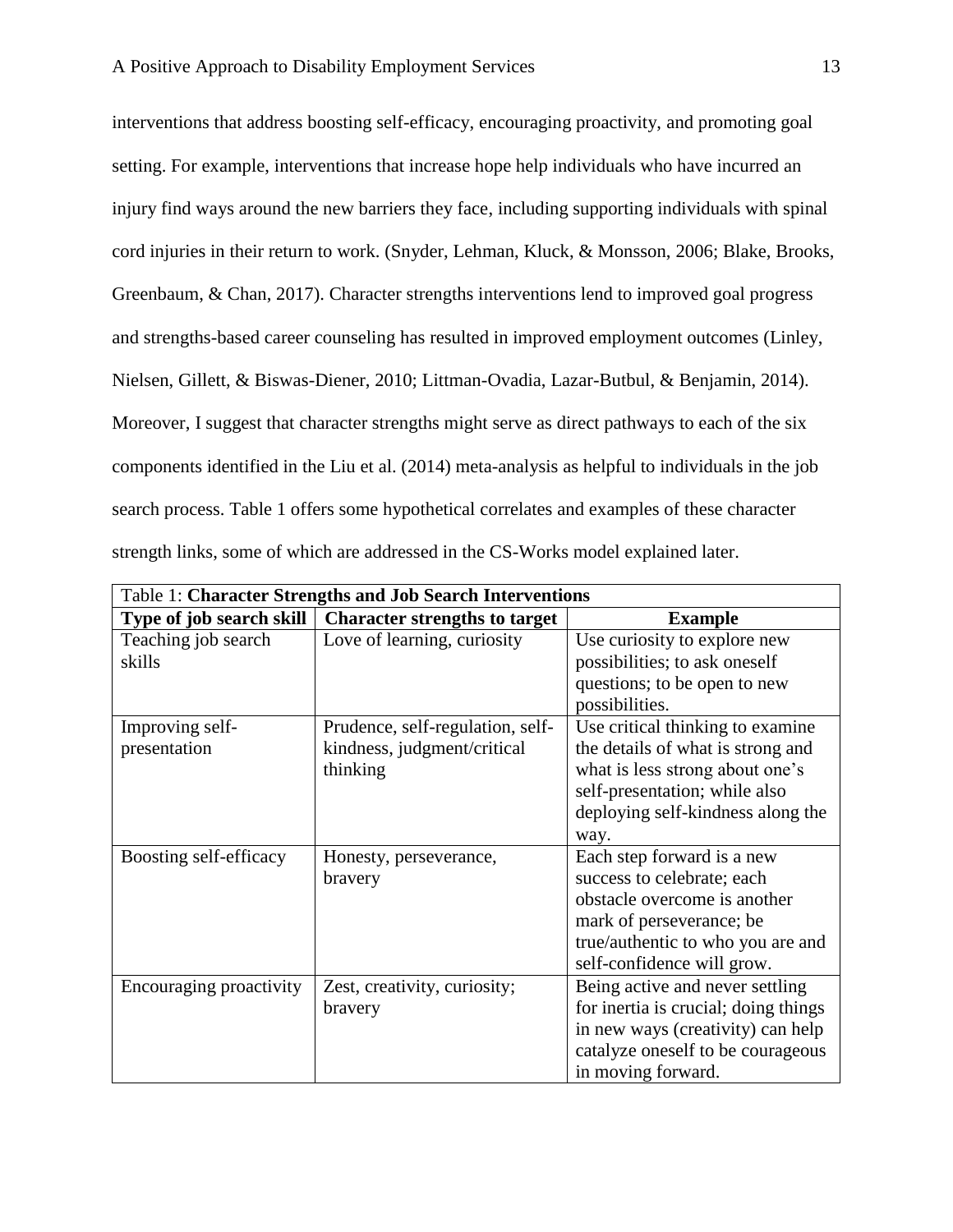interventions that address boosting self-efficacy, encouraging proactivity, and promoting goal setting. For example, interventions that increase hope help individuals who have incurred an injury find ways around the new barriers they face, including supporting individuals with spinal cord injuries in their return to work. (Snyder, Lehman, Kluck, & Monsson, 2006; Blake, Brooks, Greenbaum, & Chan, 2017). Character strengths interventions lend to improved goal progress and strengths-based career counseling has resulted in improved employment outcomes (Linley, Nielsen, Gillett, & Biswas-Diener, 2010; Littman-Ovadia, Lazar-Butbul, & Benjamin, 2014). Moreover, I suggest that character strengths might serve as direct pathways to each of the six components identified in the Liu et al. (2014) meta-analysis as helpful to individuals in the job search process. Table 1 offers some hypothetical correlates and examples of these character strength links, some of which are addressed in the CS-Works model explained later.

Table 1: **Character Strengths and Job Search Interventions**

| Type of job search skill | Character strengths to target | Example |
|---|---|---|
| Teaching job search skills | Love of learning, curiosity | Use curiosity to explore new possibilities; to ask oneself questions; to be open to new possibilities. |
| Improving self-presentation | Prudence, self-regulation, self-kindness, judgment/critical thinking | Use critical thinking to examine the details of what is strong and what is less strong about one's self-presentation; while also deploying self-kindness along the way. |
| Boosting self-efficacy | Honesty, perseverance, bravery | Each step forward is a new success to celebrate; each obstacle overcome is another mark of perseverance; be true/authentic to who you are and self-confidence will grow. |
| Encouraging proactivity | Zest, creativity, curiosity; bravery | Being active and never settling for inertia is crucial; doing things in new ways (creativity) can help catalyze oneself to be courageous in moving forward. |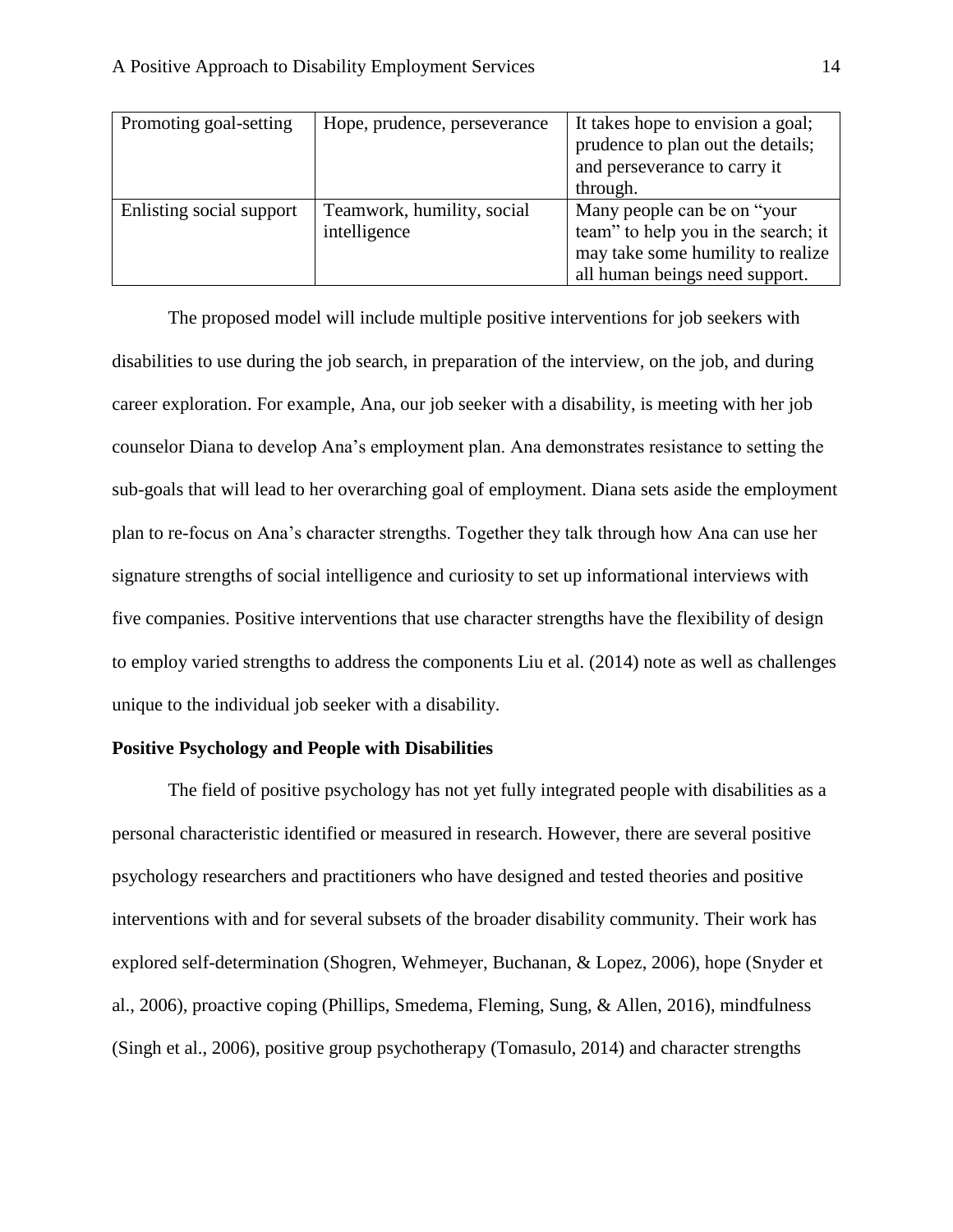| Promoting goal-setting | Hope, prudence, perseverance | It takes hope to envision a goal; prudence to plan out the details; and perseverance to carry it through. |
|---|---|---|
| Enlisting social support | Teamwork, humility, social intelligence | Many people can be on "your team" to help you in the search; it may take some humility to realize all human beings need support. |

The proposed model will include multiple positive interventions for job seekers with disabilities to use during the job search, in preparation of the interview, on the job, and during career exploration. For example, Ana, our job seeker with a disability, is meeting with her job counselor Diana to develop Ana's employment plan. Ana demonstrates resistance to setting the sub-goals that will lead to her overarching goal of employment. Diana sets aside the employment plan to re-focus on Ana's character strengths. Together they talk through how Ana can use her signature strengths of social intelligence and curiosity to set up informational interviews with five companies. Positive interventions that use character strengths have the flexibility of design to employ varied strengths to address the components Liu et al. (2014) note as well as challenges unique to the individual job seeker with a disability.

**Positive Psychology and People with Disabilities**

The field of positive psychology has not yet fully integrated people with disabilities as a personal characteristic identified or measured in research. However, there are several positive psychology researchers and practitioners who have designed and tested theories and positive interventions with and for several subsets of the broader disability community. Their work has explored self-determination (Shogren, Wehmeyer, Buchanan, & Lopez, 2006), hope (Snyder et al., 2006), proactive coping (Phillips, Smedema, Fleming, Sung, & Allen, 2016), mindfulness (Singh et al., 2006), positive group psychotherapy (Tomasulo, 2014) and character strengths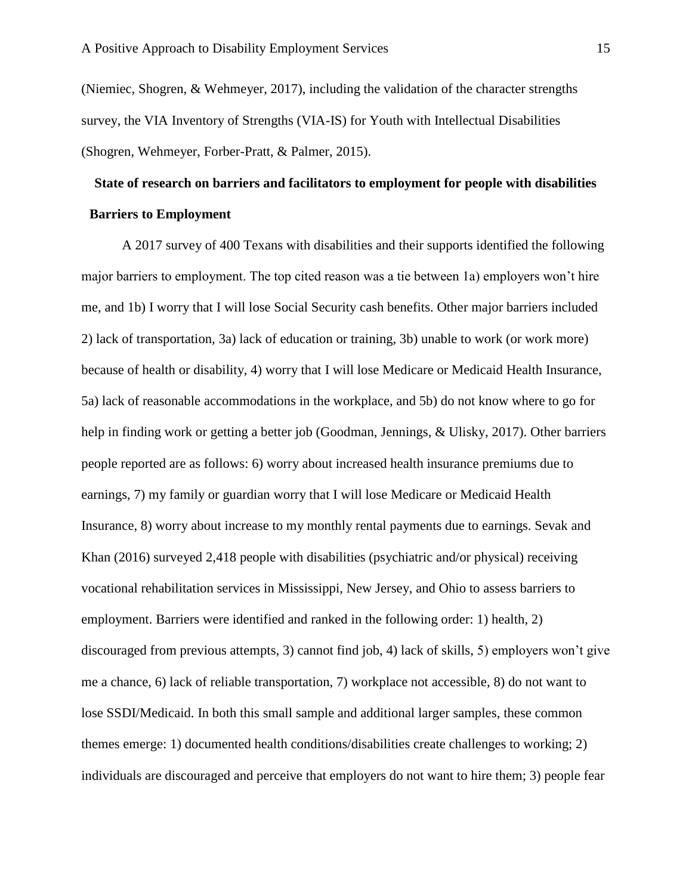(Niemiec, Shogren, & Wehmeyer, 2017), including the validation of the character strengths survey, the VIA Inventory of Strengths (VIA-IS) for Youth with Intellectual Disabilities (Shogren, Wehmeyer, Forber-Pratt, & Palmer, 2015).

## State of research on barriers and facilitators to employment for people with disabilities

### Barriers to Employment

A 2017 survey of 400 Texans with disabilities and their supports identified the following major barriers to employment. The top cited reason was a tie between 1a) employers won't hire me, and 1b) I worry that I will lose Social Security cash benefits. Other major barriers included 2) lack of transportation, 3a) lack of education or training, 3b) unable to work (or work more) because of health or disability, 4) worry that I will lose Medicare or Medicaid Health Insurance, 5a) lack of reasonable accommodations in the workplace, and 5b) do not know where to go for help in finding work or getting a better job (Goodman, Jennings, & Ulisky, 2017). Other barriers people reported are as follows: 6) worry about increased health insurance premiums due to earnings, 7) my family or guardian worry that I will lose Medicare or Medicaid Health Insurance, 8) worry about increase to my monthly rental payments due to earnings. Sevak and Khan (2016) surveyed 2,418 people with disabilities (psychiatric and/or physical) receiving vocational rehabilitation services in Mississippi, New Jersey, and Ohio to assess barriers to employment. Barriers were identified and ranked in the following order: 1) health, 2) discouraged from previous attempts, 3) cannot find job, 4) lack of skills, 5) employers won't give me a chance, 6) lack of reliable transportation, 7) workplace not accessible, 8) do not want to lose SSDI/Medicaid. In both this small sample and additional larger samples, these common themes emerge: 1) documented health conditions/disabilities create challenges to working; 2) individuals are discouraged and perceive that employers do not want to hire them; 3) people fear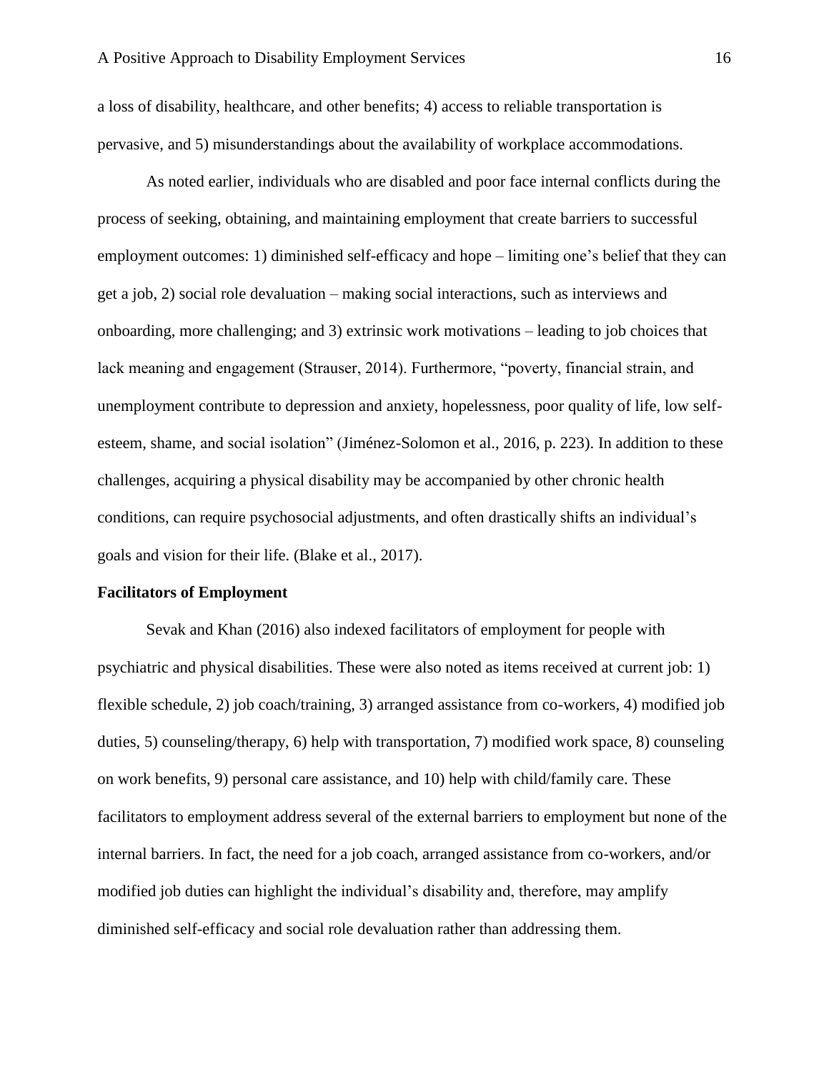a loss of disability, healthcare, and other benefits; 4) access to reliable transportation is pervasive, and 5) misunderstandings about the availability of workplace accommodations.

As noted earlier, individuals who are disabled and poor face internal conflicts during the process of seeking, obtaining, and maintaining employment that create barriers to successful employment outcomes: 1) diminished self-efficacy and hope – limiting one's belief that they can get a job, 2) social role devaluation – making social interactions, such as interviews and onboarding, more challenging; and 3) extrinsic work motivations – leading to job choices that lack meaning and engagement (Strauser, 2014). Furthermore, "poverty, financial strain, and unemployment contribute to depression and anxiety, hopelessness, poor quality of life, low self-esteem, shame, and social isolation" (Jiménez-Solomon et al., 2016, p. 223). In addition to these challenges, acquiring a physical disability may be accompanied by other chronic health conditions, can require psychosocial adjustments, and often drastically shifts an individual's goals and vision for their life. (Blake et al., 2017).

**Facilitators of Employment**

Sevak and Khan (2016) also indexed facilitators of employment for people with psychiatric and physical disabilities. These were also noted as items received at current job: 1) flexible schedule, 2) job coach/training, 3) arranged assistance from co-workers, 4) modified job duties, 5) counseling/therapy, 6) help with transportation, 7) modified work space, 8) counseling on work benefits, 9) personal care assistance, and 10) help with child/family care. These facilitators to employment address several of the external barriers to employment but none of the internal barriers. In fact, the need for a job coach, arranged assistance from co-workers, and/or modified job duties can highlight the individual's disability and, therefore, may amplify diminished self-efficacy and social role devaluation rather than addressing them.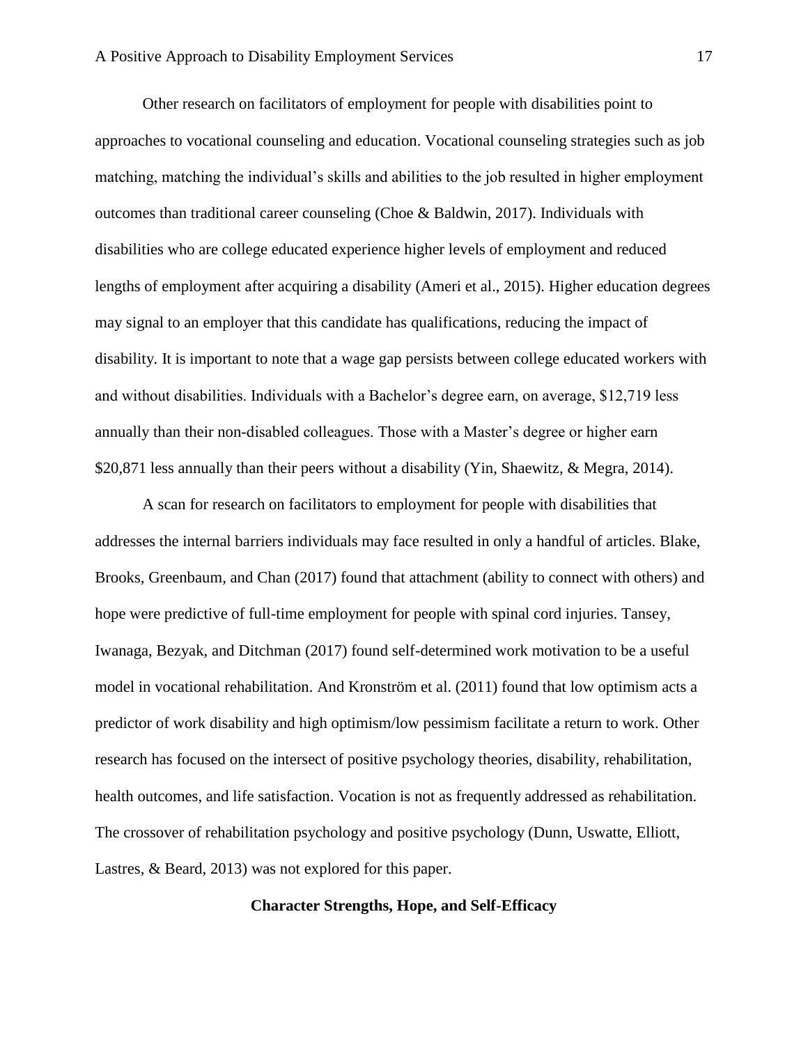Other research on facilitators of employment for people with disabilities point to approaches to vocational counseling and education. Vocational counseling strategies such as job matching, matching the individual's skills and abilities to the job resulted in higher employment outcomes than traditional career counseling (Choe & Baldwin, 2017). Individuals with disabilities who are college educated experience higher levels of employment and reduced lengths of employment after acquiring a disability (Ameri et al., 2015). Higher education degrees may signal to an employer that this candidate has qualifications, reducing the impact of disability. It is important to note that a wage gap persists between college educated workers with and without disabilities. Individuals with a Bachelor's degree earn, on average, $12,719 less annually than their non-disabled colleagues. Those with a Master's degree or higher earn $20,871 less annually than their peers without a disability (Yin, Shaewitz, & Megra, 2014).

A scan for research on facilitators to employment for people with disabilities that addresses the internal barriers individuals may face resulted in only a handful of articles. Blake, Brooks, Greenbaum, and Chan (2017) found that attachment (ability to connect with others) and hope were predictive of full-time employment for people with spinal cord injuries. Tansey, Iwanaga, Bezyak, and Ditchman (2017) found self-determined work motivation to be a useful model in vocational rehabilitation. And Kronström et al. (2011) found that low optimism acts a predictor of work disability and high optimism/low pessimism facilitate a return to work. Other research has focused on the intersect of positive psychology theories, disability, rehabilitation, health outcomes, and life satisfaction. Vocation is not as frequently addressed as rehabilitation. The crossover of rehabilitation psychology and positive psychology (Dunn, Uswatte, Elliott, Lastres, & Beard, 2013) was not explored for this paper.

## Character Strengths, Hope, and Self-Efficacy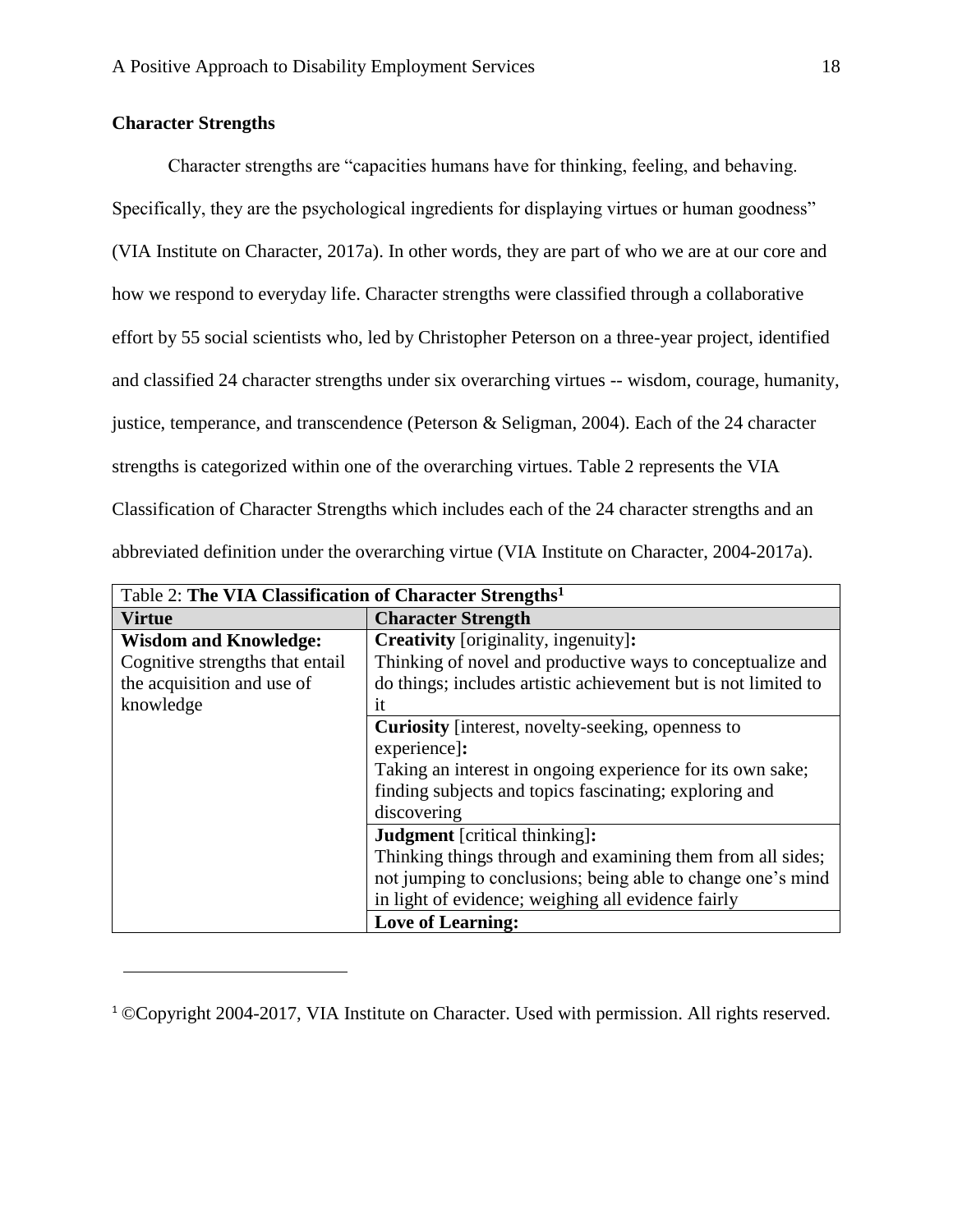## Character Strengths

Character strengths are "capacities humans have for thinking, feeling, and behaving. Specifically, they are the psychological ingredients for displaying virtues or human goodness" (VIA Institute on Character, 2017a). In other words, they are part of who we are at our core and how we respond to everyday life. Character strengths were classified through a collaborative effort by 55 social scientists who, led by Christopher Peterson on a three-year project, identified and classified 24 character strengths under six overarching virtues -- wisdom, courage, humanity, justice, temperance, and transcendence (Peterson & Seligman, 2004). Each of the 24 character strengths is categorized within one of the overarching virtues. Table 2 represents the VIA Classification of Character Strengths which includes each of the 24 character strengths and an abbreviated definition under the overarching virtue (VIA Institute on Character, 2004-2017a).

Table 2: **The VIA Classification of Character Strengths**[1]

| Virtue | Character Strength |
|---|---|
| **Wisdom and Knowledge:** Cognitive strengths that entail the acquisition and use of knowledge | **Creativity** [originality, ingenuity]**:** Thinking of novel and productive ways to conceptualize and do things; includes artistic achievement but is not limited to it |
| | **Curiosity** [interest, novelty-seeking, openness to experience]**:** Taking an interest in ongoing experience for its own sake; finding subjects and topics fascinating; exploring and discovering |
| | **Judgment** [critical thinking]**:** Thinking things through and examining them from all sides; not jumping to conclusions; being able to change one's mind in light of evidence; weighing all evidence fairly |
| | **Love of Learning:** |

[1] ©Copyright 2004-2017, VIA Institute on Character. Used with permission. All rights reserved.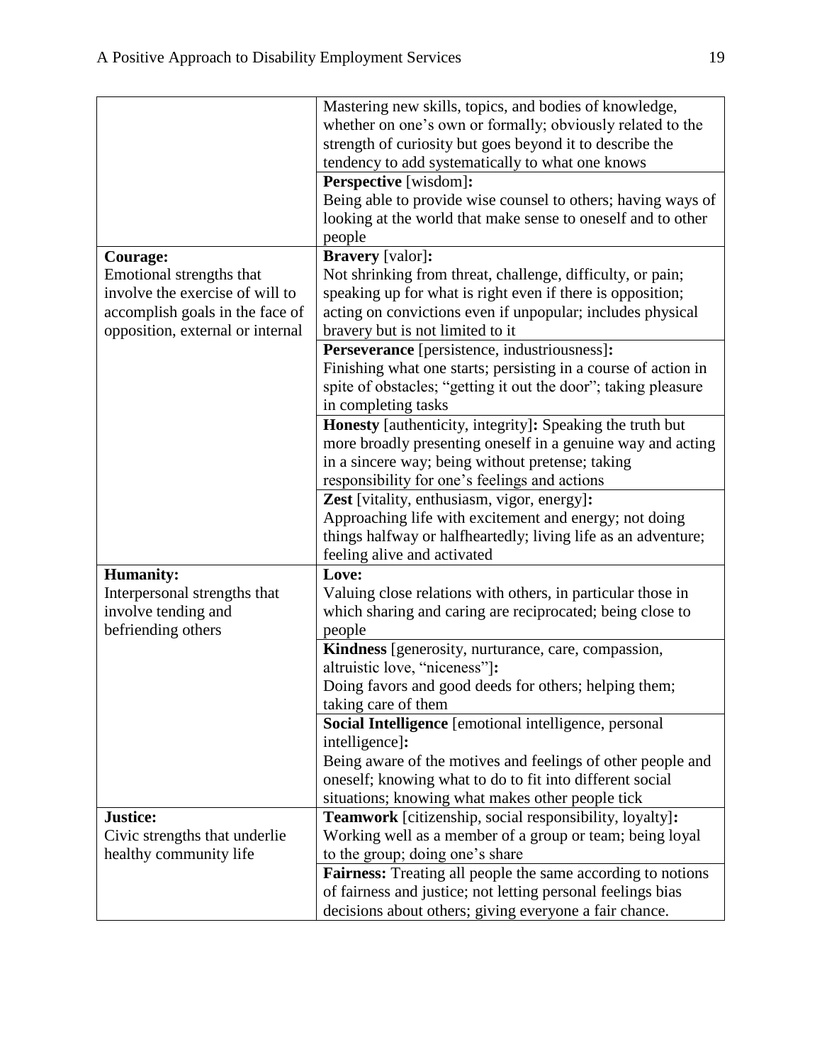| | |
|---|---|
| | Mastering new skills, topics, and bodies of knowledge, whether on one's own or formally; obviously related to the strength of curiosity but goes beyond it to describe the tendency to add systematically to what one knows |
| | **Perspective** [wisdom]**:** Being able to provide wise counsel to others; having ways of looking at the world that make sense to oneself and to other people |
| **Courage:** Emotional strengths that involve the exercise of will to accomplish goals in the face of opposition, external or internal | **Bravery** [valor]**:** Not shrinking from threat, challenge, difficulty, or pain; speaking up for what is right even if there is opposition; acting on convictions even if unpopular; includes physical bravery but is not limited to it |
| | **Perseverance** [persistence, industriousness]**:** Finishing what one starts; persisting in a course of action in spite of obstacles; "getting it out the door"; taking pleasure in completing tasks |
| | **Honesty** [authenticity, integrity]**:** Speaking the truth but more broadly presenting oneself in a genuine way and acting in a sincere way; being without pretense; taking responsibility for one's feelings and actions |
| | **Zest** [vitality, enthusiasm, vigor, energy]**:** Approaching life with excitement and energy; not doing things halfway or halfheartedly; living life as an adventure; feeling alive and activated |
| **Humanity:** Interpersonal strengths that involve tending and befriending others | **Love:** Valuing close relations with others, in particular those in which sharing and caring are reciprocated; being close to people |
| | **Kindness** [generosity, nurturance, care, compassion, altruistic love, "niceness"]**:** Doing favors and good deeds for others; helping them; taking care of them |
| | **Social Intelligence** [emotional intelligence, personal intelligence]**:** Being aware of the motives and feelings of other people and oneself; knowing what to do to fit into different social situations; knowing what makes other people tick |
| **Justice:** Civic strengths that underlie healthy community life | **Teamwork** [citizenship, social responsibility, loyalty]**:** Working well as a member of a group or team; being loyal to the group; doing one's share |
| | **Fairness:** Treating all people the same according to notions of fairness and justice; not letting personal feelings bias decisions about others; giving everyone a fair chance. |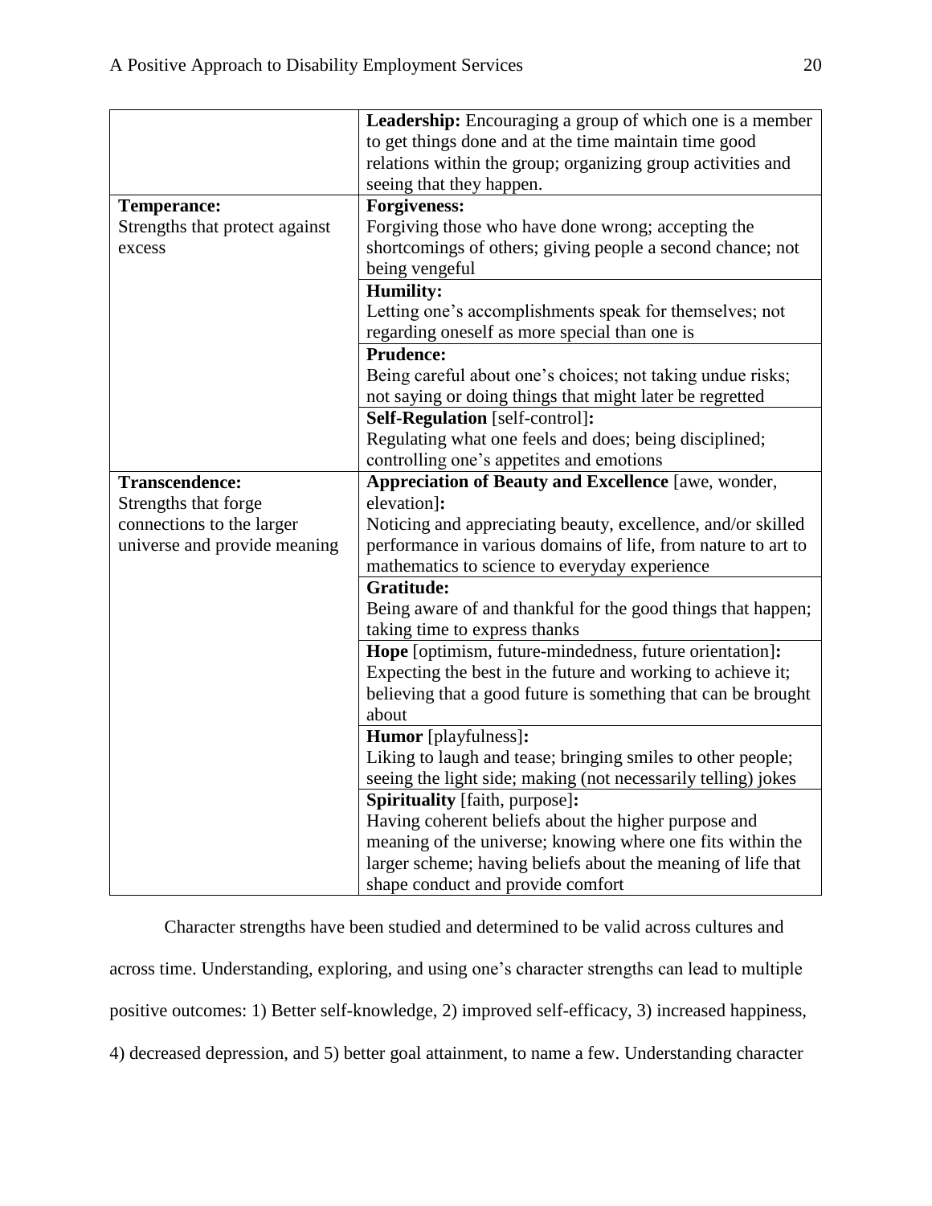| | |
|---|---|
| | **Leadership:** Encouraging a group of which one is a member to get things done and at the time maintain time good relations within the group; organizing group activities and seeing that they happen. |
| **Temperance:** Strengths that protect against excess | **Forgiveness:** Forgiving those who have done wrong; accepting the shortcomings of others; giving people a second chance; not being vengeful |
| | **Humility:** Letting one's accomplishments speak for themselves; not regarding oneself as more special than one is |
| | **Prudence:** Being careful about one's choices; not taking undue risks; not saying or doing things that might later be regretted |
| | **Self-Regulation** [self-control]**:** Regulating what one feels and does; being disciplined; controlling one's appetites and emotions |
| **Transcendence:** Strengths that forge connections to the larger universe and provide meaning | **Appreciation of Beauty and Excellence** [awe, wonder, elevation]**:** Noticing and appreciating beauty, excellence, and/or skilled performance in various domains of life, from nature to art to mathematics to science to everyday experience |
| | **Gratitude:** Being aware of and thankful for the good things that happen; taking time to express thanks |
| | **Hope** [optimism, future-mindedness, future orientation]**:** Expecting the best in the future and working to achieve it; believing that a good future is something that can be brought about |
| | **Humor** [playfulness]**:** Liking to laugh and tease; bringing smiles to other people; seeing the light side; making (not necessarily telling) jokes |
| | **Spirituality** [faith, purpose]**:** Having coherent beliefs about the higher purpose and meaning of the universe; knowing where one fits within the larger scheme; having beliefs about the meaning of life that shape conduct and provide comfort |

Character strengths have been studied and determined to be valid across cultures and across time. Understanding, exploring, and using one's character strengths can lead to multiple positive outcomes: 1) Better self-knowledge, 2) improved self-efficacy, 3) increased happiness, 4) decreased depression, and 5) better goal attainment, to name a few. Understanding character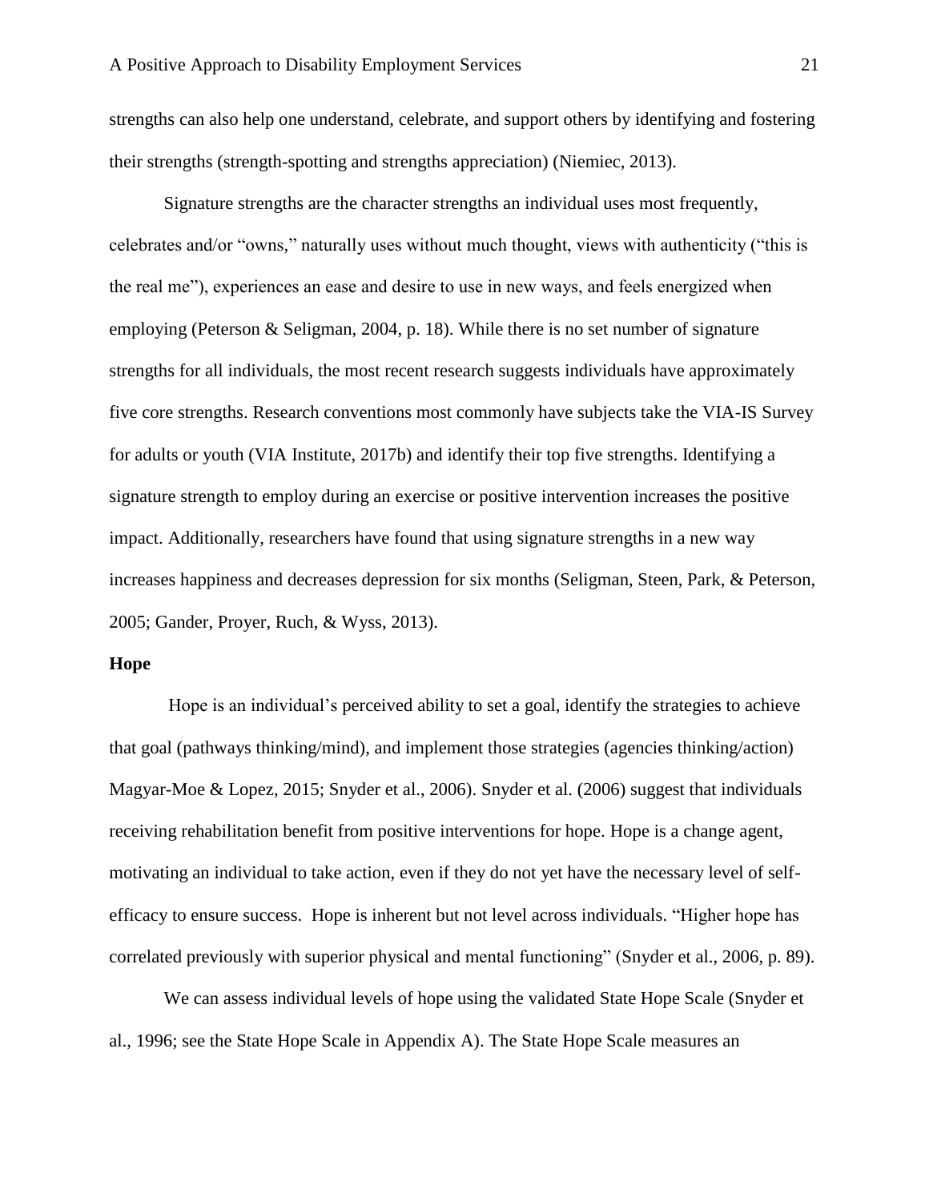strengths can also help one understand, celebrate, and support others by identifying and fostering their strengths (strength-spotting and strengths appreciation) (Niemiec, 2013).

Signature strengths are the character strengths an individual uses most frequently, celebrates and/or "owns," naturally uses without much thought, views with authenticity ("this is the real me"), experiences an ease and desire to use in new ways, and feels energized when employing (Peterson & Seligman, 2004, p. 18). While there is no set number of signature strengths for all individuals, the most recent research suggests individuals have approximately five core strengths. Research conventions most commonly have subjects take the VIA-IS Survey for adults or youth (VIA Institute, 2017b) and identify their top five strengths. Identifying a signature strength to employ during an exercise or positive intervention increases the positive impact. Additionally, researchers have found that using signature strengths in a new way increases happiness and decreases depression for six months (Seligman, Steen, Park, & Peterson, 2005; Gander, Proyer, Ruch, & Wyss, 2013).

**Hope**

Hope is an individual's perceived ability to set a goal, identify the strategies to achieve that goal (pathways thinking/mind), and implement those strategies (agencies thinking/action) Magyar-Moe & Lopez, 2015; Snyder et al., 2006). Snyder et al. (2006) suggest that individuals receiving rehabilitation benefit from positive interventions for hope. Hope is a change agent, motivating an individual to take action, even if they do not yet have the necessary level of self-efficacy to ensure success. Hope is inherent but not level across individuals. "Higher hope has correlated previously with superior physical and mental functioning" (Snyder et al., 2006, p. 89).

We can assess individual levels of hope using the validated State Hope Scale (Snyder et al., 1996; see the State Hope Scale in Appendix A). The State Hope Scale measures an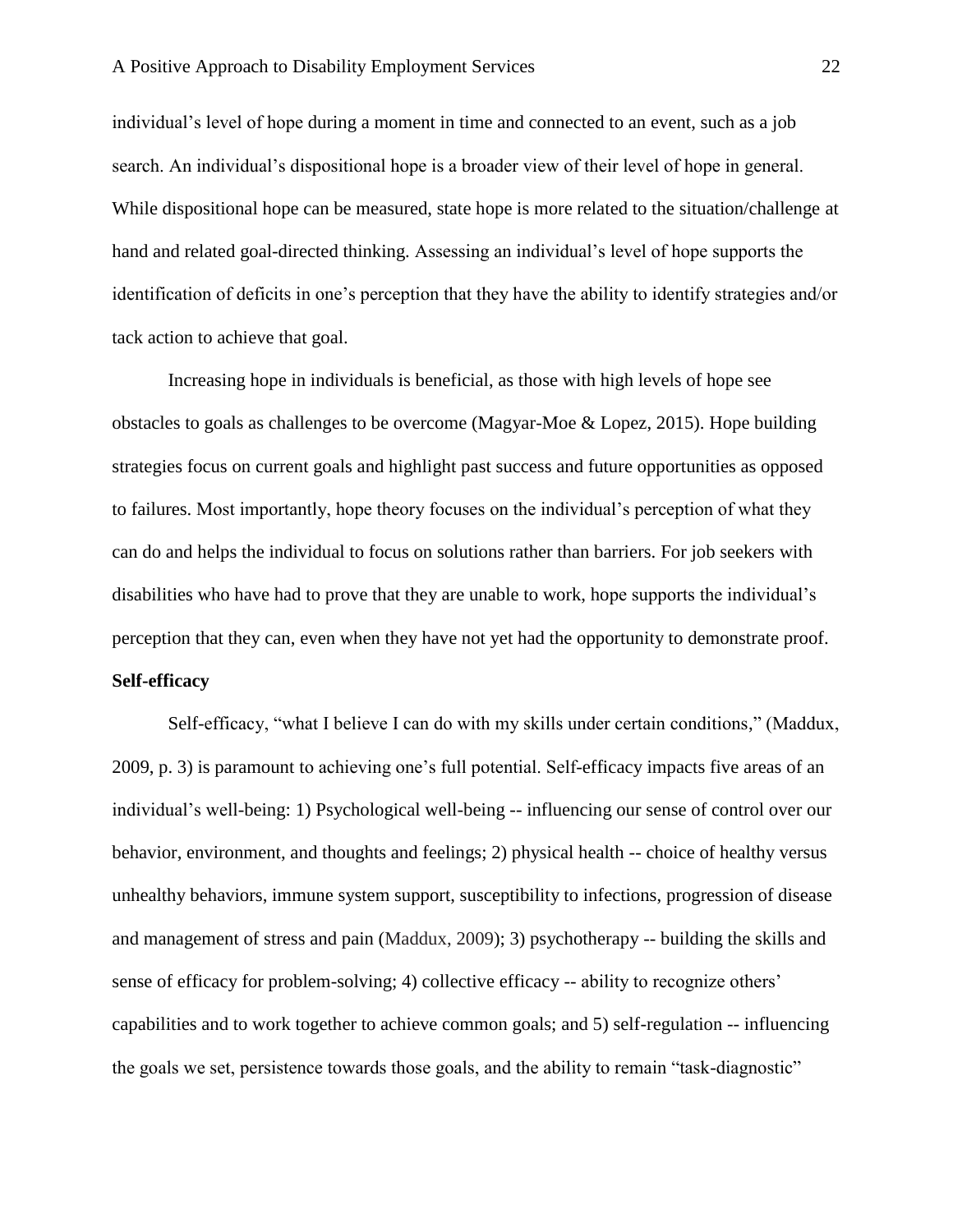individual's level of hope during a moment in time and connected to an event, such as a job search. An individual's dispositional hope is a broader view of their level of hope in general. While dispositional hope can be measured, state hope is more related to the situation/challenge at hand and related goal-directed thinking. Assessing an individual's level of hope supports the identification of deficits in one's perception that they have the ability to identify strategies and/or tack action to achieve that goal.

Increasing hope in individuals is beneficial, as those with high levels of hope see obstacles to goals as challenges to be overcome (Magyar-Moe & Lopez, 2015). Hope building strategies focus on current goals and highlight past success and future opportunities as opposed to failures. Most importantly, hope theory focuses on the individual's perception of what they can do and helps the individual to focus on solutions rather than barriers. For job seekers with disabilities who have had to prove that they are unable to work, hope supports the individual's perception that they can, even when they have not yet had the opportunity to demonstrate proof.

**Self-efficacy**

Self-efficacy, "what I believe I can do with my skills under certain conditions," (Maddux, 2009, p. 3) is paramount to achieving one's full potential. Self-efficacy impacts five areas of an individual's well-being: 1) Psychological well-being -- influencing our sense of control over our behavior, environment, and thoughts and feelings; 2) physical health -- choice of healthy versus unhealthy behaviors, immune system support, susceptibility to infections, progression of disease and management of stress and pain (Maddux, 2009); 3) psychotherapy -- building the skills and sense of efficacy for problem-solving; 4) collective efficacy -- ability to recognize others' capabilities and to work together to achieve common goals; and 5) self-regulation -- influencing the goals we set, persistence towards those goals, and the ability to remain "task-diagnostic"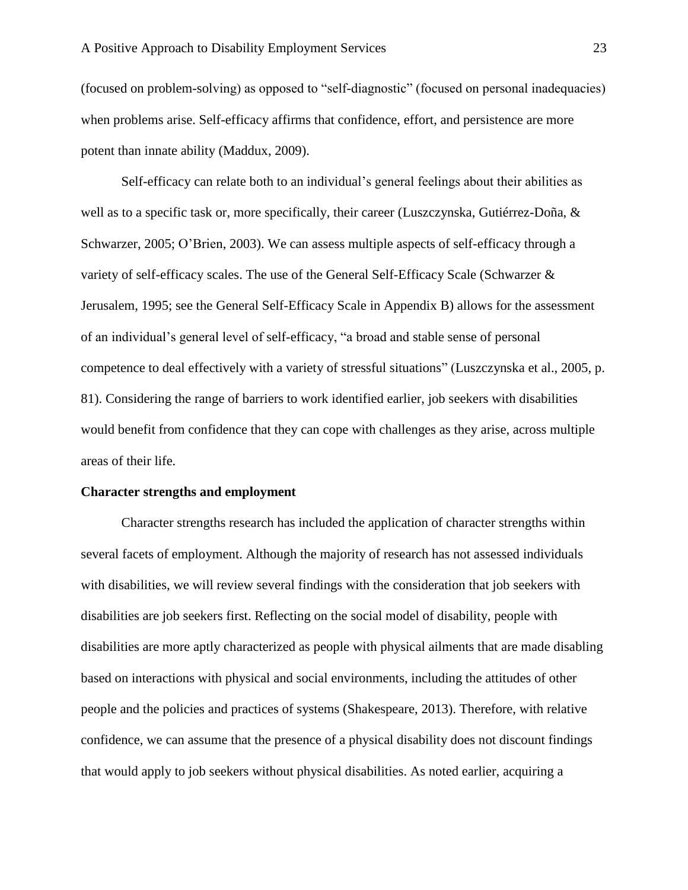(focused on problem-solving) as opposed to "self-diagnostic" (focused on personal inadequacies) when problems arise. Self-efficacy affirms that confidence, effort, and persistence are more potent than innate ability (Maddux, 2009).

Self-efficacy can relate both to an individual's general feelings about their abilities as well as to a specific task or, more specifically, their career (Luszczynska, Gutiérrez-Doña, & Schwarzer, 2005; O'Brien, 2003). We can assess multiple aspects of self-efficacy through a variety of self-efficacy scales. The use of the General Self-Efficacy Scale (Schwarzer & Jerusalem, 1995; see the General Self-Efficacy Scale in Appendix B) allows for the assessment of an individual's general level of self-efficacy, "a broad and stable sense of personal competence to deal effectively with a variety of stressful situations" (Luszczynska et al., 2005, p. 81). Considering the range of barriers to work identified earlier, job seekers with disabilities would benefit from confidence that they can cope with challenges as they arise, across multiple areas of their life.

**Character strengths and employment**

Character strengths research has included the application of character strengths within several facets of employment. Although the majority of research has not assessed individuals with disabilities, we will review several findings with the consideration that job seekers with disabilities are job seekers first. Reflecting on the social model of disability, people with disabilities are more aptly characterized as people with physical ailments that are made disabling based on interactions with physical and social environments, including the attitudes of other people and the policies and practices of systems (Shakespeare, 2013). Therefore, with relative confidence, we can assume that the presence of a physical disability does not discount findings that would apply to job seekers without physical disabilities. As noted earlier, acquiring a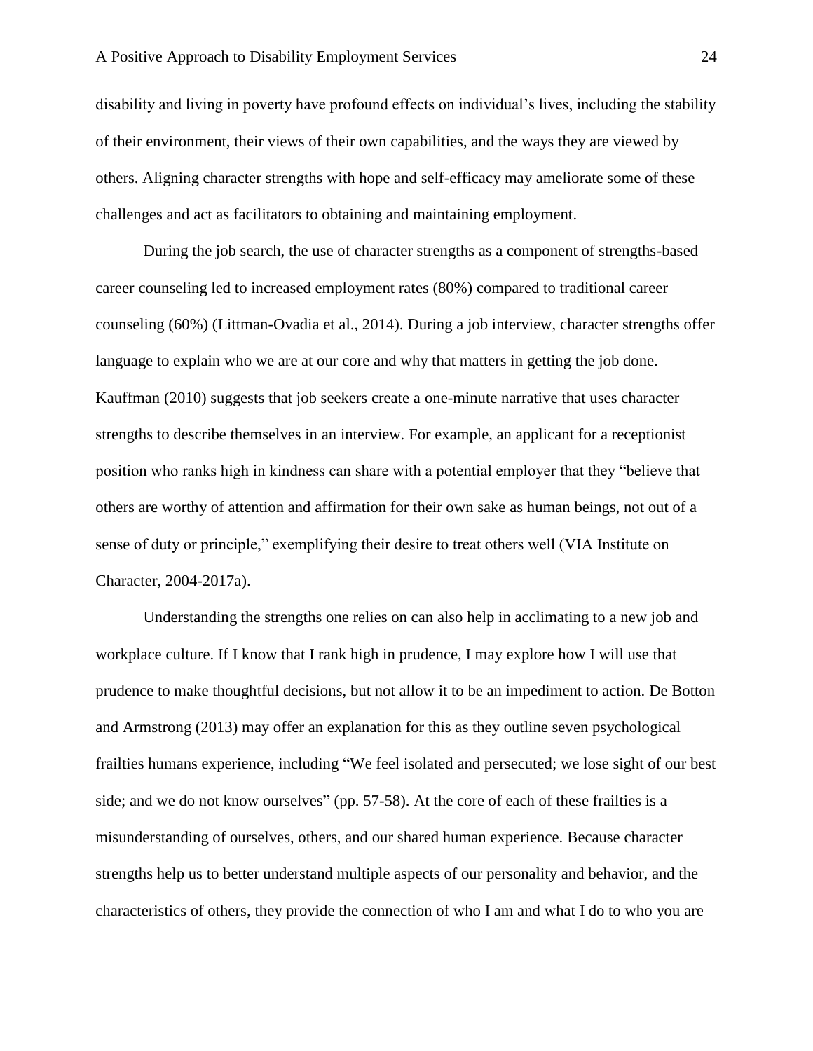disability and living in poverty have profound effects on individual's lives, including the stability of their environment, their views of their own capabilities, and the ways they are viewed by others. Aligning character strengths with hope and self-efficacy may ameliorate some of these challenges and act as facilitators to obtaining and maintaining employment.

During the job search, the use of character strengths as a component of strengths-based career counseling led to increased employment rates (80%) compared to traditional career counseling (60%) (Littman-Ovadia et al., 2014). During a job interview, character strengths offer language to explain who we are at our core and why that matters in getting the job done. Kauffman (2010) suggests that job seekers create a one-minute narrative that uses character strengths to describe themselves in an interview. For example, an applicant for a receptionist position who ranks high in kindness can share with a potential employer that they "believe that others are worthy of attention and affirmation for their own sake as human beings, not out of a sense of duty or principle," exemplifying their desire to treat others well (VIA Institute on Character, 2004-2017a).

Understanding the strengths one relies on can also help in acclimating to a new job and workplace culture. If I know that I rank high in prudence, I may explore how I will use that prudence to make thoughtful decisions, but not allow it to be an impediment to action. De Botton and Armstrong (2013) may offer an explanation for this as they outline seven psychological frailties humans experience, including "We feel isolated and persecuted; we lose sight of our best side; and we do not know ourselves" (pp. 57-58). At the core of each of these frailties is a misunderstanding of ourselves, others, and our shared human experience. Because character strengths help us to better understand multiple aspects of our personality and behavior, and the characteristics of others, they provide the connection of who I am and what I do to who you are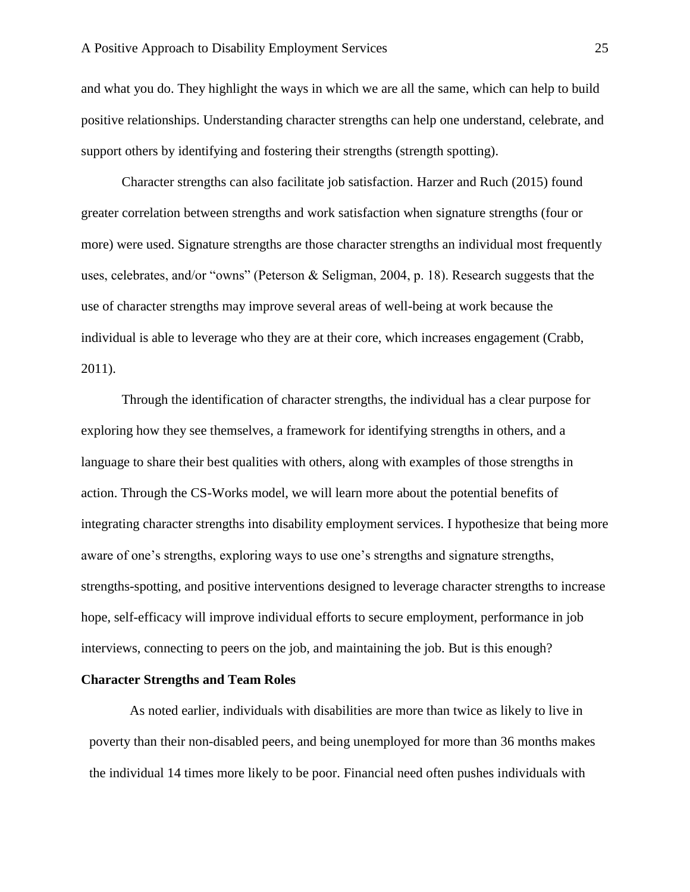and what you do. They highlight the ways in which we are all the same, which can help to build positive relationships. Understanding character strengths can help one understand, celebrate, and support others by identifying and fostering their strengths (strength spotting).

Character strengths can also facilitate job satisfaction. Harzer and Ruch (2015) found greater correlation between strengths and work satisfaction when signature strengths (four or more) were used. Signature strengths are those character strengths an individual most frequently uses, celebrates, and/or "owns" (Peterson & Seligman, 2004, p. 18). Research suggests that the use of character strengths may improve several areas of well-being at work because the individual is able to leverage who they are at their core, which increases engagement (Crabb, 2011).

Through the identification of character strengths, the individual has a clear purpose for exploring how they see themselves, a framework for identifying strengths in others, and a language to share their best qualities with others, along with examples of those strengths in action. Through the CS-Works model, we will learn more about the potential benefits of integrating character strengths into disability employment services. I hypothesize that being more aware of one's strengths, exploring ways to use one's strengths and signature strengths, strengths-spotting, and positive interventions designed to leverage character strengths to increase hope, self-efficacy will improve individual efforts to secure employment, performance in job interviews, connecting to peers on the job, and maintaining the job. But is this enough?

**Character Strengths and Team Roles**

As noted earlier, individuals with disabilities are more than twice as likely to live in poverty than their non-disabled peers, and being unemployed for more than 36 months makes the individual 14 times more likely to be poor. Financial need often pushes individuals with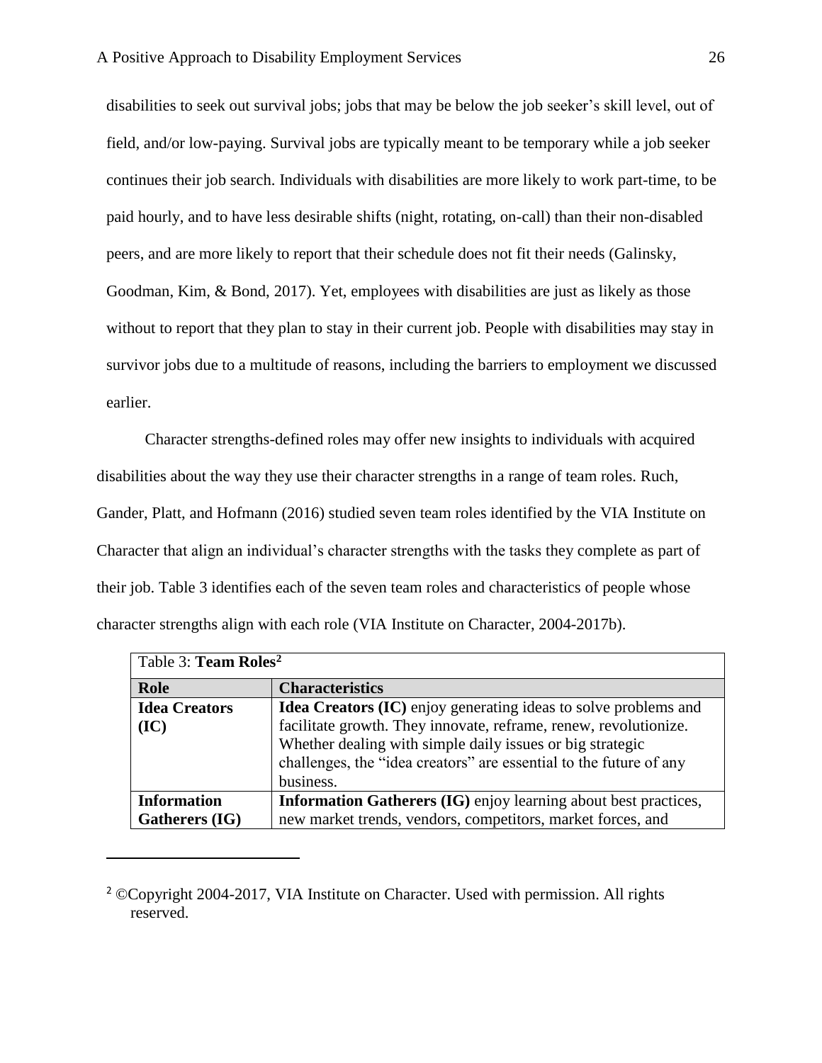disabilities to seek out survival jobs; jobs that may be below the job seeker's skill level, out of field, and/or low-paying. Survival jobs are typically meant to be temporary while a job seeker continues their job search. Individuals with disabilities are more likely to work part-time, to be paid hourly, and to have less desirable shifts (night, rotating, on-call) than their non-disabled peers, and are more likely to report that their schedule does not fit their needs (Galinsky, Goodman, Kim, & Bond, 2017). Yet, employees with disabilities are just as likely as those without to report that they plan to stay in their current job. People with disabilities may stay in survivor jobs due to a multitude of reasons, including the barriers to employment we discussed earlier.

Character strengths-defined roles may offer new insights to individuals with acquired disabilities about the way they use their character strengths in a range of team roles. Ruch, Gander, Platt, and Hofmann (2016) studied seven team roles identified by the VIA Institute on Character that align an individual's character strengths with the tasks they complete as part of their job. Table 3 identifies each of the seven team roles and characteristics of people whose character strengths align with each role (VIA Institute on Character, 2004-2017b).

Table 3: **Team Roles**[2]

| Role | Characteristics |
|---|---|
| **Idea Creators (IC)** | **Idea Creators (IC)** enjoy generating ideas to solve problems and facilitate growth. They innovate, reframe, renew, revolutionize. Whether dealing with simple daily issues or big strategic challenges, the "idea creators" are essential to the future of any business. |
| **Information Gatherers (IG)** | **Information Gatherers (IG)** enjoy learning about best practices, new market trends, vendors, competitors, market forces, and |

[2] ©Copyright 2004-2017, VIA Institute on Character. Used with permission. All rights reserved.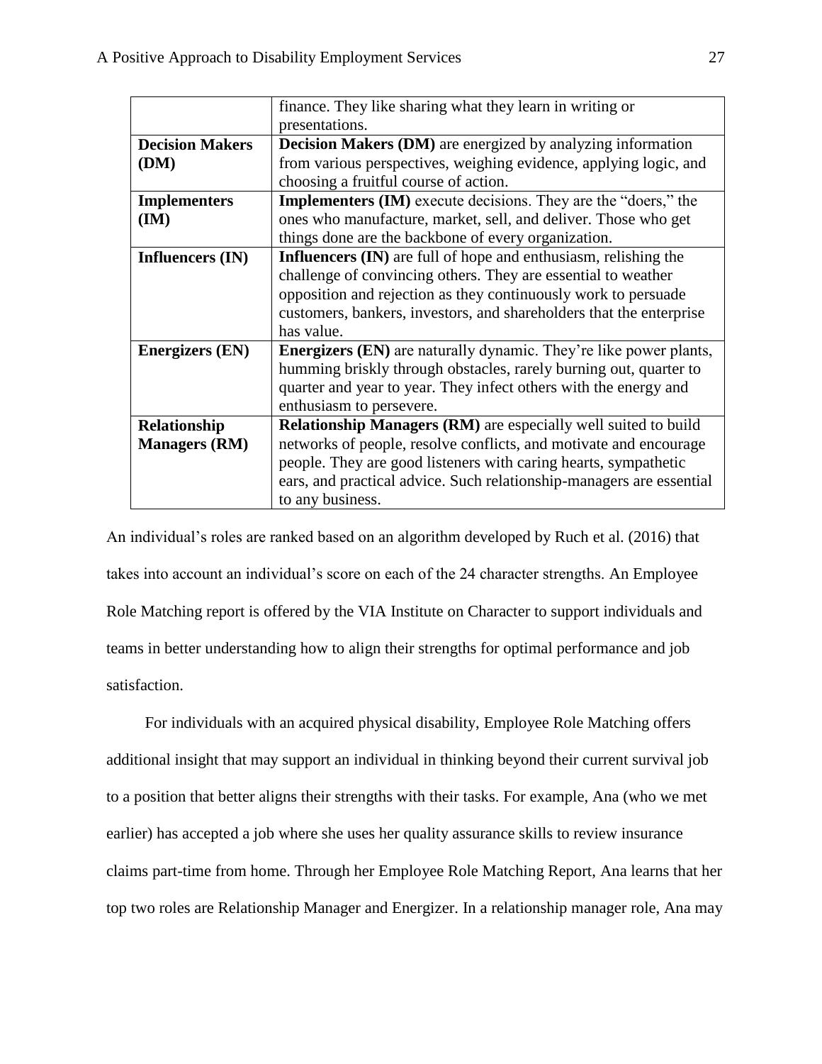| | |
|---|---|
| | finance. They like sharing what they learn in writing or presentations. |
| **Decision Makers (DM)** | **Decision Makers (DM)** are energized by analyzing information from various perspectives, weighing evidence, applying logic, and choosing a fruitful course of action. |
| **Implementers (IM)** | **Implementers (IM)** execute decisions. They are the "doers," the ones who manufacture, market, sell, and deliver. Those who get things done are the backbone of every organization. |
| **Influencers (IN)** | **Influencers (IN)** are full of hope and enthusiasm, relishing the challenge of convincing others. They are essential to weather opposition and rejection as they continuously work to persuade customers, bankers, investors, and shareholders that the enterprise has value. |
| **Energizers (EN)** | **Energizers (EN)** are naturally dynamic. They're like power plants, humming briskly through obstacles, rarely burning out, quarter to quarter and year to year. They infect others with the energy and enthusiasm to persevere. |
| **Relationship Managers (RM)** | **Relationship Managers (RM)** are especially well suited to build networks of people, resolve conflicts, and motivate and encourage people. They are good listeners with caring hearts, sympathetic ears, and practical advice. Such relationship-managers are essential to any business. |

An individual's roles are ranked based on an algorithm developed by Ruch et al. (2016) that takes into account an individual's score on each of the 24 character strengths. An Employee Role Matching report is offered by the VIA Institute on Character to support individuals and teams in better understanding how to align their strengths for optimal performance and job satisfaction.

For individuals with an acquired physical disability, Employee Role Matching offers additional insight that may support an individual in thinking beyond their current survival job to a position that better aligns their strengths with their tasks. For example, Ana (who we met earlier) has accepted a job where she uses her quality assurance skills to review insurance claims part-time from home. Through her Employee Role Matching Report, Ana learns that her top two roles are Relationship Manager and Energizer. In a relationship manager role, Ana may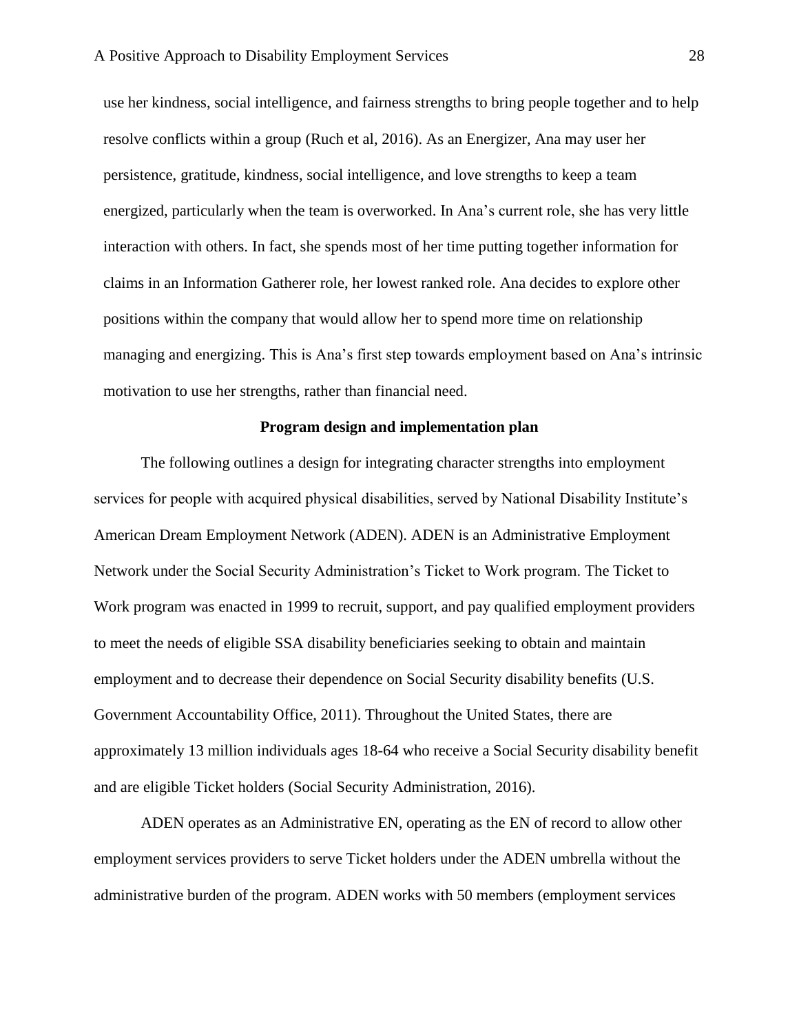use her kindness, social intelligence, and fairness strengths to bring people together and to help resolve conflicts within a group (Ruch et al, 2016). As an Energizer, Ana may user her persistence, gratitude, kindness, social intelligence, and love strengths to keep a team energized, particularly when the team is overworked. In Ana's current role, she has very little interaction with others. In fact, she spends most of her time putting together information for claims in an Information Gatherer role, her lowest ranked role. Ana decides to explore other positions within the company that would allow her to spend more time on relationship managing and energizing. This is Ana's first step towards employment based on Ana's intrinsic motivation to use her strengths, rather than financial need.

## Program design and implementation plan

The following outlines a design for integrating character strengths into employment services for people with acquired physical disabilities, served by National Disability Institute's American Dream Employment Network (ADEN). ADEN is an Administrative Employment Network under the Social Security Administration's Ticket to Work program. The Ticket to Work program was enacted in 1999 to recruit, support, and pay qualified employment providers to meet the needs of eligible SSA disability beneficiaries seeking to obtain and maintain employment and to decrease their dependence on Social Security disability benefits (U.S. Government Accountability Office, 2011). Throughout the United States, there are approximately 13 million individuals ages 18-64 who receive a Social Security disability benefit and are eligible Ticket holders (Social Security Administration, 2016).

ADEN operates as an Administrative EN, operating as the EN of record to allow other employment services providers to serve Ticket holders under the ADEN umbrella without the administrative burden of the program. ADEN works with 50 members (employment services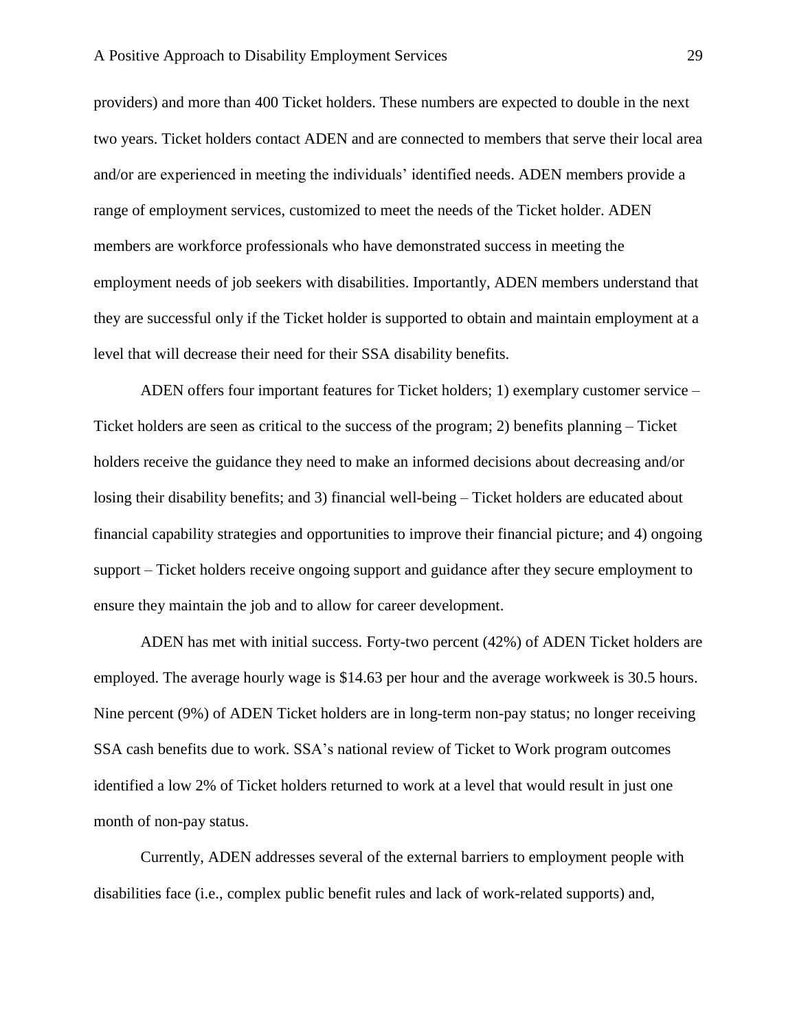providers) and more than 400 Ticket holders. These numbers are expected to double in the next two years. Ticket holders contact ADEN and are connected to members that serve their local area and/or are experienced in meeting the individuals' identified needs. ADEN members provide a range of employment services, customized to meet the needs of the Ticket holder. ADEN members are workforce professionals who have demonstrated success in meeting the employment needs of job seekers with disabilities. Importantly, ADEN members understand that they are successful only if the Ticket holder is supported to obtain and maintain employment at a level that will decrease their need for their SSA disability benefits.

ADEN offers four important features for Ticket holders; 1) exemplary customer service – Ticket holders are seen as critical to the success of the program; 2) benefits planning – Ticket holders receive the guidance they need to make an informed decisions about decreasing and/or losing their disability benefits; and 3) financial well-being – Ticket holders are educated about financial capability strategies and opportunities to improve their financial picture; and 4) ongoing support – Ticket holders receive ongoing support and guidance after they secure employment to ensure they maintain the job and to allow for career development.

ADEN has met with initial success. Forty-two percent (42%) of ADEN Ticket holders are employed. The average hourly wage is $14.63 per hour and the average workweek is 30.5 hours. Nine percent (9%) of ADEN Ticket holders are in long-term non-pay status; no longer receiving SSA cash benefits due to work. SSA's national review of Ticket to Work program outcomes identified a low 2% of Ticket holders returned to work at a level that would result in just one month of non-pay status.

Currently, ADEN addresses several of the external barriers to employment people with disabilities face (i.e., complex public benefit rules and lack of work-related supports) and,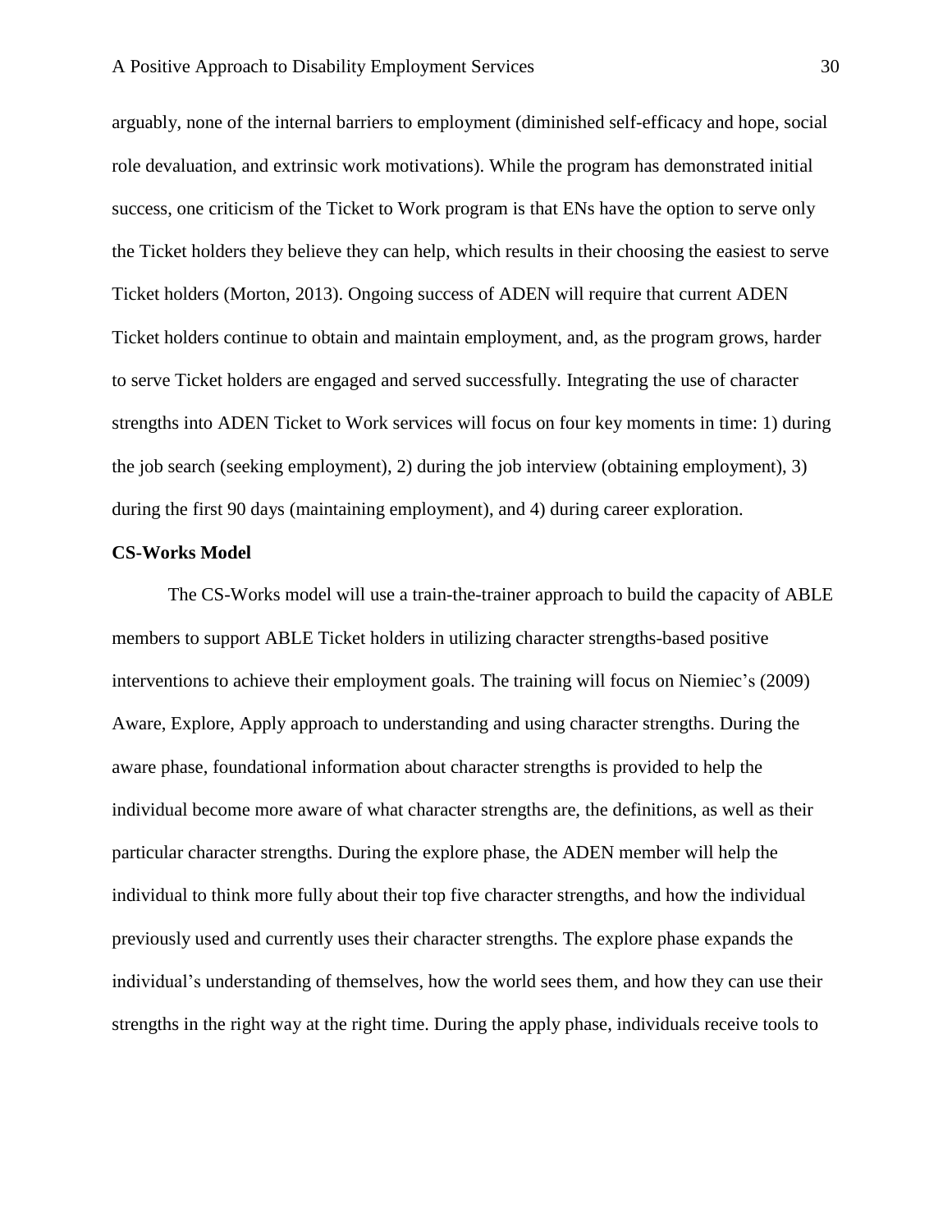arguably, none of the internal barriers to employment (diminished self-efficacy and hope, social role devaluation, and extrinsic work motivations). While the program has demonstrated initial success, one criticism of the Ticket to Work program is that ENs have the option to serve only the Ticket holders they believe they can help, which results in their choosing the easiest to serve Ticket holders (Morton, 2013). Ongoing success of ADEN will require that current ADEN Ticket holders continue to obtain and maintain employment, and, as the program grows, harder to serve Ticket holders are engaged and served successfully. Integrating the use of character strengths into ADEN Ticket to Work services will focus on four key moments in time: 1) during the job search (seeking employment), 2) during the job interview (obtaining employment), 3) during the first 90 days (maintaining employment), and 4) during career exploration.

**CS-Works Model**

The CS-Works model will use a train-the-trainer approach to build the capacity of ABLE members to support ABLE Ticket holders in utilizing character strengths-based positive interventions to achieve their employment goals. The training will focus on Niemiec's (2009) Aware, Explore, Apply approach to understanding and using character strengths. During the aware phase, foundational information about character strengths is provided to help the individual become more aware of what character strengths are, the definitions, as well as their particular character strengths. During the explore phase, the ADEN member will help the individual to think more fully about their top five character strengths, and how the individual previously used and currently uses their character strengths. The explore phase expands the individual's understanding of themselves, how the world sees them, and how they can use their strengths in the right way at the right time. During the apply phase, individuals receive tools to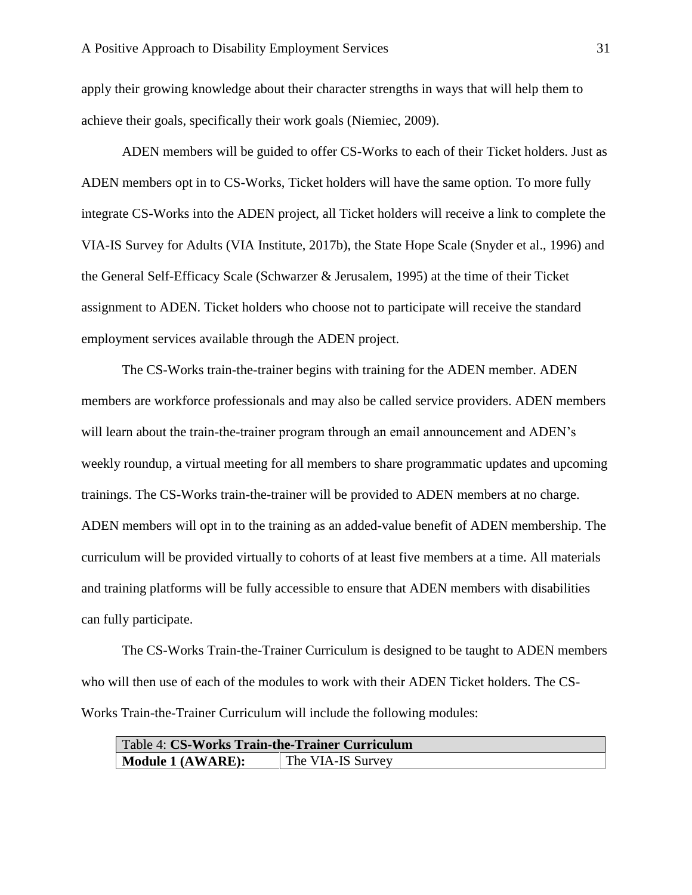apply their growing knowledge about their character strengths in ways that will help them to achieve their goals, specifically their work goals (Niemiec, 2009).

ADEN members will be guided to offer CS-Works to each of their Ticket holders. Just as ADEN members opt in to CS-Works, Ticket holders will have the same option. To more fully integrate CS-Works into the ADEN project, all Ticket holders will receive a link to complete the VIA-IS Survey for Adults (VIA Institute, 2017b), the State Hope Scale (Snyder et al., 1996) and the General Self-Efficacy Scale (Schwarzer & Jerusalem, 1995) at the time of their Ticket assignment to ADEN. Ticket holders who choose not to participate will receive the standard employment services available through the ADEN project.

The CS-Works train-the-trainer begins with training for the ADEN member. ADEN members are workforce professionals and may also be called service providers. ADEN members will learn about the train-the-trainer program through an email announcement and ADEN's weekly roundup, a virtual meeting for all members to share programmatic updates and upcoming trainings. The CS-Works train-the-trainer will be provided to ADEN members at no charge. ADEN members will opt in to the training as an added-value benefit of ADEN membership. The curriculum will be provided virtually to cohorts of at least five members at a time. All materials and training platforms will be fully accessible to ensure that ADEN members with disabilities can fully participate.

The CS-Works Train-the-Trainer Curriculum is designed to be taught to ADEN members who will then use of each of the modules to work with their ADEN Ticket holders. The CS-Works Train-the-Trainer Curriculum will include the following modules:

| Table 4: **CS-Works Train-the-Trainer Curriculum** | |
|---|---|
| **Module 1 (AWARE):** | The VIA-IS Survey |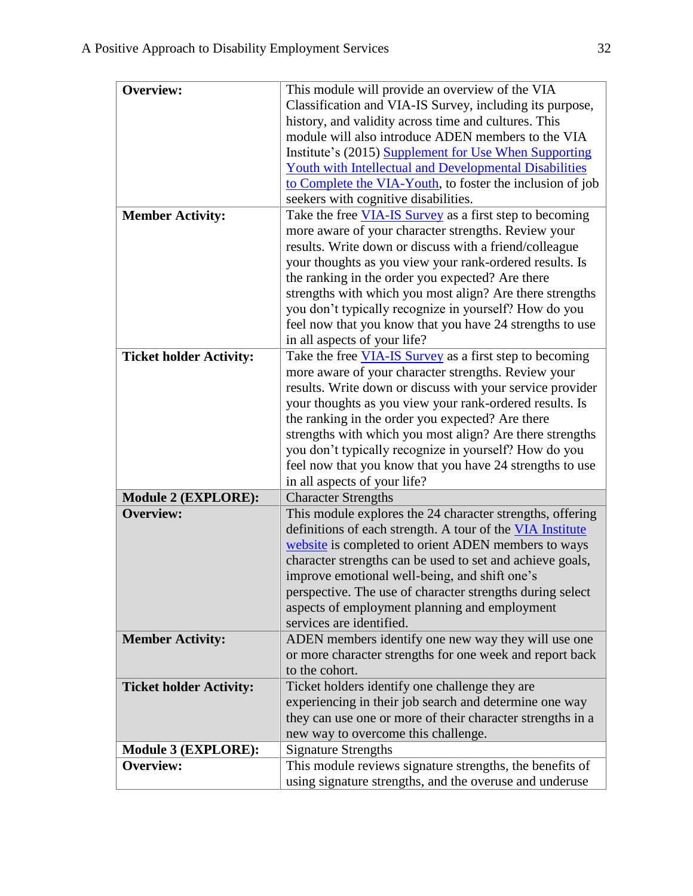| | |
|---|---|
| **Overview:** | This module will provide an overview of the VIA Classification and VIA-IS Survey, including its purpose, history, and validity across time and cultures. This module will also introduce ADEN members to the VIA Institute's (2015) Supplement for Use When Supporting Youth with Intellectual and Developmental Disabilities to Complete the VIA-Youth, to foster the inclusion of job seekers with cognitive disabilities. |
| **Member Activity:** | Take the free VIA-IS Survey as a first step to becoming more aware of your character strengths. Review your results. Write down or discuss with a friend/colleague your thoughts as you view your rank-ordered results. Is the ranking in the order you expected? Are there strengths with which you most align? Are there strengths you don't typically recognize in yourself? How do you feel now that you know that you have 24 strengths to use in all aspects of your life? |
| **Ticket holder Activity:** | Take the free VIA-IS Survey as a first step to becoming more aware of your character strengths. Review your results. Write down or discuss with your service provider your thoughts as you view your rank-ordered results. Is the ranking in the order you expected? Are there strengths with which you most align? Are there strengths you don't typically recognize in yourself? How do you feel now that you know that you have 24 strengths to use in all aspects of your life? |
| **Module 2 (EXPLORE):** | Character Strengths |
| **Overview:** | This module explores the 24 character strengths, offering definitions of each strength. A tour of the VIA Institute website is completed to orient ADEN members to ways character strengths can be used to set and achieve goals, improve emotional well-being, and shift one's perspective. The use of character strengths during select aspects of employment planning and employment services are identified. |
| **Member Activity:** | ADEN members identify one new way they will use one or more character strengths for one week and report back to the cohort. |
| **Ticket holder Activity:** | Ticket holders identify one challenge they are experiencing in their job search and determine one way they can use one or more of their character strengths in a new way to overcome this challenge. |
| **Module 3 (EXPLORE):** | Signature Strengths |
| **Overview:** | This module reviews signature strengths, the benefits of using signature strengths, and the overuse and underuse |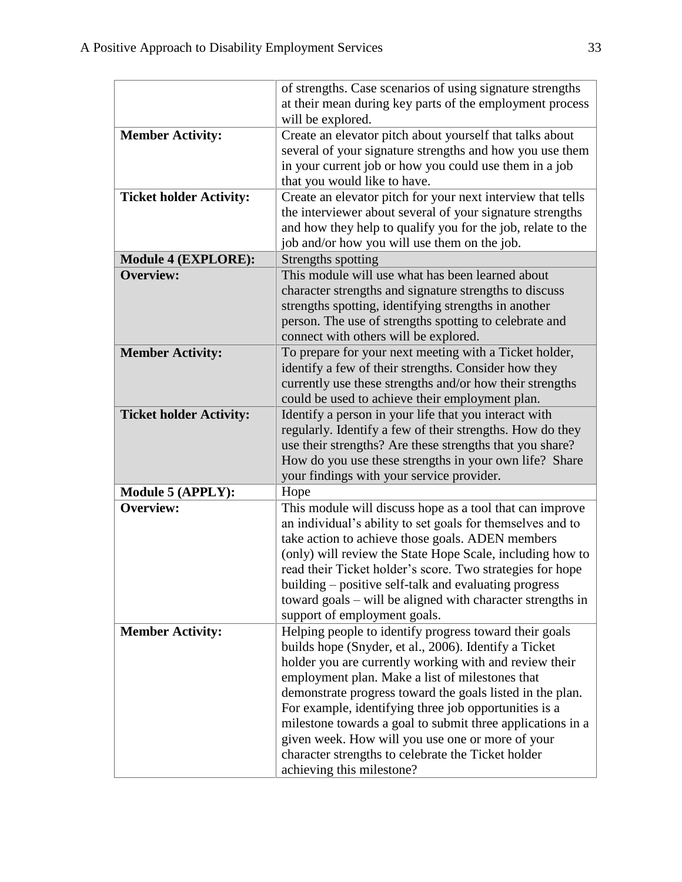| | |
|---|---|
| | of strengths. Case scenarios of using signature strengths at their mean during key parts of the employment process will be explored. |
| **Member Activity:** | Create an elevator pitch about yourself that talks about several of your signature strengths and how you use them in your current job or how you could use them in a job that you would like to have. |
| **Ticket holder Activity:** | Create an elevator pitch for your next interview that tells the interviewer about several of your signature strengths and how they help to qualify you for the job, relate to the job and/or how you will use them on the job. |
| **Module 4 (EXPLORE):** | Strengths spotting |
| **Overview:** | This module will use what has been learned about character strengths and signature strengths to discuss strengths spotting, identifying strengths in another person. The use of strengths spotting to celebrate and connect with others will be explored. |
| **Member Activity:** | To prepare for your next meeting with a Ticket holder, identify a few of their strengths. Consider how they currently use these strengths and/or how their strengths could be used to achieve their employment plan. |
| **Ticket holder Activity:** | Identify a person in your life that you interact with regularly. Identify a few of their strengths. How do they use their strengths? Are these strengths that you share? How do you use these strengths in your own life? Share your findings with your service provider. |
| **Module 5 (APPLY):** | Hope |
| **Overview:** | This module will discuss hope as a tool that can improve an individual's ability to set goals for themselves and to take action to achieve those goals. ADEN members (only) will review the State Hope Scale, including how to read their Ticket holder's score. Two strategies for hope building – positive self-talk and evaluating progress toward goals – will be aligned with character strengths in support of employment goals. |
| **Member Activity:** | Helping people to identify progress toward their goals builds hope (Snyder, et al., 2006). Identify a Ticket holder you are currently working with and review their employment plan. Make a list of milestones that demonstrate progress toward the goals listed in the plan. For example, identifying three job opportunities is a milestone towards a goal to submit three applications in a given week. How will you use one or more of your character strengths to celebrate the Ticket holder achieving this milestone? |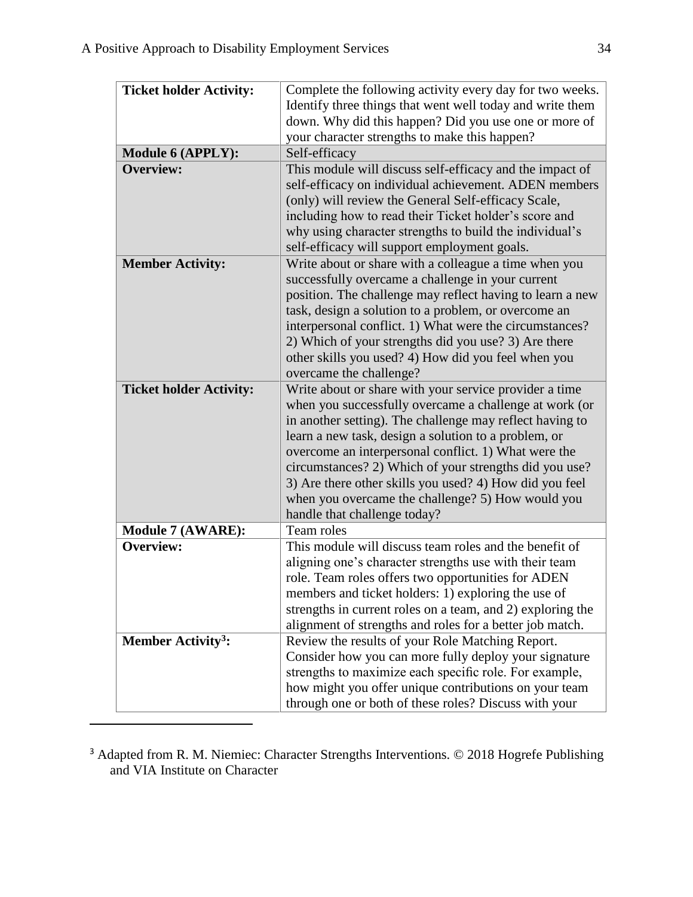| | |
|---|---|
| **Ticket holder Activity:** | Complete the following activity every day for two weeks. Identify three things that went well today and write them down. Why did this happen? Did you use one or more of your character strengths to make this happen? |
| **Module 6 (APPLY):** | Self-efficacy |
| **Overview:** | This module will discuss self-efficacy and the impact of self-efficacy on individual achievement. ADEN members (only) will review the General Self-efficacy Scale, including how to read their Ticket holder's score and why using character strengths to build the individual's self-efficacy will support employment goals. |
| **Member Activity:** | Write about or share with a colleague a time when you successfully overcame a challenge in your current position. The challenge may reflect having to learn a new task, design a solution to a problem, or overcome an interpersonal conflict. 1) What were the circumstances? 2) Which of your strengths did you use? 3) Are there other skills you used? 4) How did you feel when you overcame the challenge? |
| **Ticket holder Activity:** | Write about or share with your service provider a time when you successfully overcame a challenge at work (or in another setting). The challenge may reflect having to learn a new task, design a solution to a problem, or overcome an interpersonal conflict. 1) What were the circumstances? 2) Which of your strengths did you use? 3) Are there other skills you used? 4) How did you feel when you overcame the challenge? 5) How would you handle that challenge today? |
| **Module 7 (AWARE):** | Team roles |
| **Overview:** | This module will discuss team roles and the benefit of aligning one's character strengths use with their team role. Team roles offers two opportunities for ADEN members and ticket holders: 1) exploring the use of strengths in current roles on a team, and 2) exploring the alignment of strengths and roles for a better job match. |
| **Member Activity[3]:** | Review the results of your Role Matching Report. Consider how you can more fully deploy your signature strengths to maximize each specific role. For example, how might you offer unique contributions on your team through one or both of these roles? Discuss with your |

[3] Adapted from R. M. Niemiec: Character Strengths Interventions. © 2018 Hogrefe Publishing and VIA Institute on Character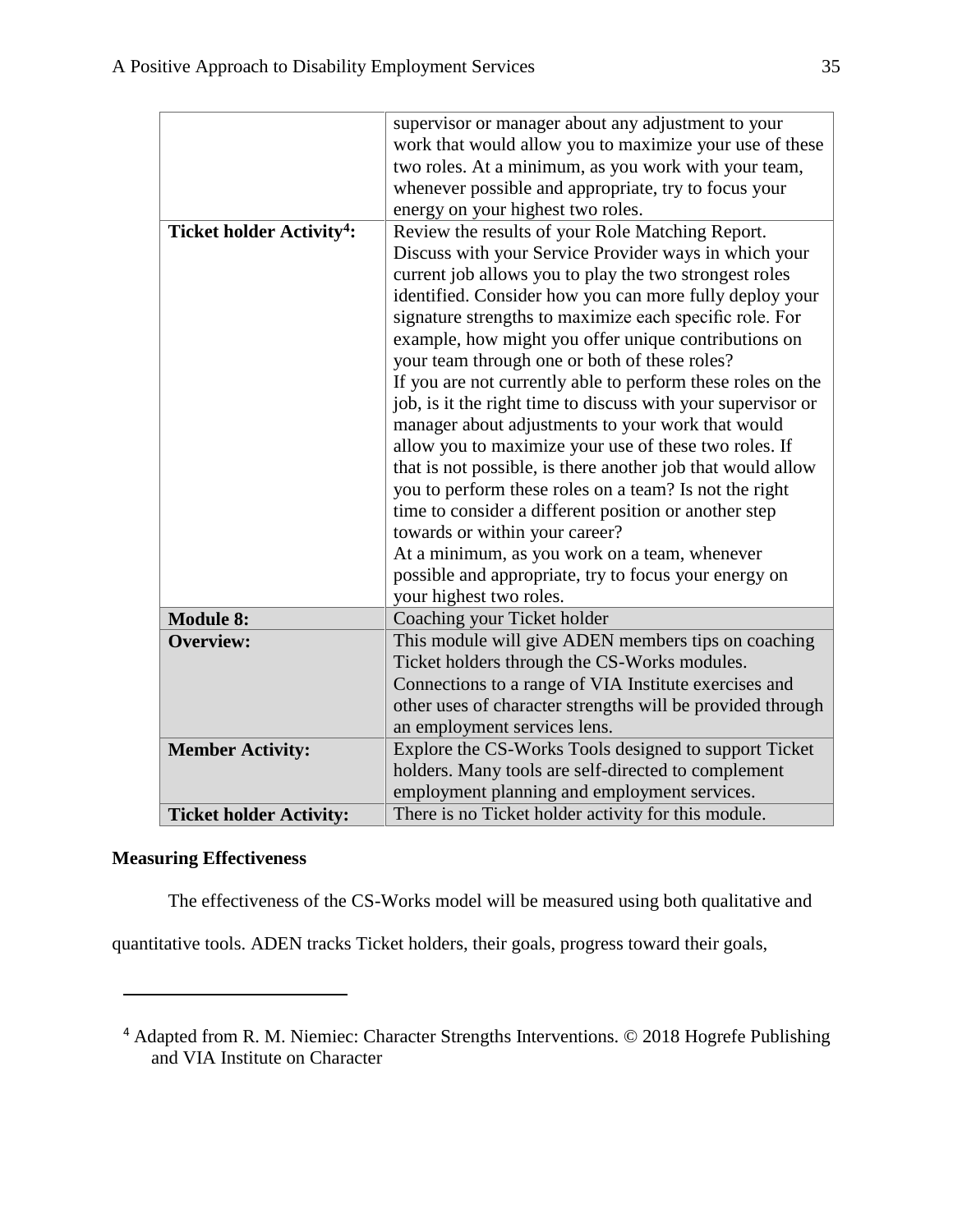| | |
|---|---|
| | supervisor or manager about any adjustment to your work that would allow you to maximize your use of these two roles. At a minimum, as you work with your team, whenever possible and appropriate, try to focus your energy on your highest two roles. |
| **Ticket holder Activity[4]:** | Review the results of your Role Matching Report. Discuss with your Service Provider ways in which your current job allows you to play the two strongest roles identified. Consider how you can more fully deploy your signature strengths to maximize each specific role. For example, how might you offer unique contributions on your team through one or both of these roles?<br>If you are not currently able to perform these roles on the job, is it the right time to discuss with your supervisor or manager about adjustments to your work that would allow you to maximize your use of these two roles. If that is not possible, is there another job that would allow you to perform these roles on a team? Is not the right time to consider a different position or another step towards or within your career?<br>At a minimum, as you work on a team, whenever possible and appropriate, try to focus your energy on your highest two roles. |
| **Module 8:** | Coaching your Ticket holder |
| **Overview:** | This module will give ADEN members tips on coaching Ticket holders through the CS-Works modules. Connections to a range of VIA Institute exercises and other uses of character strengths will be provided through an employment services lens. |
| **Member Activity:** | Explore the CS-Works Tools designed to support Ticket holders. Many tools are self-directed to complement employment planning and employment services. |
| **Ticket holder Activity:** | There is no Ticket holder activity for this module. |

**Measuring Effectiveness**

The effectiveness of the CS-Works model will be measured using both qualitative and quantitative tools. ADEN tracks Ticket holders, their goals, progress toward their goals,

[4] Adapted from R. M. Niemiec: Character Strengths Interventions. © 2018 Hogrefe Publishing and VIA Institute on Character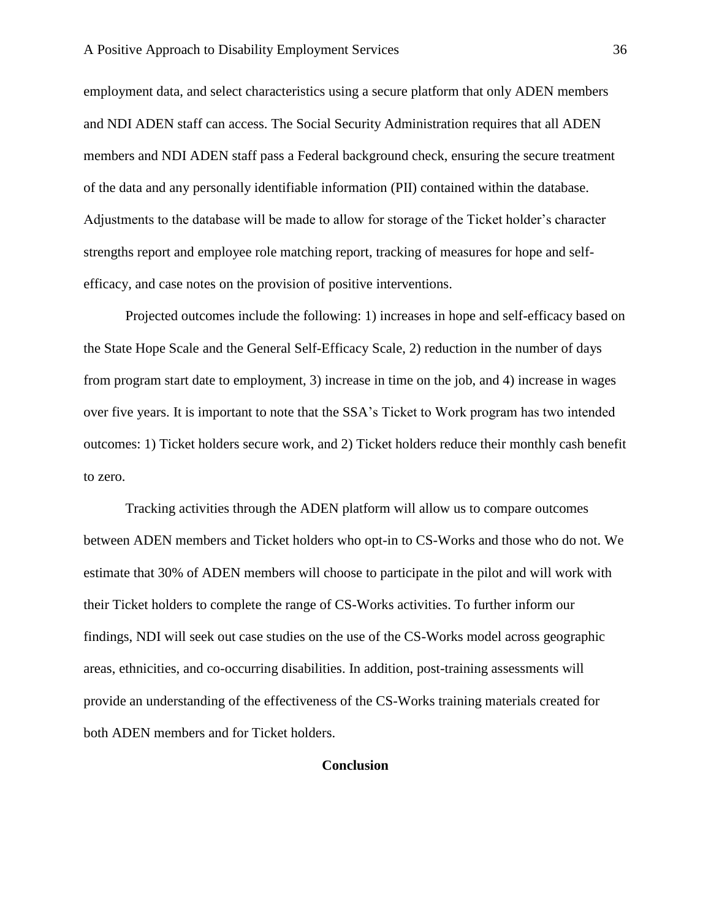employment data, and select characteristics using a secure platform that only ADEN members and NDI ADEN staff can access. The Social Security Administration requires that all ADEN members and NDI ADEN staff pass a Federal background check, ensuring the secure treatment of the data and any personally identifiable information (PII) contained within the database. Adjustments to the database will be made to allow for storage of the Ticket holder's character strengths report and employee role matching report, tracking of measures for hope and self-efficacy, and case notes on the provision of positive interventions.

Projected outcomes include the following: 1) increases in hope and self-efficacy based on the State Hope Scale and the General Self-Efficacy Scale, 2) reduction in the number of days from program start date to employment, 3) increase in time on the job, and 4) increase in wages over five years. It is important to note that the SSA's Ticket to Work program has two intended outcomes: 1) Ticket holders secure work, and 2) Ticket holders reduce their monthly cash benefit to zero.

Tracking activities through the ADEN platform will allow us to compare outcomes between ADEN members and Ticket holders who opt-in to CS-Works and those who do not. We estimate that 30% of ADEN members will choose to participate in the pilot and will work with their Ticket holders to complete the range of CS-Works activities. To further inform our findings, NDI will seek out case studies on the use of the CS-Works model across geographic areas, ethnicities, and co-occurring disabilities. In addition, post-training assessments will provide an understanding of the effectiveness of the CS-Works training materials created for both ADEN members and for Ticket holders.

## Conclusion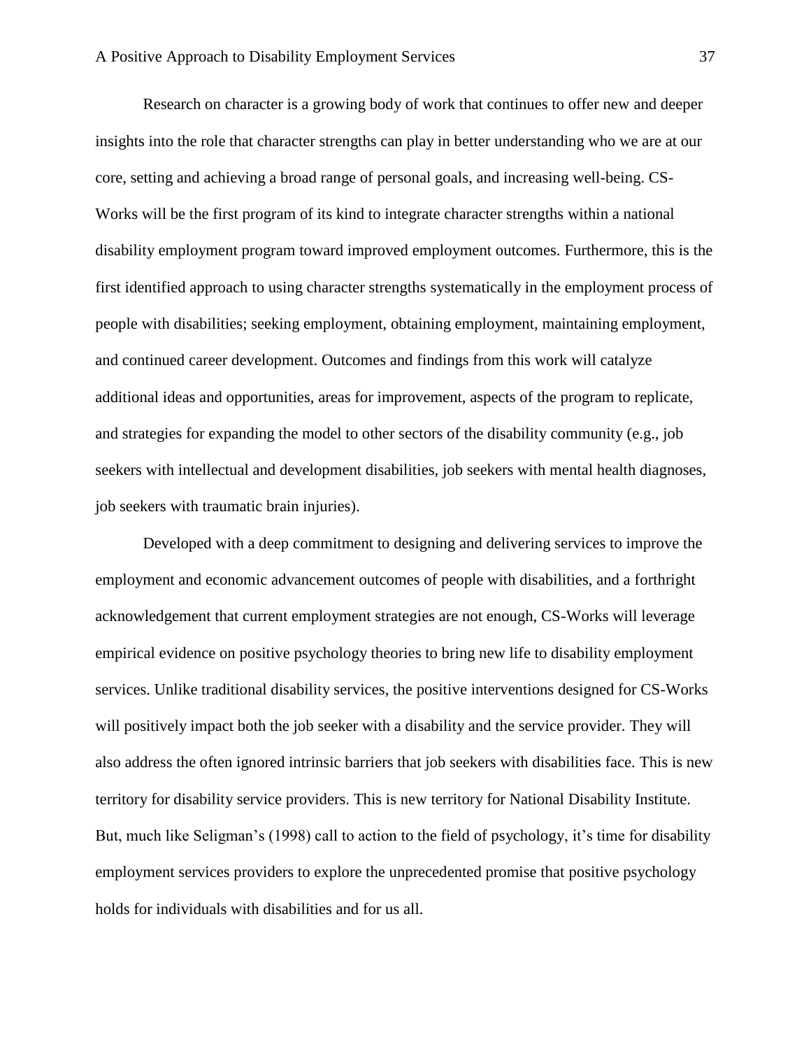Research on character is a growing body of work that continues to offer new and deeper insights into the role that character strengths can play in better understanding who we are at our core, setting and achieving a broad range of personal goals, and increasing well-being. CS-Works will be the first program of its kind to integrate character strengths within a national disability employment program toward improved employment outcomes. Furthermore, this is the first identified approach to using character strengths systematically in the employment process of people with disabilities; seeking employment, obtaining employment, maintaining employment, and continued career development. Outcomes and findings from this work will catalyze additional ideas and opportunities, areas for improvement, aspects of the program to replicate, and strategies for expanding the model to other sectors of the disability community (e.g., job seekers with intellectual and development disabilities, job seekers with mental health diagnoses, job seekers with traumatic brain injuries).

Developed with a deep commitment to designing and delivering services to improve the employment and economic advancement outcomes of people with disabilities, and a forthright acknowledgement that current employment strategies are not enough, CS-Works will leverage empirical evidence on positive psychology theories to bring new life to disability employment services. Unlike traditional disability services, the positive interventions designed for CS-Works will positively impact both the job seeker with a disability and the service provider. They will also address the often ignored intrinsic barriers that job seekers with disabilities face. This is new territory for disability service providers. This is new territory for National Disability Institute. But, much like Seligman's (1998) call to action to the field of psychology, it's time for disability employment services providers to explore the unprecedented promise that positive psychology holds for individuals with disabilities and for us all.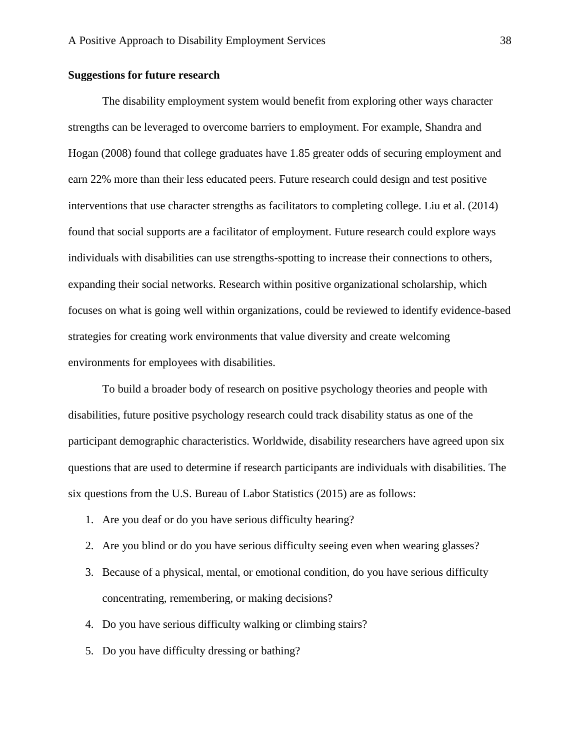**Suggestions for future research**

The disability employment system would benefit from exploring other ways character strengths can be leveraged to overcome barriers to employment. For example, Shandra and Hogan (2008) found that college graduates have 1.85 greater odds of securing employment and earn 22% more than their less educated peers. Future research could design and test positive interventions that use character strengths as facilitators to completing college. Liu et al. (2014) found that social supports are a facilitator of employment. Future research could explore ways individuals with disabilities can use strengths-spotting to increase their connections to others, expanding their social networks. Research within positive organizational scholarship, which focuses on what is going well within organizations, could be reviewed to identify evidence-based strategies for creating work environments that value diversity and create welcoming environments for employees with disabilities.

To build a broader body of research on positive psychology theories and people with disabilities, future positive psychology research could track disability status as one of the participant demographic characteristics. Worldwide, disability researchers have agreed upon six questions that are used to determine if research participants are individuals with disabilities. The six questions from the U.S. Bureau of Labor Statistics (2015) are as follows:

1. Are you deaf or do you have serious difficulty hearing?
2. Are you blind or do you have serious difficulty seeing even when wearing glasses?
3. Because of a physical, mental, or emotional condition, do you have serious difficulty concentrating, remembering, or making decisions?
4. Do you have serious difficulty walking or climbing stairs?
5. Do you have difficulty dressing or bathing?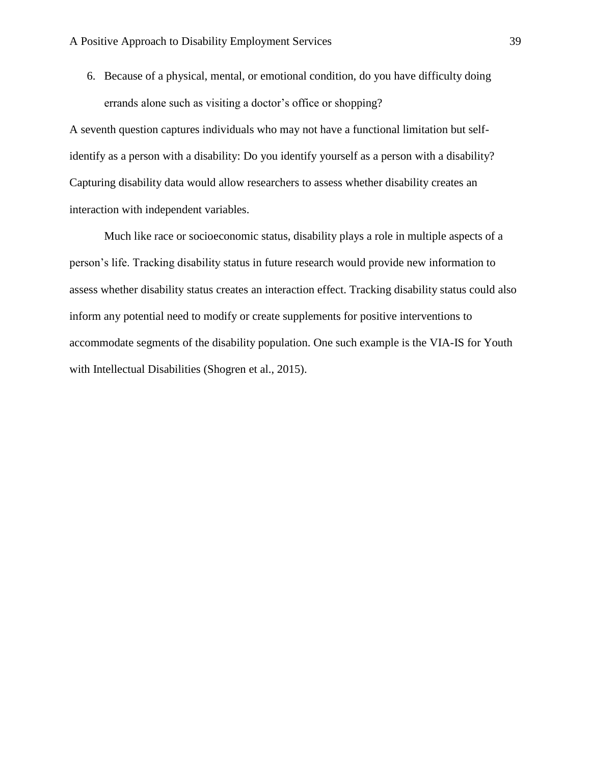6. Because of a physical, mental, or emotional condition, do you have difficulty doing errands alone such as visiting a doctor's office or shopping?

A seventh question captures individuals who may not have a functional limitation but self-identify as a person with a disability: Do you identify yourself as a person with a disability? Capturing disability data would allow researchers to assess whether disability creates an interaction with independent variables.

Much like race or socioeconomic status, disability plays a role in multiple aspects of a person's life. Tracking disability status in future research would provide new information to assess whether disability status creates an interaction effect. Tracking disability status could also inform any potential need to modify or create supplements for positive interventions to accommodate segments of the disability population. One such example is the VIA-IS for Youth with Intellectual Disabilities (Shogren et al., 2015).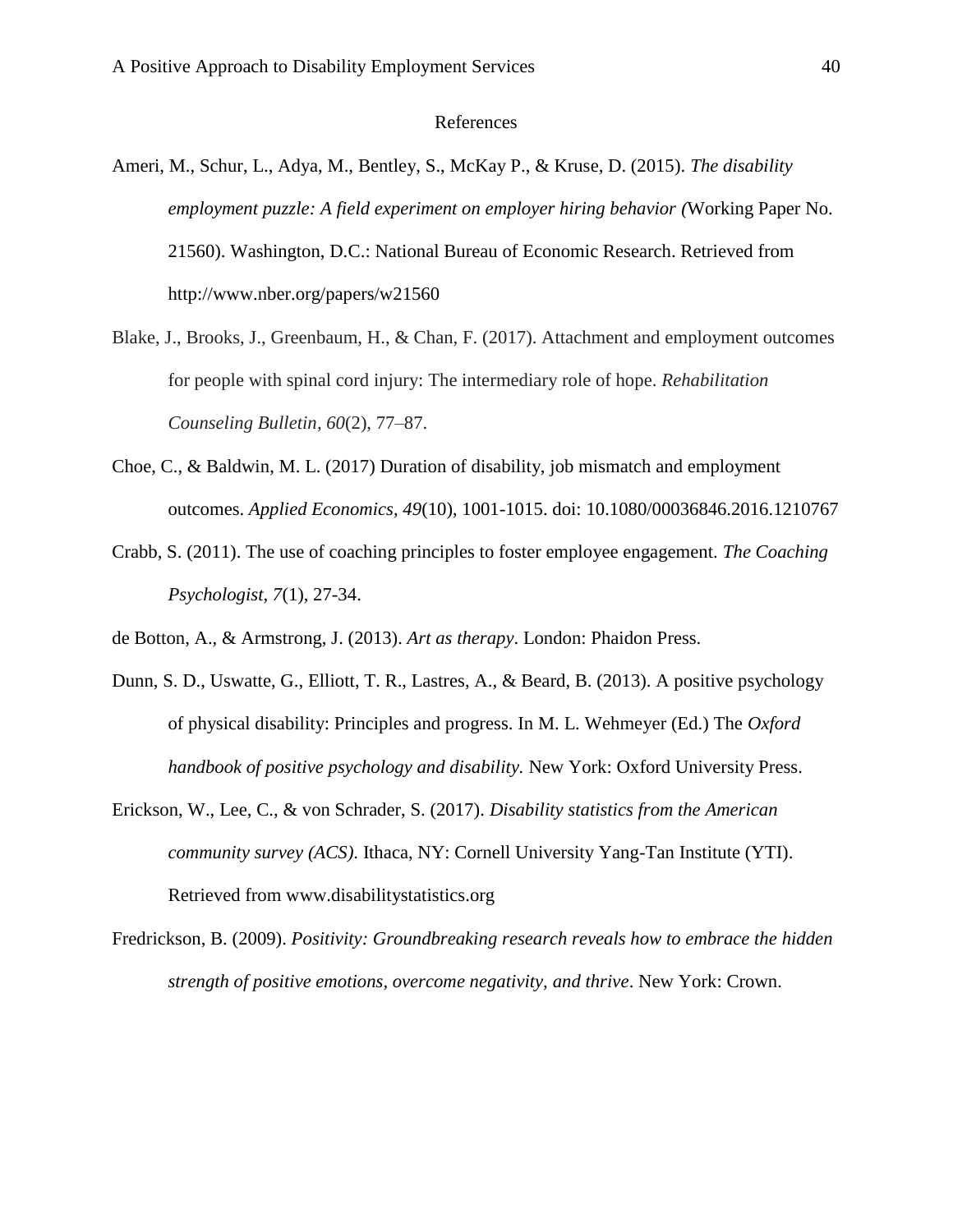# References

Ameri, M., Schur, L., Adya, M., Bentley, S., McKay P., & Kruse, D. (2015). *The disability employment puzzle: A field experiment on employer hiring behavior (*Working Paper No. 21560). Washington, D.C.: National Bureau of Economic Research. Retrieved from http://www.nber.org/papers/w21560

Blake, J., Brooks, J., Greenbaum, H., & Chan, F. (2017). Attachment and employment outcomes for people with spinal cord injury: The intermediary role of hope. *Rehabilitation Counseling Bulletin*, *60*(2), 77–87.

Choe, C., & Baldwin, M. L. (2017) Duration of disability, job mismatch and employment outcomes. *Applied Economics*, *49*(10), 1001-1015. doi: 10.1080/00036846.2016.1210767

Crabb, S. (2011). The use of coaching principles to foster employee engagement. *The Coaching Psychologist*, *7*(1), 27-34.

de Botton, A., & Armstrong, J. (2013). *Art as therapy*. London: Phaidon Press.

Dunn, S. D., Uswatte, G., Elliott, T. R., Lastres, A., & Beard, B. (2013). A positive psychology of physical disability: Principles and progress. In M. L. Wehmeyer (Ed.) The *Oxford handbook of positive psychology and disability.* New York: Oxford University Press.

Erickson, W., Lee, C., & von Schrader, S. (2017). *Disability statistics from the American community survey (ACS)*. Ithaca, NY: Cornell University Yang-Tan Institute (YTI). Retrieved from www.disabilitystatistics.org

Fredrickson, B. (2009). *Positivity: Groundbreaking research reveals how to embrace the hidden strength of positive emotions, overcome negativity, and thrive*. New York: Crown.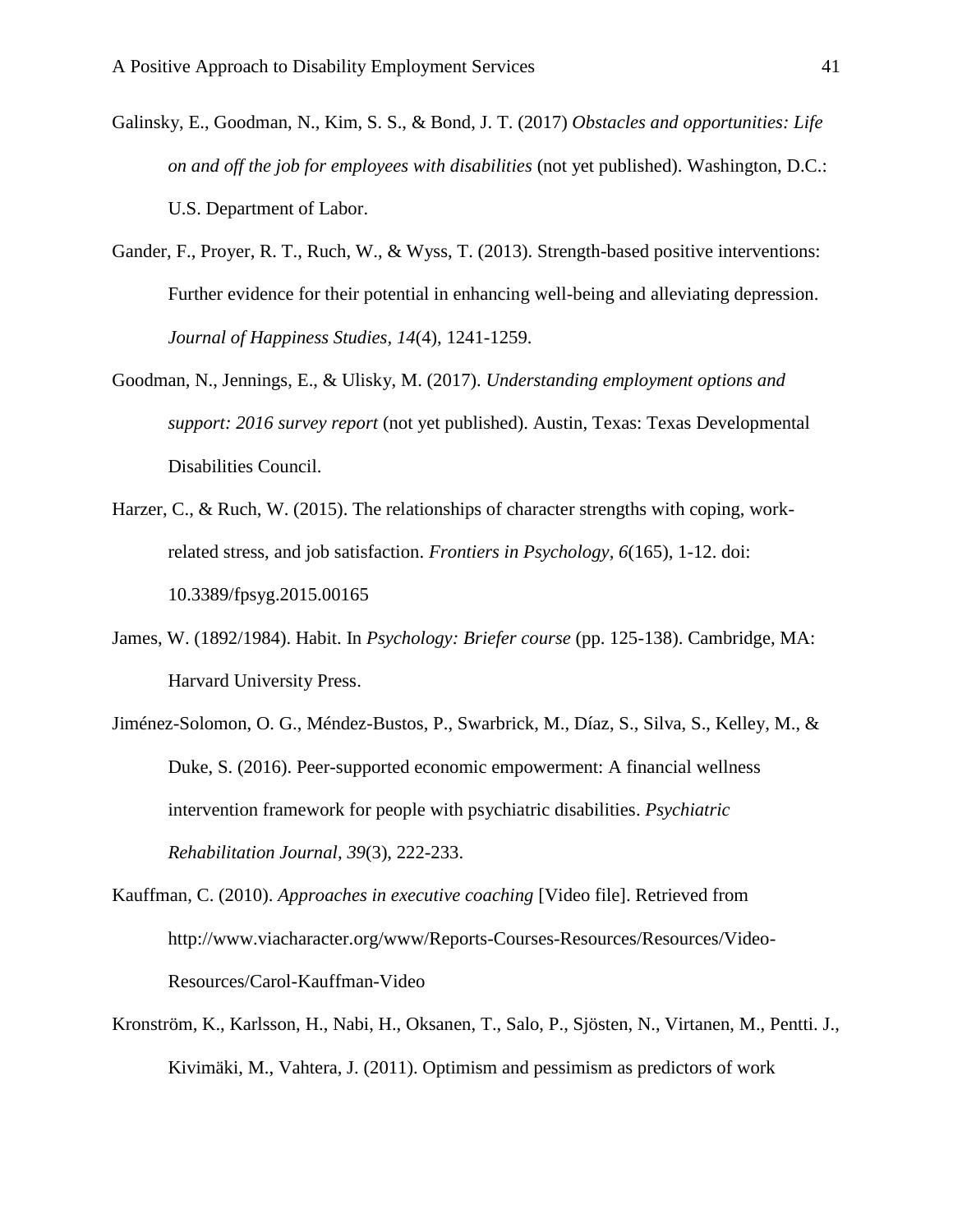Galinsky, E., Goodman, N., Kim, S. S., & Bond, J. T. (2017) *Obstacles and opportunities: Life on and off the job for employees with disabilities* (not yet published). Washington, D.C.: U.S. Department of Labor.

Gander, F., Proyer, R. T., Ruch, W., & Wyss, T. (2013). Strength-based positive interventions: Further evidence for their potential in enhancing well-being and alleviating depression. *Journal of Happiness Studies, 14*(4), 1241-1259.

Goodman, N., Jennings, E., & Ulisky, M. (2017). *Understanding employment options and support: 2016 survey report* (not yet published). Austin, Texas: Texas Developmental Disabilities Council.

Harzer, C., & Ruch, W. (2015). The relationships of character strengths with coping, work-related stress, and job satisfaction. *Frontiers in Psychology, 6*(165), 1-12. doi: 10.3389/fpsyg.2015.00165

James, W. (1892/1984). Habit. In *Psychology: Briefer course* (pp. 125-138). Cambridge, MA: Harvard University Press.

Jiménez-Solomon, O. G., Méndez-Bustos, P., Swarbrick, M., Díaz, S., Silva, S., Kelley, M., & Duke, S. (2016). Peer-supported economic empowerment: A financial wellness intervention framework for people with psychiatric disabilities. *Psychiatric Rehabilitation Journal, 39*(3), 222-233.

Kauffman, C. (2010). *Approaches in executive coaching* [Video file]. Retrieved from http://www.viacharacter.org/www/Reports-Courses-Resources/Resources/Video-Resources/Carol-Kauffman-Video

Kronström, K., Karlsson, H., Nabi, H., Oksanen, T., Salo, P., Sjösten, N., Virtanen, M., Pentti. J., Kivimäki, M., Vahtera, J. (2011). Optimism and pessimism as predictors of work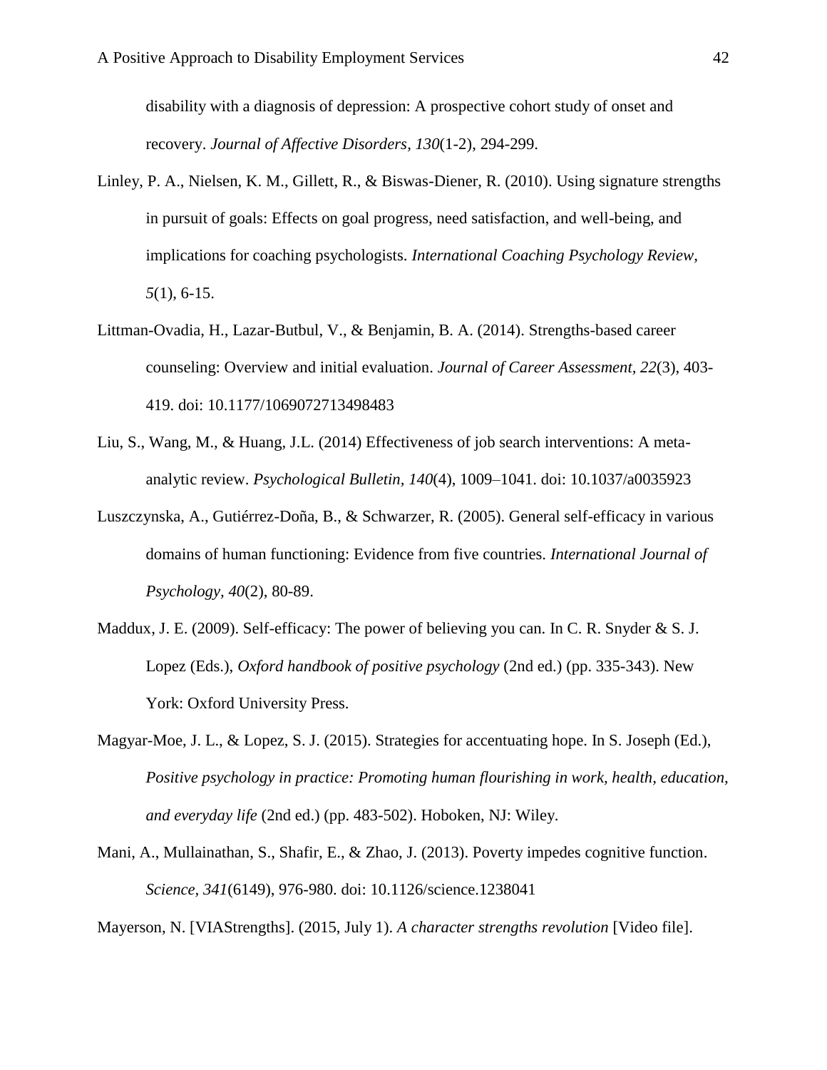disability with a diagnosis of depression: A prospective cohort study of onset and recovery. *Journal of Affective Disorders, 130*(1-2), 294-299.

Linley, P. A., Nielsen, K. M., Gillett, R., & Biswas-Diener, R. (2010). Using signature strengths in pursuit of goals: Effects on goal progress, need satisfaction, and well-being, and implications for coaching psychologists. *International Coaching Psychology Review, 5*(1), 6-15.

Littman-Ovadia, H., Lazar-Butbul, V., & Benjamin, B. A. (2014). Strengths-based career counseling: Overview and initial evaluation. *Journal of Career Assessment, 22*(3), 403-419. doi: 10.1177/1069072713498483

Liu, S., Wang, M., & Huang, J.L. (2014) Effectiveness of job search interventions: A meta-analytic review. *Psychological Bulletin, 140*(4), 1009–1041. doi: 10.1037/a0035923

Luszczynska, A., Gutiérrez-Doña, B., & Schwarzer, R. (2005). General self-efficacy in various domains of human functioning: Evidence from five countries. *International Journal of Psychology, 40*(2), 80-89.

Maddux, J. E. (2009). Self-efficacy: The power of believing you can. In C. R. Snyder & S. J. Lopez (Eds.), *Oxford handbook of positive psychology* (2nd ed.) (pp. 335-343). New York: Oxford University Press.

Magyar-Moe, J. L., & Lopez, S. J. (2015). Strategies for accentuating hope. In S. Joseph (Ed.), *Positive psychology in practice: Promoting human flourishing in work, health, education, and everyday life* (2nd ed.) (pp. 483-502). Hoboken, NJ: Wiley.

Mani, A., Mullainathan, S., Shafir, E., & Zhao, J. (2013). Poverty impedes cognitive function. *Science, 341*(6149), 976-980. doi: 10.1126/science.1238041

Mayerson, N. [VIAStrengths]. (2015, July 1). *A character strengths revolution* [Video file].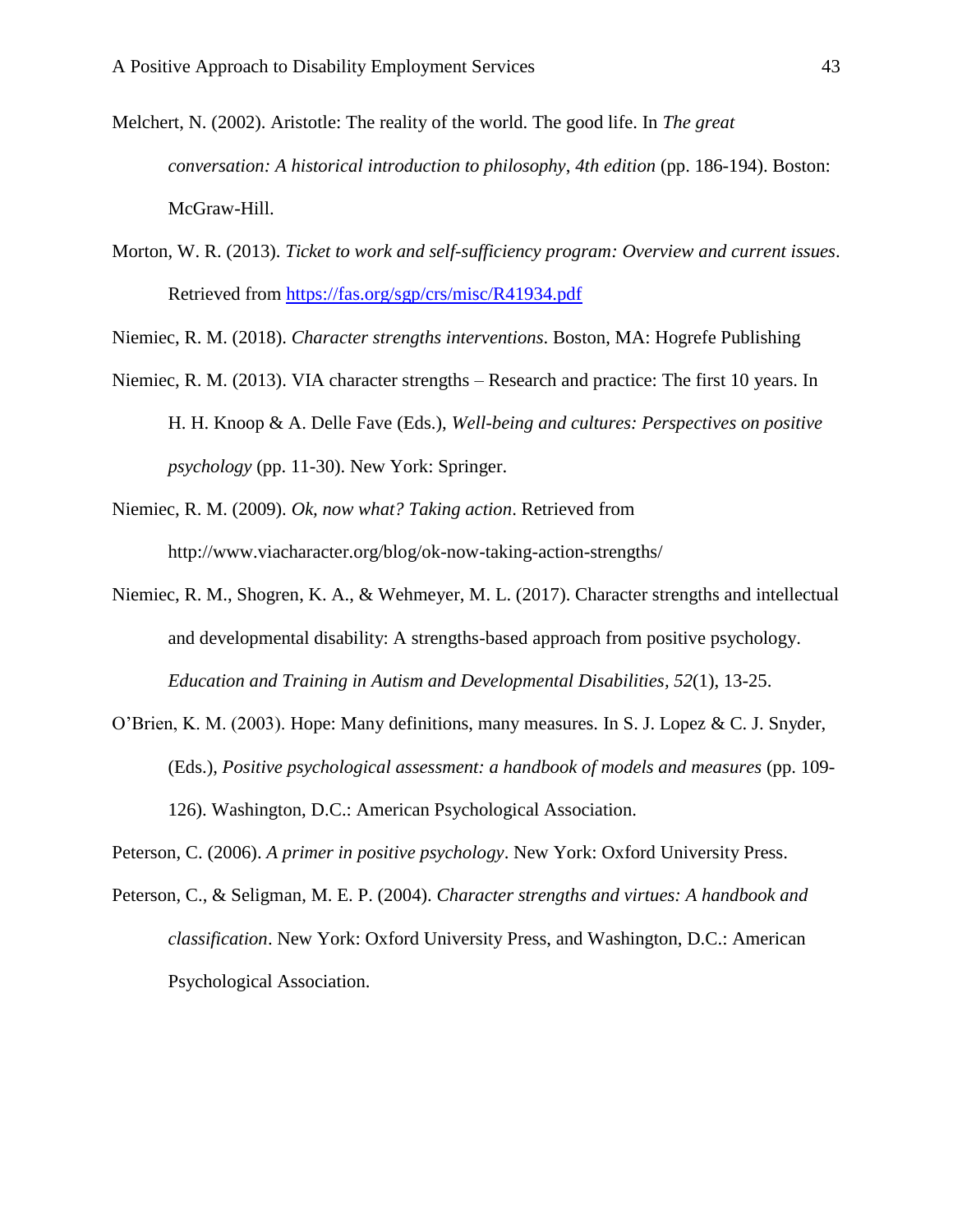Melchert, N. (2002). Aristotle: The reality of the world. The good life. In *The great conversation: A historical introduction to philosophy, 4th edition* (pp. 186-194). Boston: McGraw-Hill.

Morton, W. R. (2013). *Ticket to work and self-sufficiency program: Overview and current issues*. Retrieved from https://fas.org/sgp/crs/misc/R41934.pdf

Niemiec, R. M. (2018). *Character strengths interventions*. Boston, MA: Hogrefe Publishing

Niemiec, R. M. (2013). VIA character strengths – Research and practice: The first 10 years. In H. H. Knoop & A. Delle Fave (Eds.), *Well-being and cultures: Perspectives on positive psychology* (pp. 11-30). New York: Springer.

Niemiec, R. M. (2009). *Ok, now what? Taking action*. Retrieved from http://www.viacharacter.org/blog/ok-now-taking-action-strengths/

Niemiec, R. M., Shogren, K. A., & Wehmeyer, M. L. (2017). Character strengths and intellectual and developmental disability: A strengths-based approach from positive psychology. *Education and Training in Autism and Developmental Disabilities, 52*(1), 13-25.

O'Brien, K. M. (2003). Hope: Many definitions, many measures. In S. J. Lopez & C. J. Snyder, (Eds.), *Positive psychological assessment: a handbook of models and measures* (pp. 109-126). Washington, D.C.: American Psychological Association.

Peterson, C. (2006). *A primer in positive psychology*. New York: Oxford University Press.

Peterson, C., & Seligman, M. E. P. (2004). *Character strengths and virtues: A handbook and classification*. New York: Oxford University Press, and Washington, D.C.: American Psychological Association.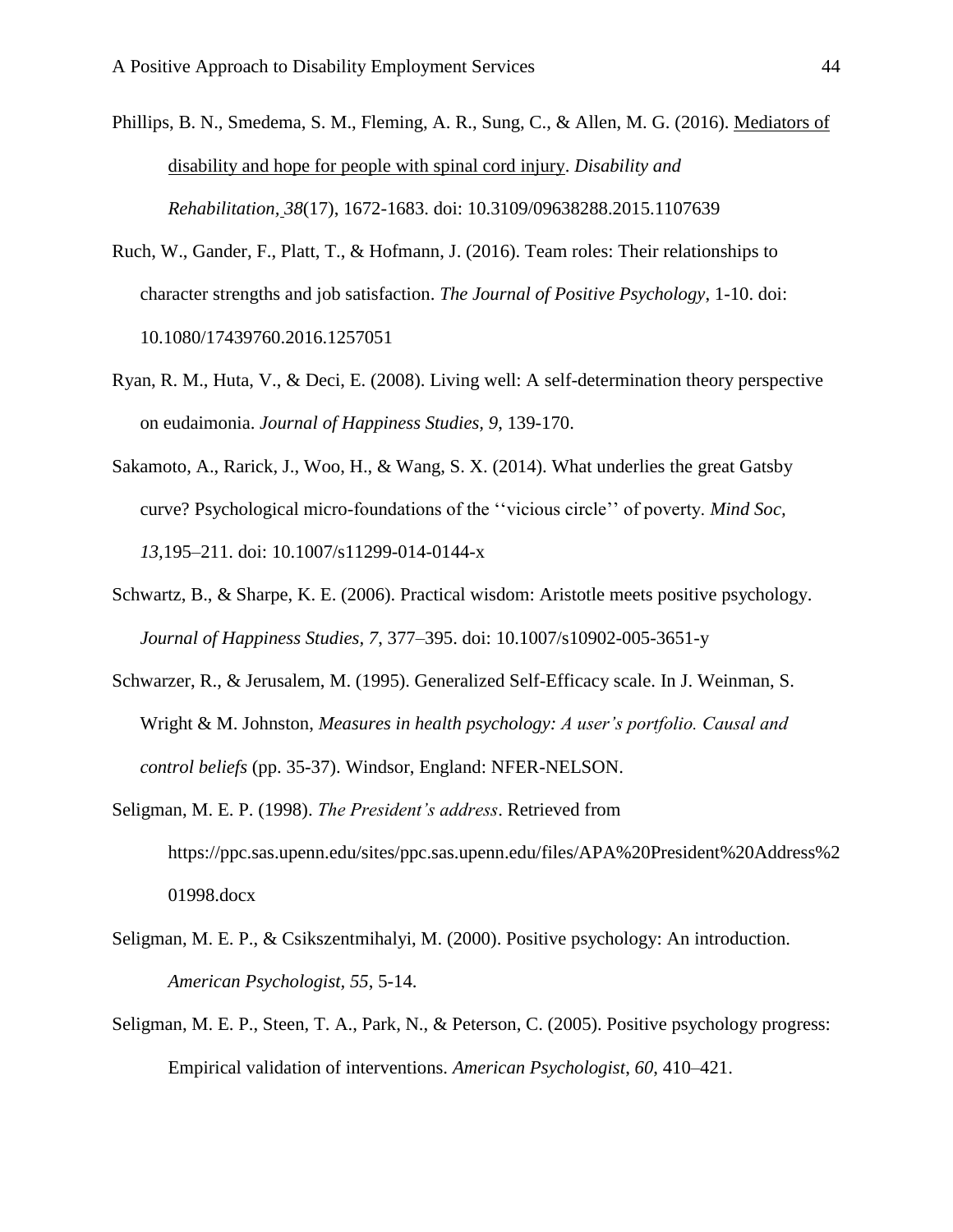Phillips, B. N., Smedema, S. M., Fleming, A. R., Sung, C., & Allen, M. G. (2016). Mediators of disability and hope for people with spinal cord injury. *Disability and Rehabilitation, 38*(17), 1672-1683. doi: 10.3109/09638288.2015.1107639

Ruch, W., Gander, F., Platt, T., & Hofmann, J. (2016). Team roles: Their relationships to character strengths and job satisfaction. *The Journal of Positive Psychology*, 1-10. doi: 10.1080/17439760.2016.1257051

Ryan, R. M., Huta, V., & Deci, E. (2008). Living well: A self-determination theory perspective on eudaimonia. *Journal of Happiness Studies, 9*, 139-170.

Sakamoto, A., Rarick, J., Woo, H., & Wang, S. X. (2014). What underlies the great Gatsby curve? Psychological micro-foundations of the ''vicious circle'' of poverty. *Mind Soc*, *13*,195–211. doi: 10.1007/s11299-014-0144-x

Schwartz, B., & Sharpe, K. E. (2006). Practical wisdom: Aristotle meets positive psychology. *Journal of Happiness Studies, 7*, 377–395. doi: 10.1007/s10902-005-3651-y

Schwarzer, R., & Jerusalem, M. (1995). Generalized Self-Efficacy scale. In J. Weinman, S. Wright & M. Johnston, *Measures in health psychology: A user's portfolio. Causal and control beliefs* (pp. 35-37). Windsor, England: NFER-NELSON.

Seligman, M. E. P. (1998). *The President's address*. Retrieved from https://ppc.sas.upenn.edu/sites/ppc.sas.upenn.edu/files/APA%20President%20Address%201998.docx

Seligman, M. E. P., & Csikszentmihalyi, M. (2000). Positive psychology: An introduction. *American Psychologist*, *55*, 5-14.

Seligman, M. E. P., Steen, T. A., Park, N., & Peterson, C. (2005). Positive psychology progress: Empirical validation of interventions. *American Psychologist*, *60*, 410–421.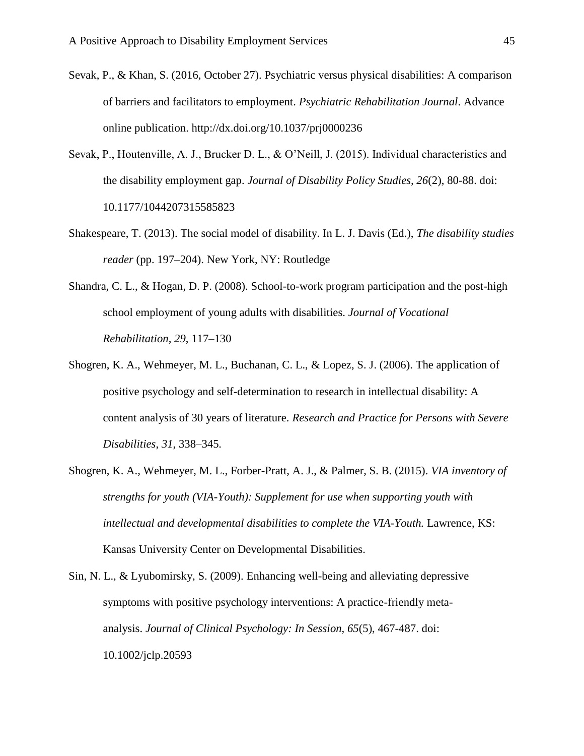Sevak, P., & Khan, S. (2016, October 27). Psychiatric versus physical disabilities: A comparison of barriers and facilitators to employment. *Psychiatric Rehabilitation Journal*. Advance online publication. http://dx.doi.org/10.1037/prj0000236

Sevak, P., Houtenville, A. J., Brucker D. L., & O'Neill, J. (2015). Individual characteristics and the disability employment gap. *Journal of Disability Policy Studies, 26*(2), 80-88. doi: 10.1177/1044207315585823

Shakespeare, T. (2013). The social model of disability. In L. J. Davis (Ed.), *The disability studies reader* (pp. 197–204). New York, NY: Routledge

Shandra, C. L., & Hogan, D. P. (2008). School-to-work program participation and the post-high school employment of young adults with disabilities. *Journal of Vocational Rehabilitation, 29*, 117–130

Shogren, K. A., Wehmeyer, M. L., Buchanan, C. L., & Lopez, S. J. (2006). The application of positive psychology and self-determination to research in intellectual disability: A content analysis of 30 years of literature. *Research and Practice for Persons with Severe Disabilities*, *31*, 338–345.

Shogren, K. A., Wehmeyer, M. L., Forber-Pratt, A. J., & Palmer, S. B. (2015). *VIA inventory of strengths for youth (VIA-Youth): Supplement for use when supporting youth with intellectual and developmental disabilities to complete the VIA-Youth.* Lawrence, KS: Kansas University Center on Developmental Disabilities.

Sin, N. L., & Lyubomirsky, S. (2009). Enhancing well-being and alleviating depressive symptoms with positive psychology interventions: A practice-friendly meta-analysis. *Journal of Clinical Psychology: In Session*, *65*(5), 467-487. doi: 10.1002/jclp.20593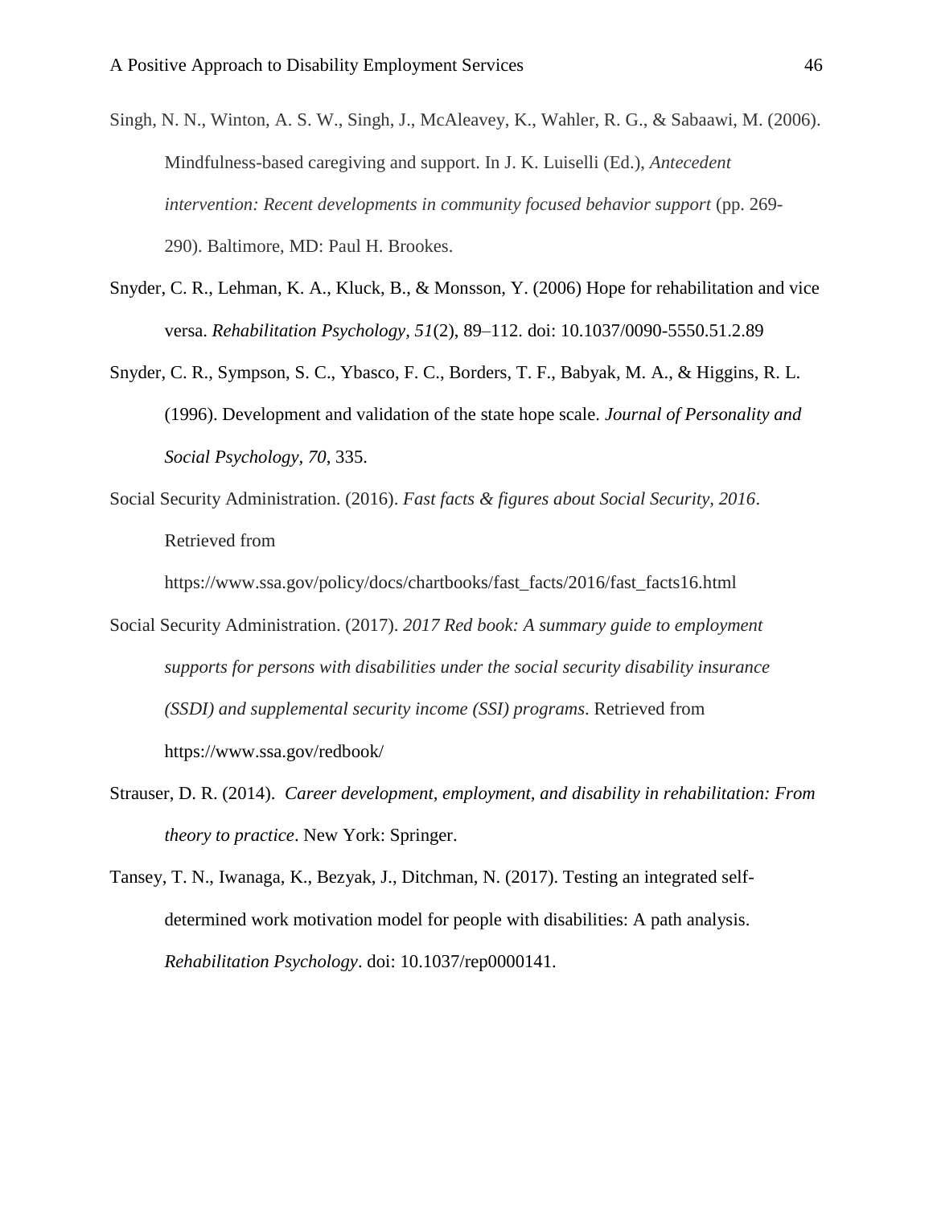Singh, N. N., Winton, A. S. W., Singh, J., McAleavey, K., Wahler, R. G., & Sabaawi, M. (2006). Mindfulness-based caregiving and support. In J. K. Luiselli (Ed.), *Antecedent intervention: Recent developments in community focused behavior support* (pp. 269-290). Baltimore, MD: Paul H. Brookes.

Snyder, C. R., Lehman, K. A., Kluck, B., & Monsson, Y. (2006) Hope for rehabilitation and vice versa. *Rehabilitation Psychology, 51*(2), 89–112. doi: 10.1037/0090-5550.51.2.89

Snyder, C. R., Sympson, S. C., Ybasco, F. C., Borders, T. F., Babyak, M. A., & Higgins, R. L. (1996). Development and validation of the state hope scale. *Journal of Personality and Social Psychology, 70*, 335.

Social Security Administration. (2016). *Fast facts & figures about Social Security, 2016*. Retrieved from https://www.ssa.gov/policy/docs/chartbooks/fast_facts/2016/fast_facts16.html

Social Security Administration. (2017). *2017 Red book: A summary guide to employment supports for persons with disabilities under the social security disability insurance (SSDI) and supplemental security income (SSI) programs*. Retrieved from https://www.ssa.gov/redbook/

Strauser, D. R. (2014). *Career development, employment, and disability in rehabilitation: From theory to practice*. New York: Springer.

Tansey, T. N., Iwanaga, K., Bezyak, J., Ditchman, N. (2017). Testing an integrated self-determined work motivation model for people with disabilities: A path analysis. *Rehabilitation Psychology*. doi: 10.1037/rep0000141.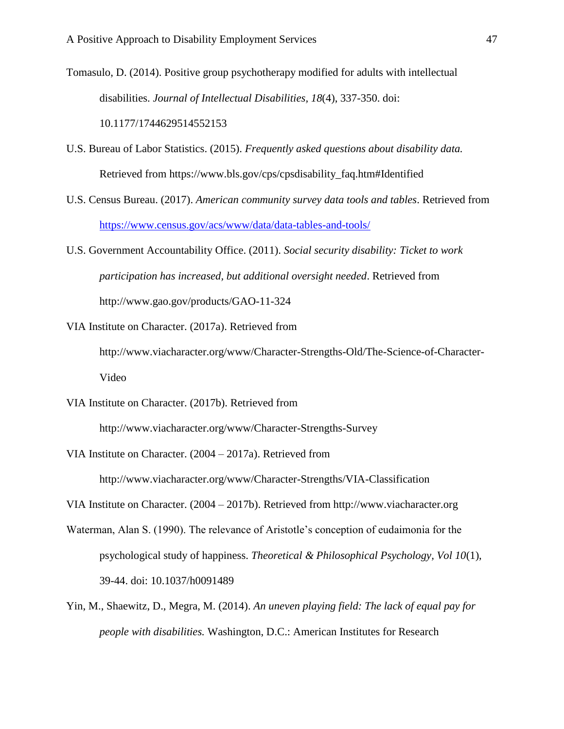Tomasulo, D. (2014). Positive group psychotherapy modified for adults with intellectual disabilities. *Journal of Intellectual Disabilities, 18*(4), 337-350. doi: 10.1177/1744629514552153

U.S. Bureau of Labor Statistics. (2015). *Frequently asked questions about disability data.* Retrieved from https://www.bls.gov/cps/cpsdisability_faq.htm#Identified

U.S. Census Bureau. (2017). *American community survey data tools and tables*. Retrieved from https://www.census.gov/acs/www/data/data-tables-and-tools/

U.S. Government Accountability Office. (2011). *Social security disability: Ticket to work participation has increased, but additional oversight needed*. Retrieved from http://www.gao.gov/products/GAO-11-324

VIA Institute on Character. (2017a). Retrieved from http://www.viacharacter.org/www/Character-Strengths-Old/The-Science-of-Character-Video

VIA Institute on Character. (2017b). Retrieved from http://www.viacharacter.org/www/Character-Strengths-Survey

VIA Institute on Character. (2004 – 2017a). Retrieved from http://www.viacharacter.org/www/Character-Strengths/VIA-Classification

VIA Institute on Character. (2004 – 2017b). Retrieved from http://www.viacharacter.org

Waterman, Alan S. (1990). The relevance of Aristotle's conception of eudaimonia for the psychological study of happiness. *Theoretical & Philosophical Psychology, Vol 10*(1), 39-44. doi: 10.1037/h0091489

Yin, M., Shaewitz, D., Megra, M. (2014). *An uneven playing field: The lack of equal pay for people with disabilities.* Washington, D.C.: American Institutes for Research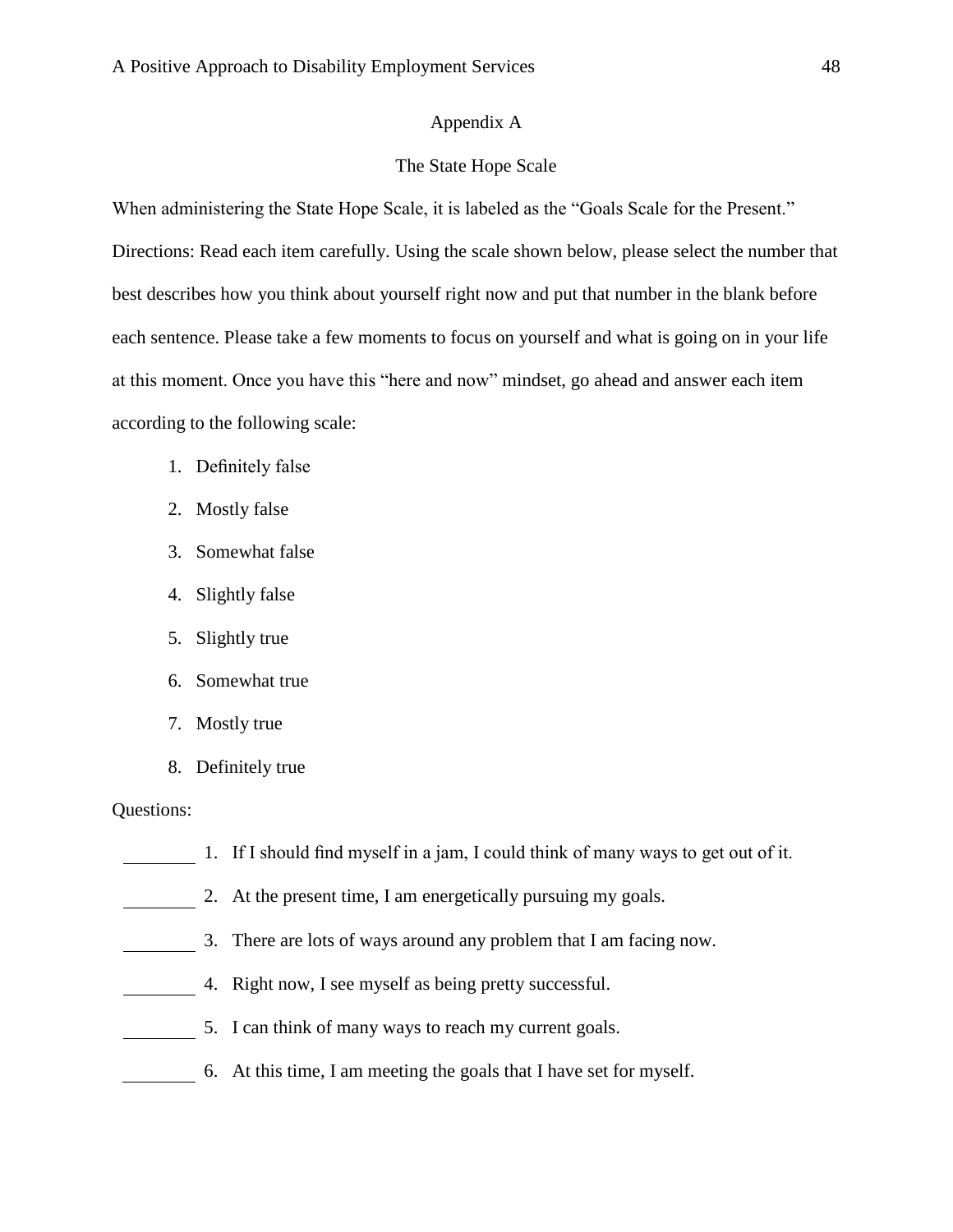## Appendix A

## The State Hope Scale

When administering the State Hope Scale, it is labeled as the "Goals Scale for the Present."

Directions: Read each item carefully. Using the scale shown below, please select the number that best describes how you think about yourself right now and put that number in the blank before each sentence. Please take a few moments to focus on yourself and what is going on in your life at this moment. Once you have this "here and now" mindset, go ahead and answer each item according to the following scale:

1. Definitely false
2. Mostly false
3. Somewhat false
4. Slightly false
5. Slightly true
6. Somewhat true
7. Mostly true
8. Definitely true

Questions:

________ 1. If I should find myself in a jam, I could think of many ways to get out of it.

________ 2. At the present time, I am energetically pursuing my goals.

________ 3. There are lots of ways around any problem that I am facing now.

________ 4. Right now, I see myself as being pretty successful.

________ 5. I can think of many ways to reach my current goals.

________ 6. At this time, I am meeting the goals that I have set for myself.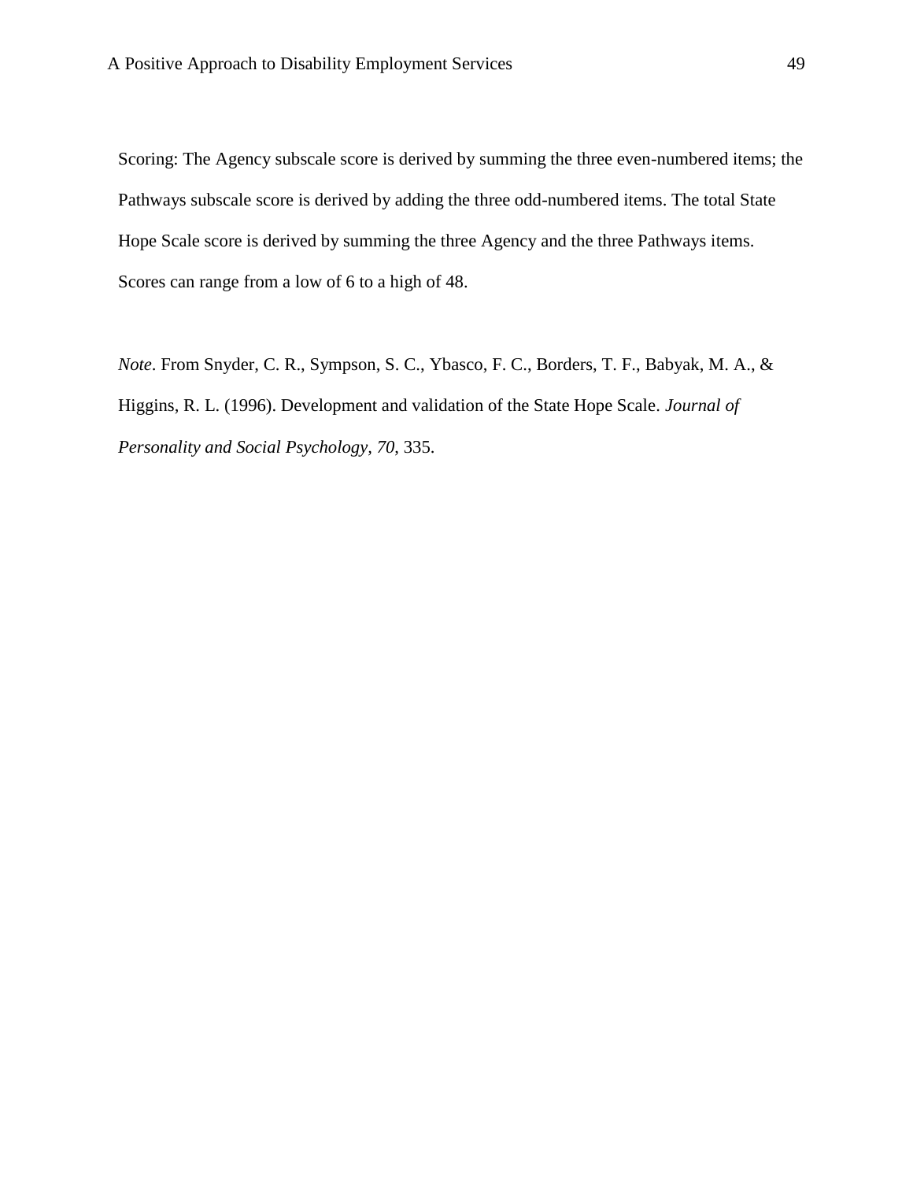Scoring: The Agency subscale score is derived by summing the three even-numbered items; the Pathways subscale score is derived by adding the three odd-numbered items. The total State Hope Scale score is derived by summing the three Agency and the three Pathways items. Scores can range from a low of 6 to a high of 48.

*Note*. From Snyder, C. R., Sympson, S. C., Ybasco, F. C., Borders, T. F., Babyak, M. A., & Higgins, R. L. (1996). Development and validation of the State Hope Scale. *Journal of Personality and Social Psychology, 70*, 335.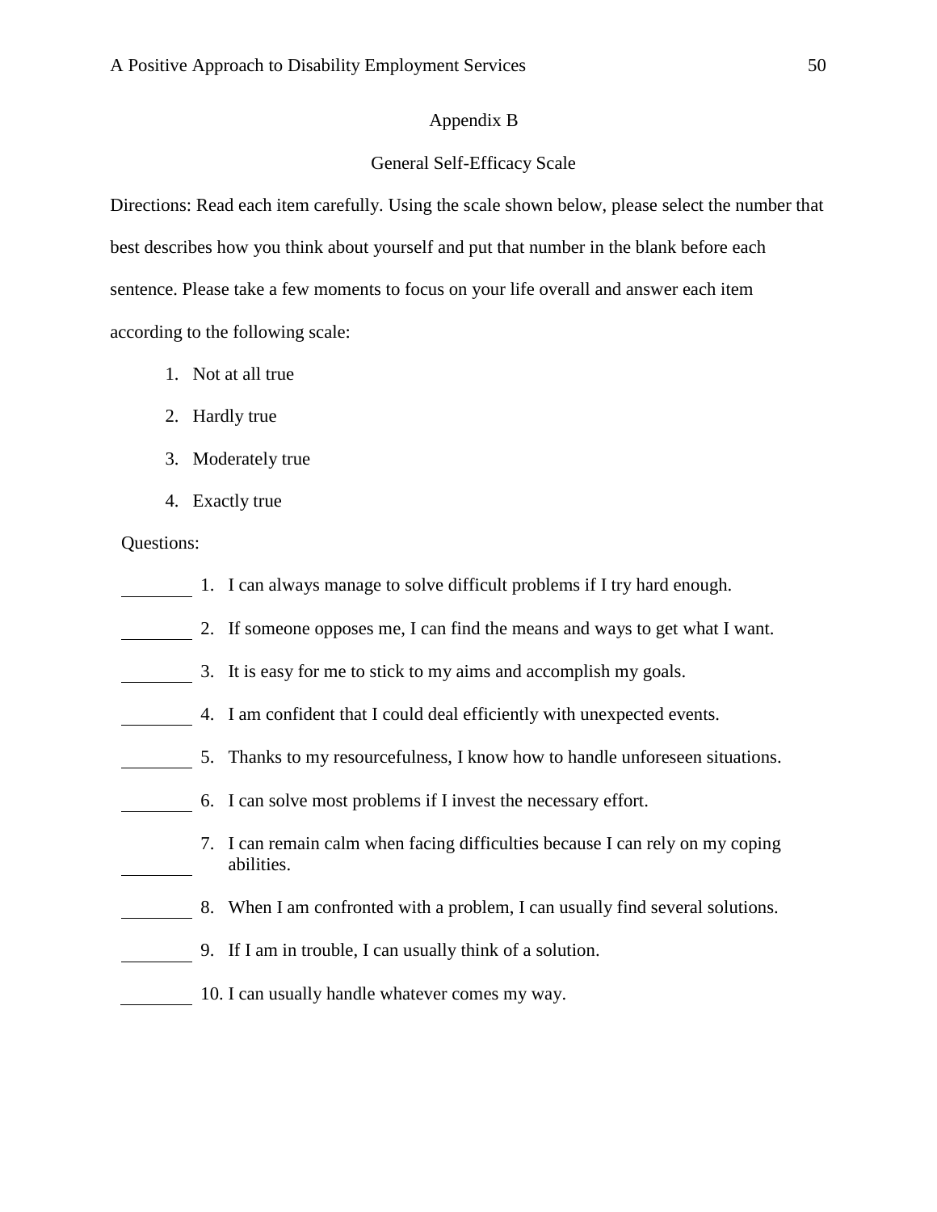# Appendix B

## General Self-Efficacy Scale

Directions: Read each item carefully. Using the scale shown below, please select the number that best describes how you think about yourself and put that number in the blank before each sentence. Please take a few moments to focus on your life overall and answer each item according to the following scale:

1. Not at all true
2. Hardly true
3. Moderately true
4. Exactly true

Questions:

________ 1. I can always manage to solve difficult problems if I try hard enough.

________ 2. If someone opposes me, I can find the means and ways to get what I want.

________ 3. It is easy for me to stick to my aims and accomplish my goals.

________ 4. I am confident that I could deal efficiently with unexpected events.

________ 5. Thanks to my resourcefulness, I know how to handle unforeseen situations.

________ 6. I can solve most problems if I invest the necessary effort.

________ 7. I can remain calm when facing difficulties because I can rely on my coping abilities.

________ 8. When I am confronted with a problem, I can usually find several solutions.

________ 9. If I am in trouble, I can usually think of a solution.

________ 10. I can usually handle whatever comes my way.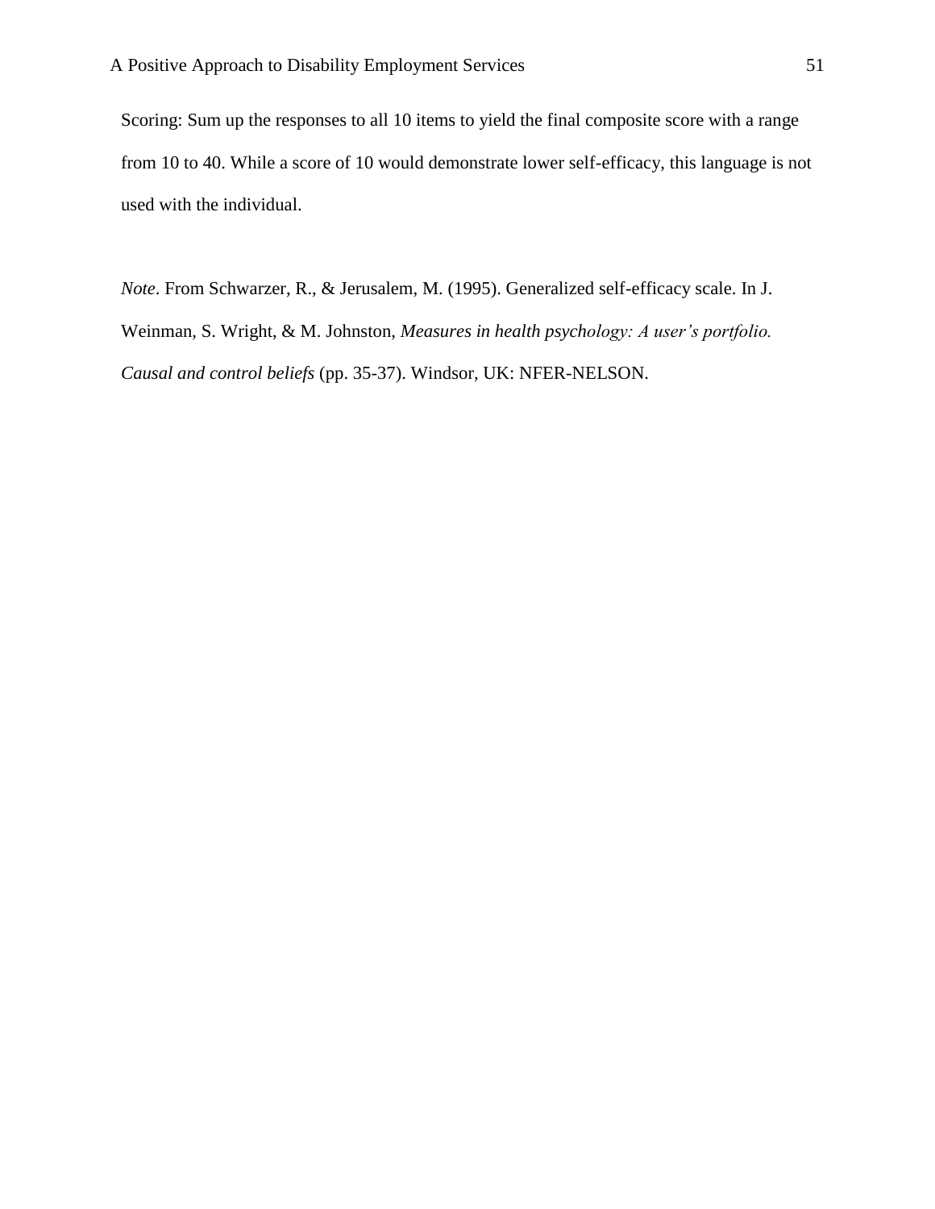Scoring: Sum up the responses to all 10 items to yield the final composite score with a range from 10 to 40. While a score of 10 would demonstrate lower self-efficacy, this language is not used with the individual.

*Note*. From Schwarzer, R., & Jerusalem, M. (1995). Generalized self-efficacy scale. In J. Weinman, S. Wright, & M. Johnston, *Measures in health psychology: A user's portfolio. Causal and control beliefs* (pp. 35-37). Windsor, UK: NFER-NELSON.